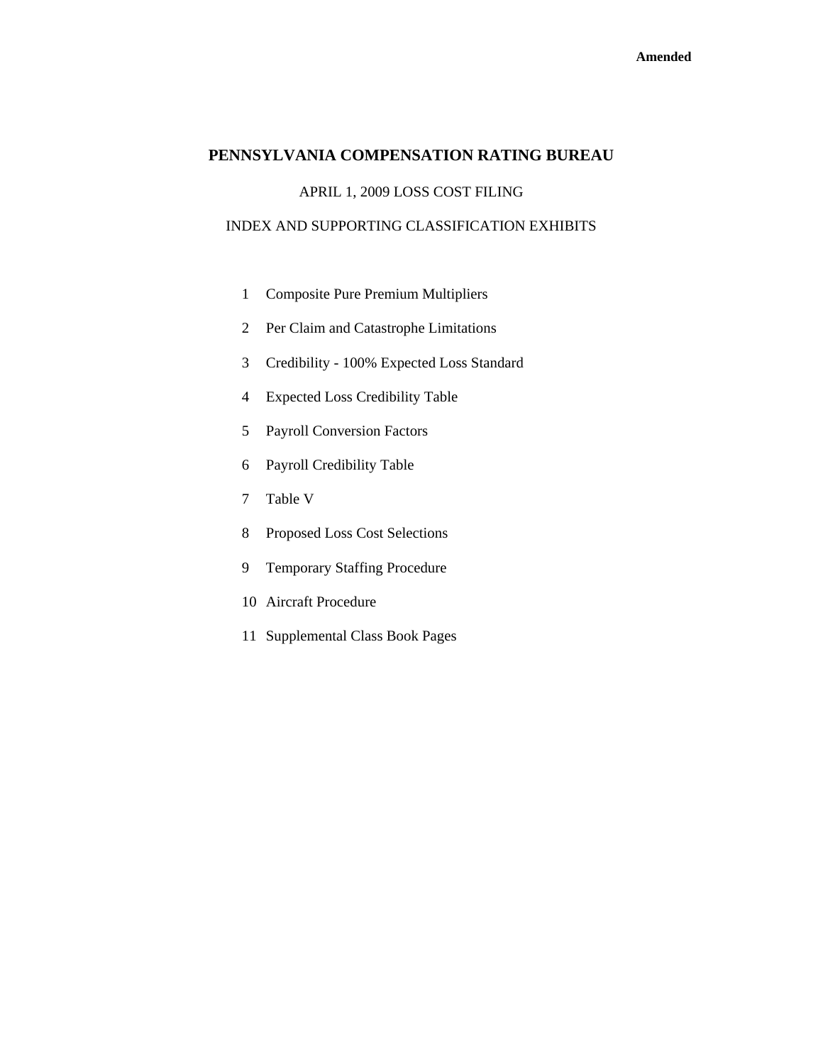**Amended**

# PENNSYLVANIA COMPENSATION RATING BUREAU

APRIL 1, 2009 LOSS COST FILING

INDEX AND SUPPORTING CLASSIFICATION EXHIBITS

1. Composite Pure Premium Multipliers
2. Per Claim and Catastrophe Limitations
3. Credibility - 100% Expected Loss Standard
4. Expected Loss Credibility Table
5. Payroll Conversion Factors
6. Payroll Credibility Table
7. Table V
8. Proposed Loss Cost Selections
9. Temporary Staffing Procedure
10. Aircraft Procedure
11. Supplemental Class Book Pages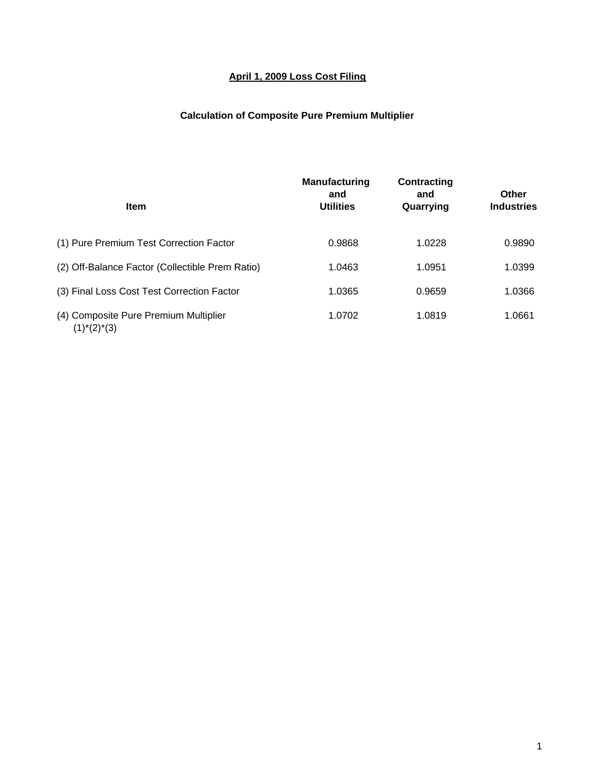**April 1, 2009 Loss Cost Filing**

**Calculation of Composite Pure Premium Multiplier**

| Item | Manufacturing and Utilities | Contracting and Quarrying | Other Industries |
|---|---|---|---|
| (1) Pure Premium Test Correction Factor | 0.9868 | 1.0228 | 0.9890 |
| (2) Off-Balance Factor (Collectible Prem Ratio) | 1.0463 | 1.0951 | 1.0399 |
| (3) Final Loss Cost Test Correction Factor | 1.0365 | 0.9659 | 1.0366 |
| (4) Composite Pure Premium Multiplier (1)*(2)*(3) | 1.0702 | 1.0819 | 1.0661 |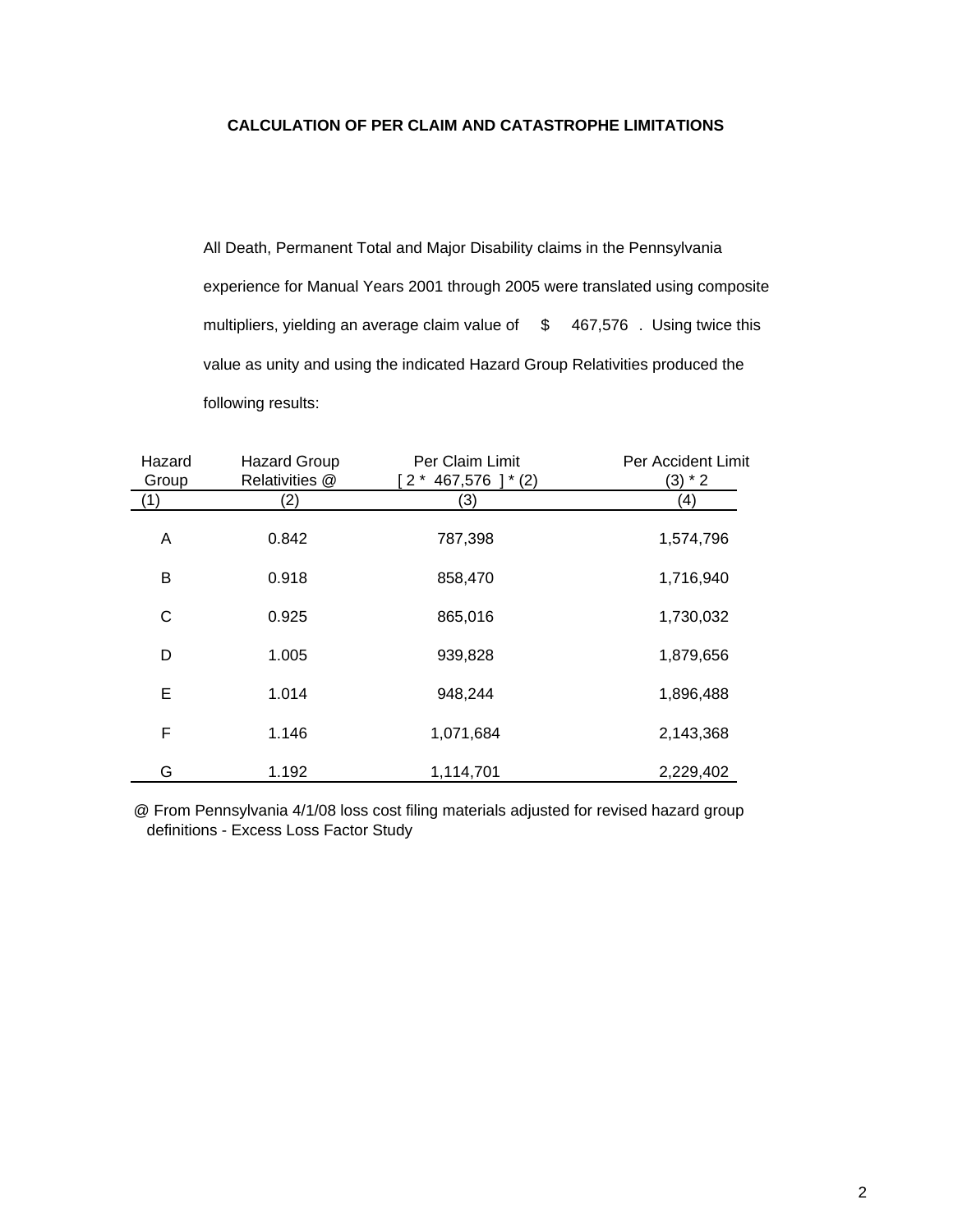### CALCULATION OF PER CLAIM AND CATASTROPHE LIMITATIONS

All Death, Permanent Total and Major Disability claims in the Pennsylvania experience for Manual Years 2001 through 2005 were translated using composite multipliers, yielding an average claim value of $ 467,576 . Using twice this value as unity and using the indicated Hazard Group Relativities produced the following results:

| Hazard Group | Hazard Group Relativities @ | Per Claim Limit [ 2 * 467,576 ] * (2) | Per Accident Limit (3) * 2 |
|---|---|---|---|
| (1) | (2) | (3) | (4) |
| A | 0.842 | 787,398 | 1,574,796 |
| B | 0.918 | 858,470 | 1,716,940 |
| C | 0.925 | 865,016 | 1,730,032 |
| D | 1.005 | 939,828 | 1,879,656 |
| E | 1.014 | 948,244 | 1,896,488 |
| F | 1.146 | 1,071,684 | 2,143,368 |
| G | 1.192 | 1,114,701 | 2,229,402 |

@ From Pennsylvania 4/1/08 loss cost filing materials adjusted for revised hazard group definitions - Excess Loss Factor Study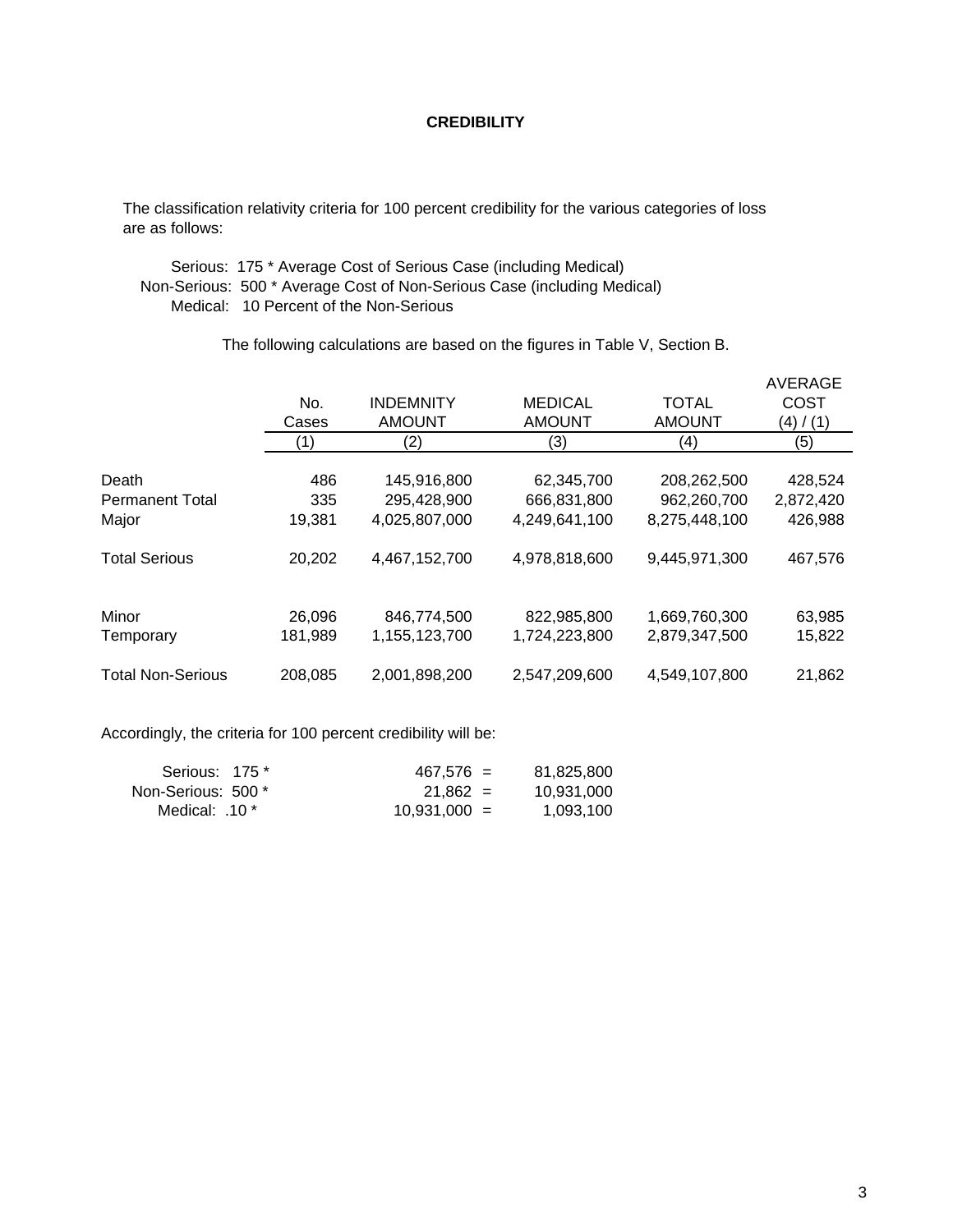# CREDIBILITY

The classification relativity criteria for 100 percent credibility for the various categories of loss are as follows:

Serious: 175 * Average Cost of Serious Case (including Medical)
Non-Serious: 500 * Average Cost of Non-Serious Case (including Medical)
Medical: 10 Percent of the Non-Serious

The following calculations are based on the figures in Table V, Section B.

| | No. Cases | INDEMNITY AMOUNT | MEDICAL AMOUNT | TOTAL AMOUNT | AVERAGE COST (4) / (1) |
|---|---|---|---|---|---|
| | (1) | (2) | (3) | (4) | (5) |
| Death | 486 | 145,916,800 | 62,345,700 | 208,262,500 | 428,524 |
| Permanent Total | 335 | 295,428,900 | 666,831,800 | 962,260,700 | 2,872,420 |
| Major | 19,381 | 4,025,807,000 | 4,249,641,100 | 8,275,448,100 | 426,988 |
| Total Serious | 20,202 | 4,467,152,700 | 4,978,818,600 | 9,445,971,300 | 467,576 |
| Minor | 26,096 | 846,774,500 | 822,985,800 | 1,669,760,300 | 63,985 |
| Temporary | 181,989 | 1,155,123,700 | 1,724,223,800 | 2,879,347,500 | 15,822 |
| Total Non-Serious | 208,085 | 2,001,898,200 | 2,547,209,600 | 4,549,107,800 | 21,862 |

Accordingly, the criteria for 100 percent credibility will be:

| | | | |
|---|---|---|---|
| Serious: 175 * | 467,576 | = | 81,825,800 |
| Non-Serious: 500 * | 21,862 | = | 10,931,000 |
| Medical: .10 * | 10,931,000 | = | 1,093,100 |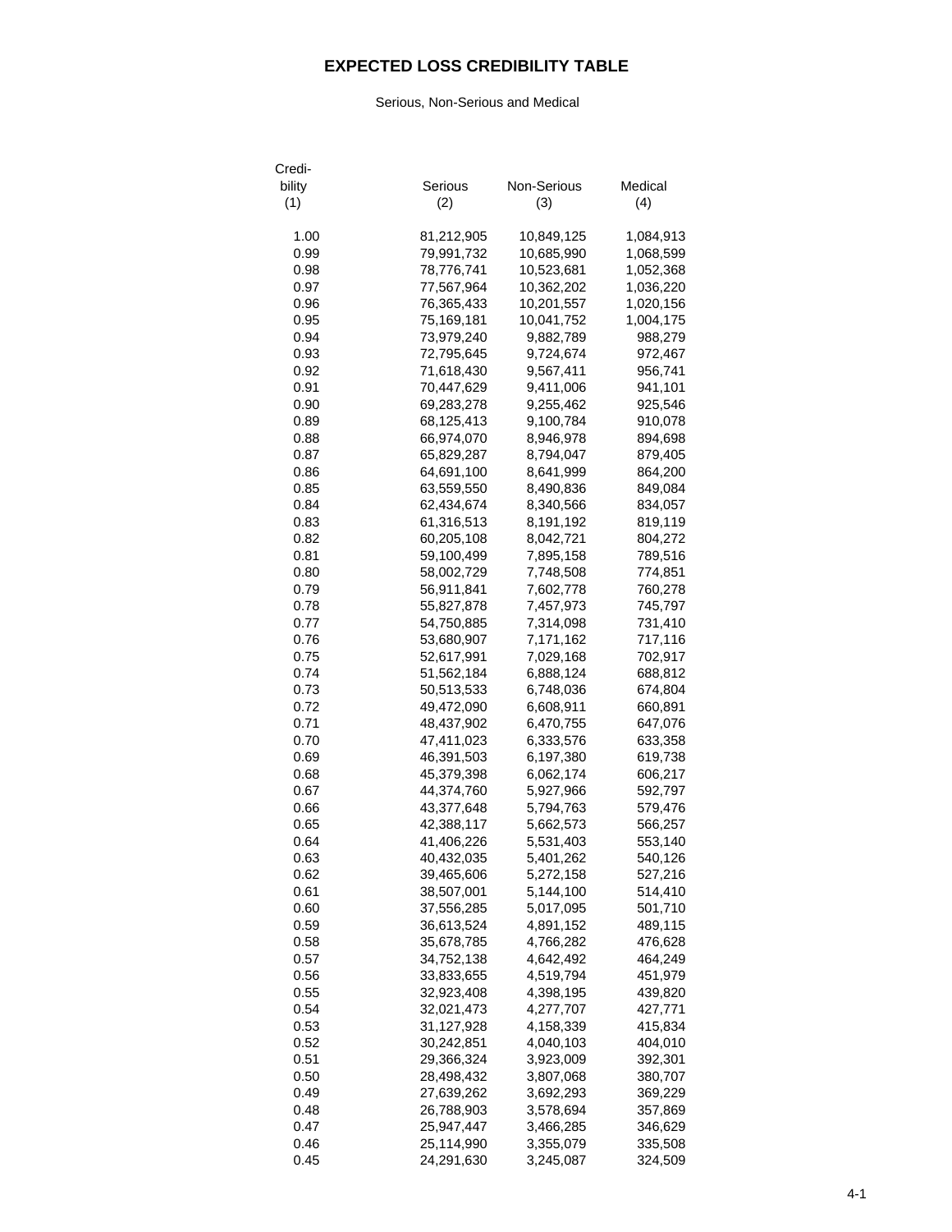# EXPECTED LOSS CREDIBILITY TABLE

Serious, Non-Serious and Medical

| Credi-bility (1) | Serious (2) | Non-Serious (3) | Medical (4) |
|---|---|---|---|
| 1.00 | 81,212,905 | 10,849,125 | 1,084,913 |
| 0.99 | 79,991,732 | 10,685,990 | 1,068,599 |
| 0.98 | 78,776,741 | 10,523,681 | 1,052,368 |
| 0.97 | 77,567,964 | 10,362,202 | 1,036,220 |
| 0.96 | 76,365,433 | 10,201,557 | 1,020,156 |
| 0.95 | 75,169,181 | 10,041,752 | 1,004,175 |
| 0.94 | 73,979,240 | 9,882,789 | 988,279 |
| 0.93 | 72,795,645 | 9,724,674 | 972,467 |
| 0.92 | 71,618,430 | 9,567,411 | 956,741 |
| 0.91 | 70,447,629 | 9,411,006 | 941,101 |
| 0.90 | 69,283,278 | 9,255,462 | 925,546 |
| 0.89 | 68,125,413 | 9,100,784 | 910,078 |
| 0.88 | 66,974,070 | 8,946,978 | 894,698 |
| 0.87 | 65,829,287 | 8,794,047 | 879,405 |
| 0.86 | 64,691,100 | 8,641,999 | 864,200 |
| 0.85 | 63,559,550 | 8,490,836 | 849,084 |
| 0.84 | 62,434,674 | 8,340,566 | 834,057 |
| 0.83 | 61,316,513 | 8,191,192 | 819,119 |
| 0.82 | 60,205,108 | 8,042,721 | 804,272 |
| 0.81 | 59,100,499 | 7,895,158 | 789,516 |
| 0.80 | 58,002,729 | 7,748,508 | 774,851 |
| 0.79 | 56,911,841 | 7,602,778 | 760,278 |
| 0.78 | 55,827,878 | 7,457,973 | 745,797 |
| 0.77 | 54,750,885 | 7,314,098 | 731,410 |
| 0.76 | 53,680,907 | 7,171,162 | 717,116 |
| 0.75 | 52,617,991 | 7,029,168 | 702,917 |
| 0.74 | 51,562,184 | 6,888,124 | 688,812 |
| 0.73 | 50,513,533 | 6,748,036 | 674,804 |
| 0.72 | 49,472,090 | 6,608,911 | 660,891 |
| 0.71 | 48,437,902 | 6,470,755 | 647,076 |
| 0.70 | 47,411,023 | 6,333,576 | 633,358 |
| 0.69 | 46,391,503 | 6,197,380 | 619,738 |
| 0.68 | 45,379,398 | 6,062,174 | 606,217 |
| 0.67 | 44,374,760 | 5,927,966 | 592,797 |
| 0.66 | 43,377,648 | 5,794,763 | 579,476 |
| 0.65 | 42,388,117 | 5,662,573 | 566,257 |
| 0.64 | 41,406,226 | 5,531,403 | 553,140 |
| 0.63 | 40,432,035 | 5,401,262 | 540,126 |
| 0.62 | 39,465,606 | 5,272,158 | 527,216 |
| 0.61 | 38,507,001 | 5,144,100 | 514,410 |
| 0.60 | 37,556,285 | 5,017,095 | 501,710 |
| 0.59 | 36,613,524 | 4,891,152 | 489,115 |
| 0.58 | 35,678,785 | 4,766,282 | 476,628 |
| 0.57 | 34,752,138 | 4,642,492 | 464,249 |
| 0.56 | 33,833,655 | 4,519,794 | 451,979 |
| 0.55 | 32,923,408 | 4,398,195 | 439,820 |
| 0.54 | 32,021,473 | 4,277,707 | 427,771 |
| 0.53 | 31,127,928 | 4,158,339 | 415,834 |
| 0.52 | 30,242,851 | 4,040,103 | 404,010 |
| 0.51 | 29,366,324 | 3,923,009 | 392,301 |
| 0.50 | 28,498,432 | 3,807,068 | 380,707 |
| 0.49 | 27,639,262 | 3,692,293 | 369,229 |
| 0.48 | 26,788,903 | 3,578,694 | 357,869 |
| 0.47 | 25,947,447 | 3,466,285 | 346,629 |
| 0.46 | 25,114,990 | 3,355,079 | 335,508 |
| 0.45 | 24,291,630 | 3,245,087 | 324,509 |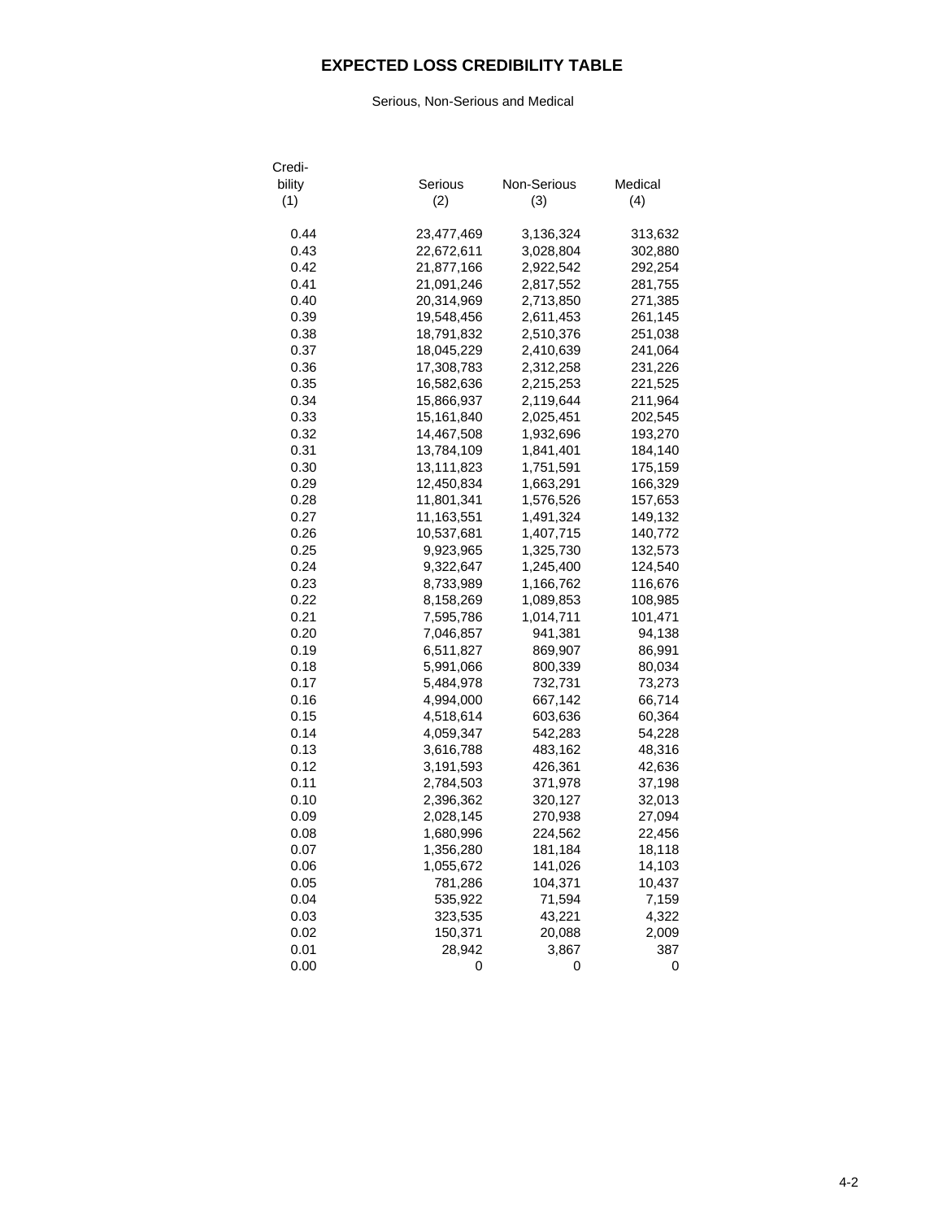# EXPECTED LOSS CREDIBILITY TABLE

Serious, Non-Serious and Medical

| Credibility (1) | Serious (2) | Non-Serious (3) | Medical (4) |
|---|---|---|---|
| 0.44 | 23,477,469 | 3,136,324 | 313,632 |
| 0.43 | 22,672,611 | 3,028,804 | 302,880 |
| 0.42 | 21,877,166 | 2,922,542 | 292,254 |
| 0.41 | 21,091,246 | 2,817,552 | 281,755 |
| 0.40 | 20,314,969 | 2,713,850 | 271,385 |
| 0.39 | 19,548,456 | 2,611,453 | 261,145 |
| 0.38 | 18,791,832 | 2,510,376 | 251,038 |
| 0.37 | 18,045,229 | 2,410,639 | 241,064 |
| 0.36 | 17,308,783 | 2,312,258 | 231,226 |
| 0.35 | 16,582,636 | 2,215,253 | 221,525 |
| 0.34 | 15,866,937 | 2,119,644 | 211,964 |
| 0.33 | 15,161,840 | 2,025,451 | 202,545 |
| 0.32 | 14,467,508 | 1,932,696 | 193,270 |
| 0.31 | 13,784,109 | 1,841,401 | 184,140 |
| 0.30 | 13,111,823 | 1,751,591 | 175,159 |
| 0.29 | 12,450,834 | 1,663,291 | 166,329 |
| 0.28 | 11,801,341 | 1,576,526 | 157,653 |
| 0.27 | 11,163,551 | 1,491,324 | 149,132 |
| 0.26 | 10,537,681 | 1,407,715 | 140,772 |
| 0.25 | 9,923,965 | 1,325,730 | 132,573 |
| 0.24 | 9,322,647 | 1,245,400 | 124,540 |
| 0.23 | 8,733,989 | 1,166,762 | 116,676 |
| 0.22 | 8,158,269 | 1,089,853 | 108,985 |
| 0.21 | 7,595,786 | 1,014,711 | 101,471 |
| 0.20 | 7,046,857 | 941,381 | 94,138 |
| 0.19 | 6,511,827 | 869,907 | 86,991 |
| 0.18 | 5,991,066 | 800,339 | 80,034 |
| 0.17 | 5,484,978 | 732,731 | 73,273 |
| 0.16 | 4,994,000 | 667,142 | 66,714 |
| 0.15 | 4,518,614 | 603,636 | 60,364 |
| 0.14 | 4,059,347 | 542,283 | 54,228 |
| 0.13 | 3,616,788 | 483,162 | 48,316 |
| 0.12 | 3,191,593 | 426,361 | 42,636 |
| 0.11 | 2,784,503 | 371,978 | 37,198 |
| 0.10 | 2,396,362 | 320,127 | 32,013 |
| 0.09 | 2,028,145 | 270,938 | 27,094 |
| 0.08 | 1,680,996 | 224,562 | 22,456 |
| 0.07 | 1,356,280 | 181,184 | 18,118 |
| 0.06 | 1,055,672 | 141,026 | 14,103 |
| 0.05 | 781,286 | 104,371 | 10,437 |
| 0.04 | 535,922 | 71,594 | 7,159 |
| 0.03 | 323,535 | 43,221 | 4,322 |
| 0.02 | 150,371 | 20,088 | 2,009 |
| 0.01 | 28,942 | 3,867 | 387 |
| 0.00 | 0 | 0 | 0 |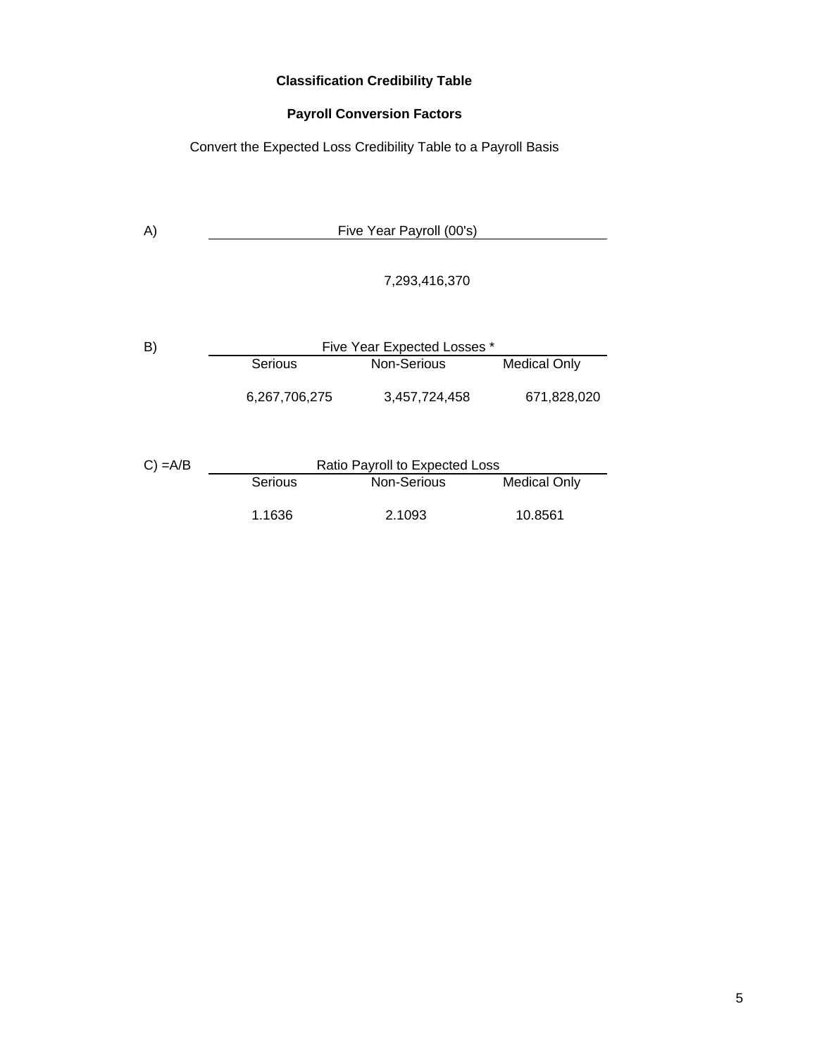**Classification Credibility Table**

**Payroll Conversion Factors**

Convert the Expected Loss Credibility Table to a Payroll Basis

A)

| Five Year Payroll (00's) |
| --- |
| 7,293,416,370 |

B)

| Five Year Expected Losses * | | |
| --- | --- | --- |
| Serious | Non-Serious | Medical Only |
| 6,267,706,275 | 3,457,724,458 | 671,828,020 |

C) =A/B

| Ratio Payroll to Expected Loss | | |
| --- | --- | --- |
| Serious | Non-Serious | Medical Only |
| 1.1636 | 2.1093 | 10.8561 |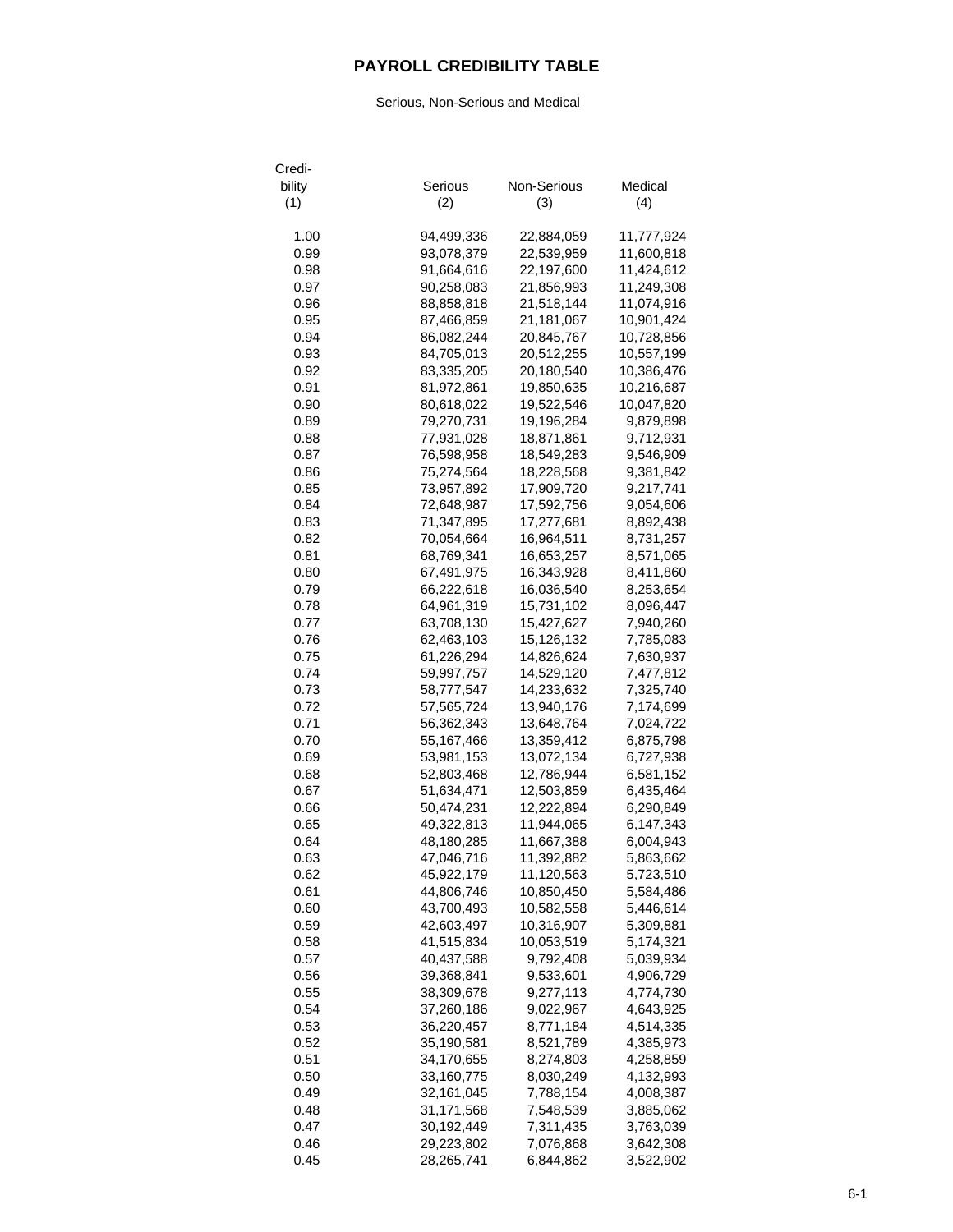# PAYROLL CREDIBILITY TABLE

Serious, Non-Serious and Medical

| Credi-bility (1) | Serious (2) | Non-Serious (3) | Medical (4) |
|---|---|---|---|
| 1.00 | 94,499,336 | 22,884,059 | 11,777,924 |
| 0.99 | 93,078,379 | 22,539,959 | 11,600,818 |
| 0.98 | 91,664,616 | 22,197,600 | 11,424,612 |
| 0.97 | 90,258,083 | 21,856,993 | 11,249,308 |
| 0.96 | 88,858,818 | 21,518,144 | 11,074,916 |
| 0.95 | 87,466,859 | 21,181,067 | 10,901,424 |
| 0.94 | 86,082,244 | 20,845,767 | 10,728,856 |
| 0.93 | 84,705,013 | 20,512,255 | 10,557,199 |
| 0.92 | 83,335,205 | 20,180,540 | 10,386,476 |
| 0.91 | 81,972,861 | 19,850,635 | 10,216,687 |
| 0.90 | 80,618,022 | 19,522,546 | 10,047,820 |
| 0.89 | 79,270,731 | 19,196,284 | 9,879,898 |
| 0.88 | 77,931,028 | 18,871,861 | 9,712,931 |
| 0.87 | 76,598,958 | 18,549,283 | 9,546,909 |
| 0.86 | 75,274,564 | 18,228,568 | 9,381,842 |
| 0.85 | 73,957,892 | 17,909,720 | 9,217,741 |
| 0.84 | 72,648,987 | 17,592,756 | 9,054,606 |
| 0.83 | 71,347,895 | 17,277,681 | 8,892,438 |
| 0.82 | 70,054,664 | 16,964,511 | 8,731,257 |
| 0.81 | 68,769,341 | 16,653,257 | 8,571,065 |
| 0.80 | 67,491,975 | 16,343,928 | 8,411,860 |
| 0.79 | 66,222,618 | 16,036,540 | 8,253,654 |
| 0.78 | 64,961,319 | 15,731,102 | 8,096,447 |
| 0.77 | 63,708,130 | 15,427,627 | 7,940,260 |
| 0.76 | 62,463,103 | 15,126,132 | 7,785,083 |
| 0.75 | 61,226,294 | 14,826,624 | 7,630,937 |
| 0.74 | 59,997,757 | 14,529,120 | 7,477,812 |
| 0.73 | 58,777,547 | 14,233,632 | 7,325,740 |
| 0.72 | 57,565,724 | 13,940,176 | 7,174,699 |
| 0.71 | 56,362,343 | 13,648,764 | 7,024,722 |
| 0.70 | 55,167,466 | 13,359,412 | 6,875,798 |
| 0.69 | 53,981,153 | 13,072,134 | 6,727,938 |
| 0.68 | 52,803,468 | 12,786,944 | 6,581,152 |
| 0.67 | 51,634,471 | 12,503,859 | 6,435,464 |
| 0.66 | 50,474,231 | 12,222,894 | 6,290,849 |
| 0.65 | 49,322,813 | 11,944,065 | 6,147,343 |
| 0.64 | 48,180,285 | 11,667,388 | 6,004,943 |
| 0.63 | 47,046,716 | 11,392,882 | 5,863,662 |
| 0.62 | 45,922,179 | 11,120,563 | 5,723,510 |
| 0.61 | 44,806,746 | 10,850,450 | 5,584,486 |
| 0.60 | 43,700,493 | 10,582,558 | 5,446,614 |
| 0.59 | 42,603,497 | 10,316,907 | 5,309,881 |
| 0.58 | 41,515,834 | 10,053,519 | 5,174,321 |
| 0.57 | 40,437,588 | 9,792,408 | 5,039,934 |
| 0.56 | 39,368,841 | 9,533,601 | 4,906,729 |
| 0.55 | 38,309,678 | 9,277,113 | 4,774,730 |
| 0.54 | 37,260,186 | 9,022,967 | 4,643,925 |
| 0.53 | 36,220,457 | 8,771,184 | 4,514,335 |
| 0.52 | 35,190,581 | 8,521,789 | 4,385,973 |
| 0.51 | 34,170,655 | 8,274,803 | 4,258,859 |
| 0.50 | 33,160,775 | 8,030,249 | 4,132,993 |
| 0.49 | 32,161,045 | 7,788,154 | 4,008,387 |
| 0.48 | 31,171,568 | 7,548,539 | 3,885,062 |
| 0.47 | 30,192,449 | 7,311,435 | 3,763,039 |
| 0.46 | 29,223,802 | 7,076,868 | 3,642,308 |
| 0.45 | 28,265,741 | 6,844,862 | 3,522,902 |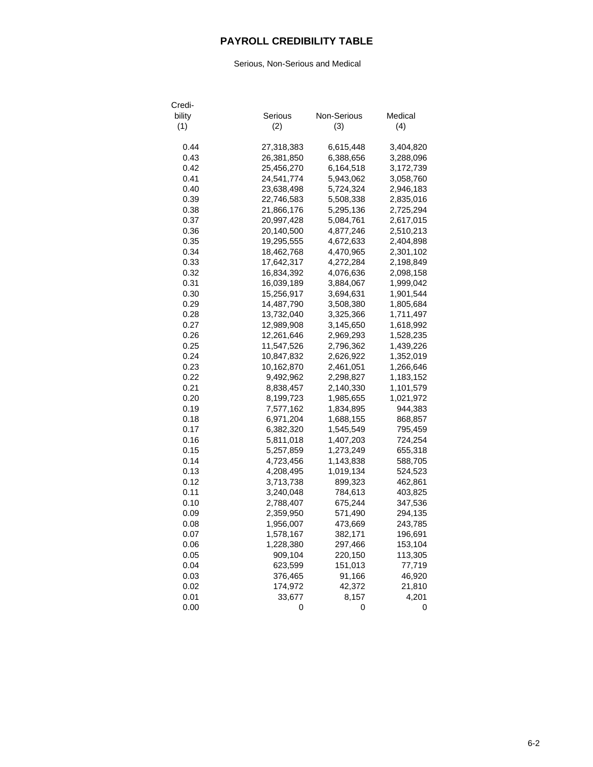# PAYROLL CREDIBILITY TABLE

Serious, Non-Serious and Medical

| Credi-bility (1) | Serious (2) | Non-Serious (3) | Medical (4) |
|---|---|---|---|
| 0.44 | 27,318,383 | 6,615,448 | 3,404,820 |
| 0.43 | 26,381,850 | 6,388,656 | 3,288,096 |
| 0.42 | 25,456,270 | 6,164,518 | 3,172,739 |
| 0.41 | 24,541,774 | 5,943,062 | 3,058,760 |
| 0.40 | 23,638,498 | 5,724,324 | 2,946,183 |
| 0.39 | 22,746,583 | 5,508,338 | 2,835,016 |
| 0.38 | 21,866,176 | 5,295,136 | 2,725,294 |
| 0.37 | 20,997,428 | 5,084,761 | 2,617,015 |
| 0.36 | 20,140,500 | 4,877,246 | 2,510,213 |
| 0.35 | 19,295,555 | 4,672,633 | 2,404,898 |
| 0.34 | 18,462,768 | 4,470,965 | 2,301,102 |
| 0.33 | 17,642,317 | 4,272,284 | 2,198,849 |
| 0.32 | 16,834,392 | 4,076,636 | 2,098,158 |
| 0.31 | 16,039,189 | 3,884,067 | 1,999,042 |
| 0.30 | 15,256,917 | 3,694,631 | 1,901,544 |
| 0.29 | 14,487,790 | 3,508,380 | 1,805,684 |
| 0.28 | 13,732,040 | 3,325,366 | 1,711,497 |
| 0.27 | 12,989,908 | 3,145,650 | 1,618,992 |
| 0.26 | 12,261,646 | 2,969,293 | 1,528,235 |
| 0.25 | 11,547,526 | 2,796,362 | 1,439,226 |
| 0.24 | 10,847,832 | 2,626,922 | 1,352,019 |
| 0.23 | 10,162,870 | 2,461,051 | 1,266,646 |
| 0.22 | 9,492,962 | 2,298,827 | 1,183,152 |
| 0.21 | 8,838,457 | 2,140,330 | 1,101,579 |
| 0.20 | 8,199,723 | 1,985,655 | 1,021,972 |
| 0.19 | 7,577,162 | 1,834,895 | 944,383 |
| 0.18 | 6,971,204 | 1,688,155 | 868,857 |
| 0.17 | 6,382,320 | 1,545,549 | 795,459 |
| 0.16 | 5,811,018 | 1,407,203 | 724,254 |
| 0.15 | 5,257,859 | 1,273,249 | 655,318 |
| 0.14 | 4,723,456 | 1,143,838 | 588,705 |
| 0.13 | 4,208,495 | 1,019,134 | 524,523 |
| 0.12 | 3,713,738 | 899,323 | 462,861 |
| 0.11 | 3,240,048 | 784,613 | 403,825 |
| 0.10 | 2,788,407 | 675,244 | 347,536 |
| 0.09 | 2,359,950 | 571,490 | 294,135 |
| 0.08 | 1,956,007 | 473,669 | 243,785 |
| 0.07 | 1,578,167 | 382,171 | 196,691 |
| 0.06 | 1,228,380 | 297,466 | 153,104 |
| 0.05 | 909,104 | 220,150 | 113,305 |
| 0.04 | 623,599 | 151,013 | 77,719 |
| 0.03 | 376,465 | 91,166 | 46,920 |
| 0.02 | 174,972 | 42,372 | 21,810 |
| 0.01 | 33,677 | 8,157 | 4,201 |
| 0.00 | 0 | 0 | 0 |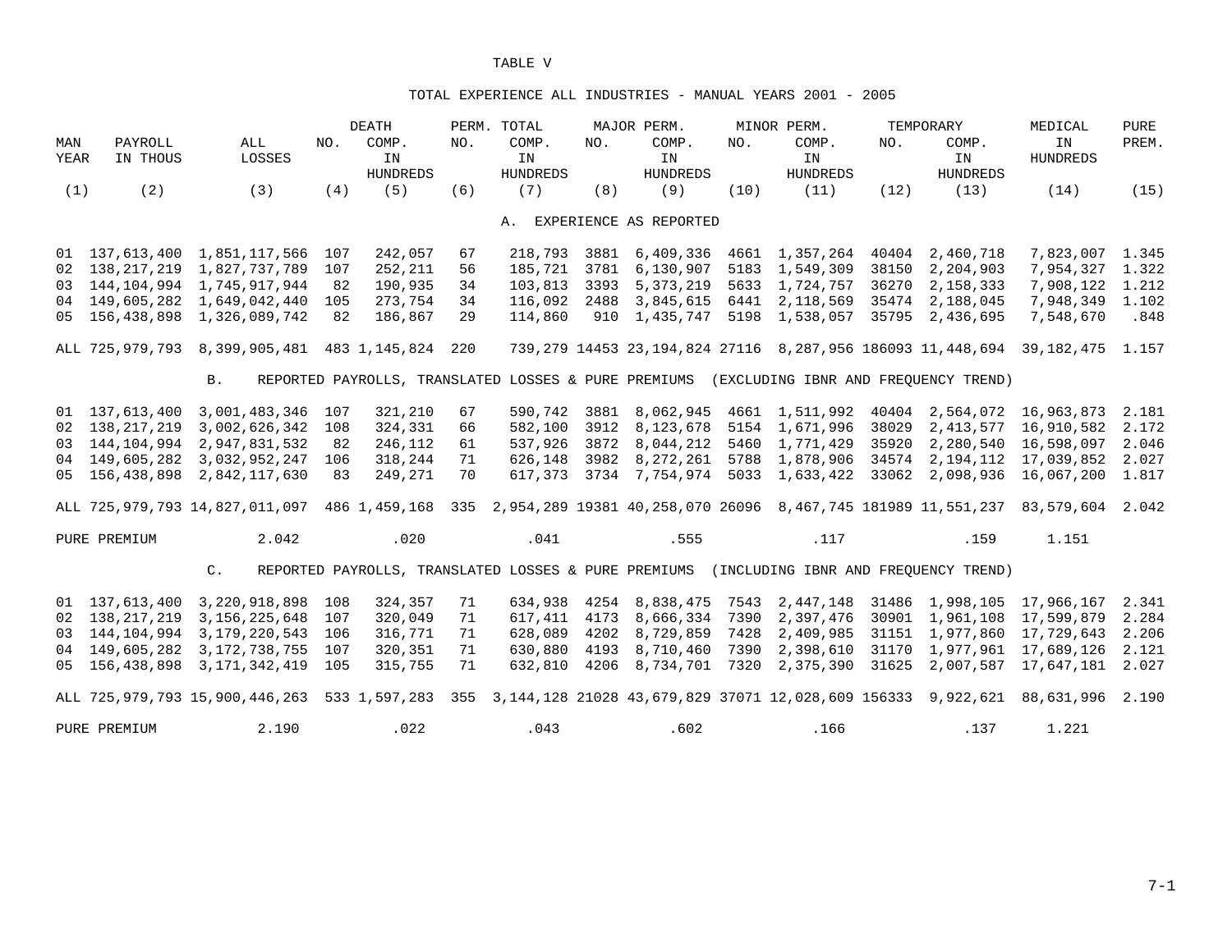TABLE V

TOTAL EXPERIENCE ALL INDUSTRIES - MANUAL YEARS 2001 - 2005

| MAN YEAR | PAYROLL IN THOUS | ALL LOSSES | DEATH NO. | DEATH COMP. IN HUNDREDS | PERM. TOTAL NO. | PERM. TOTAL COMP. IN HUNDREDS | MAJOR PERM. NO. | MAJOR PERM. COMP. IN HUNDREDS | MINOR PERM. NO. | MINOR PERM. COMP. IN HUNDREDS | TEMPORARY NO. | TEMPORARY COMP. IN HUNDREDS | MEDICAL IN HUNDREDS | PURE PREM. |
|---|---|---|---|---|---|---|---|---|---|---|---|---|---|---|
| (1) | (2) | (3) | (4) | (5) | (6) | (7) | (8) | (9) | (10) | (11) | (12) | (13) | (14) | (15) |
| **A. EXPERIENCE AS REPORTED** | | | | | | | | | | | | | | |
| 01 | 137,613,400 | 1,851,117,566 | 107 | 242,057 | 67 | 218,793 | 3881 | 6,409,336 | 4661 | 1,357,264 | 40404 | 2,460,718 | 7,823,007 | 1.345 |
| 02 | 138,217,219 | 1,827,737,789 | 107 | 252,211 | 56 | 185,721 | 3781 | 6,130,907 | 5183 | 1,549,309 | 38150 | 2,204,903 | 7,954,327 | 1.322 |
| 03 | 144,104,994 | 1,745,917,944 | 82 | 190,935 | 34 | 103,813 | 3393 | 5,373,219 | 5633 | 1,724,757 | 36270 | 2,158,333 | 7,908,122 | 1.212 |
| 04 | 149,605,282 | 1,649,042,440 | 105 | 273,754 | 34 | 116,092 | 2488 | 3,845,615 | 6441 | 2,118,569 | 35474 | 2,188,045 | 7,948,349 | 1.102 |
| 05 | 156,438,898 | 1,326,089,742 | 82 | 186,867 | 29 | 114,860 | 910 | 1,435,747 | 5198 | 1,538,057 | 35795 | 2,436,695 | 7,548,670 | .848 |
| ALL | 725,979,793 | 8,399,905,481 | 483 | 1,145,824 | 220 | 739,279 | 14453 | 23,194,824 | 27116 | 8,287,956 | 186093 | 11,448,694 | 39,182,475 | 1.157 |
| **B. REPORTED PAYROLLS, TRANSLATED LOSSES & PURE PREMIUMS (EXCLUDING IBNR AND FREQUENCY TREND)** | | | | | | | | | | | | | | |
| 01 | 137,613,400 | 3,001,483,346 | 107 | 321,210 | 67 | 590,742 | 3881 | 8,062,945 | 4661 | 1,511,992 | 40404 | 2,564,072 | 16,963,873 | 2.181 |
| 02 | 138,217,219 | 3,002,626,342 | 108 | 324,331 | 66 | 582,100 | 3912 | 8,123,678 | 5154 | 1,671,996 | 38029 | 2,413,577 | 16,910,582 | 2.172 |
| 03 | 144,104,994 | 2,947,831,532 | 82 | 246,112 | 61 | 537,926 | 3872 | 8,044,212 | 5460 | 1,771,429 | 35920 | 2,280,540 | 16,598,097 | 2.046 |
| 04 | 149,605,282 | 3,032,952,247 | 106 | 318,244 | 71 | 626,148 | 3982 | 8,272,261 | 5788 | 1,878,906 | 34574 | 2,194,112 | 17,039,852 | 2.027 |
| 05 | 156,438,898 | 2,842,117,630 | 83 | 249,271 | 70 | 617,373 | 3734 | 7,754,974 | 5033 | 1,633,422 | 33062 | 2,098,936 | 16,067,200 | 1.817 |
| ALL | 725,979,793 | 14,827,011,097 | 486 | 1,459,168 | 335 | 2,954,289 | 19381 | 40,258,070 | 26096 | 8,467,745 | 181989 | 11,551,237 | 83,579,604 | 2.042 |
| PURE PREMIUM | | 2.042 | | .020 | | .041 | | .555 | | .117 | | .159 | 1.151 | |
| **C. REPORTED PAYROLLS, TRANSLATED LOSSES & PURE PREMIUMS (INCLUDING IBNR AND FREQUENCY TREND)** | | | | | | | | | | | | | | |
| 01 | 137,613,400 | 3,220,918,898 | 108 | 324,357 | 71 | 634,938 | 4254 | 8,838,475 | 7543 | 2,447,148 | 31486 | 1,998,105 | 17,966,167 | 2.341 |
| 02 | 138,217,219 | 3,156,225,648 | 107 | 320,049 | 71 | 617,411 | 4173 | 8,666,334 | 7390 | 2,397,476 | 30901 | 1,961,108 | 17,599,879 | 2.284 |
| 03 | 144,104,994 | 3,179,220,543 | 106 | 316,771 | 71 | 628,089 | 4202 | 8,729,859 | 7428 | 2,409,985 | 31151 | 1,977,860 | 17,729,643 | 2.206 |
| 04 | 149,605,282 | 3,172,738,755 | 107 | 320,351 | 71 | 630,880 | 4193 | 8,710,460 | 7390 | 2,398,610 | 31170 | 1,977,961 | 17,689,126 | 2.121 |
| 05 | 156,438,898 | 3,171,342,419 | 105 | 315,755 | 71 | 632,810 | 4206 | 8,734,701 | 7320 | 2,375,390 | 31625 | 2,007,587 | 17,647,181 | 2.027 |
| ALL | 725,979,793 | 15,900,446,263 | 533 | 1,597,283 | 355 | 3,144,128 | 21028 | 43,679,829 | 37071 | 12,028,609 | 156333 | 9,922,621 | 88,631,996 | 2.190 |
| PURE PREMIUM | | 2.190 | | .022 | | .043 | | .602 | | .166 | | .137 | 1.221 | |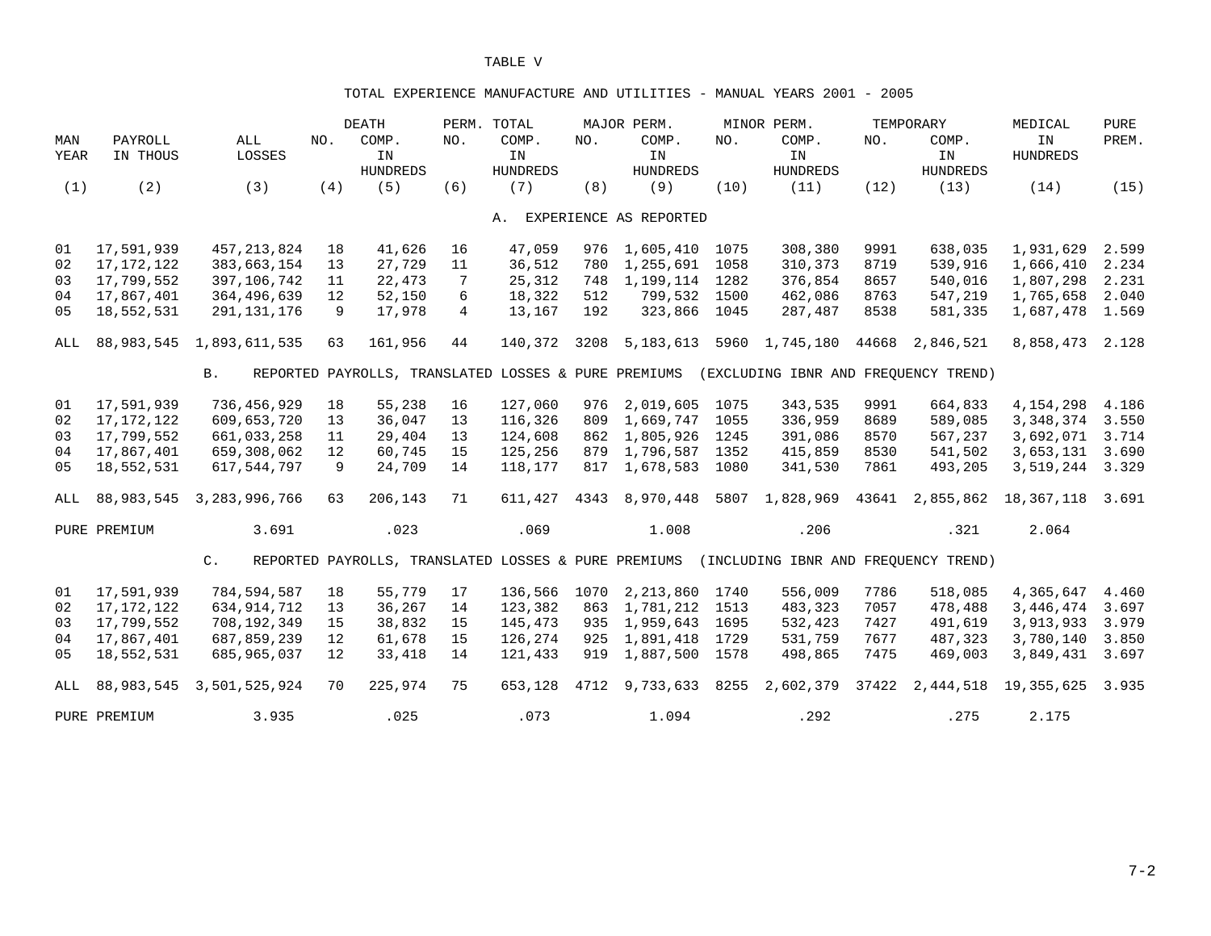# TABLE V

## TOTAL EXPERIENCE MANUFACTURE AND UTILITIES - MANUAL YEARS 2001 - 2005

| MAN YEAR | PAYROLL IN THOUS | ALL LOSSES | NO. | DEATH COMP. IN HUNDREDS | NO. | PERM. TOTAL COMP. IN HUNDREDS | NO. | MAJOR PERM. COMP. IN HUNDREDS | NO. | MINOR PERM. COMP. IN HUNDREDS | NO. | TEMPORARY COMP. IN HUNDREDS | MEDICAL IN HUNDREDS | PURE PREM. |
|---|---|---|---|---|---|---|---|---|---|---|---|---|---|---|
| (1) | (2) | (3) | (4) | (5) | (6) | (7) | (8) | (9) | (10) | (11) | (12) | (13) | (14) | (15) |
| | | | | | | A. EXPERIENCE AS REPORTED | | | | | | | | |
| 01 | 17,591,939 | 457,213,824 | 18 | 41,626 | 16 | 47,059 | 976 | 1,605,410 | 1075 | 308,380 | 9991 | 638,035 | 1,931,629 | 2.599 |
| 02 | 17,172,122 | 383,663,154 | 13 | 27,729 | 11 | 36,512 | 780 | 1,255,691 | 1058 | 310,373 | 8719 | 539,916 | 1,666,410 | 2.234 |
| 03 | 17,799,552 | 397,106,742 | 11 | 22,473 | 7 | 25,312 | 748 | 1,199,114 | 1282 | 376,854 | 8657 | 540,016 | 1,807,298 | 2.231 |
| 04 | 17,867,401 | 364,496,639 | 12 | 52,150 | 6 | 18,322 | 512 | 799,532 | 1500 | 462,086 | 8763 | 547,219 | 1,765,658 | 2.040 |
| 05 | 18,552,531 | 291,131,176 | 9 | 17,978 | 4 | 13,167 | 192 | 323,866 | 1045 | 287,487 | 8538 | 581,335 | 1,687,478 | 1.569 |
| ALL | 88,983,545 | 1,893,611,535 | 63 | 161,956 | 44 | 140,372 | 3208 | 5,183,613 | 5960 | 1,745,180 | 44668 | 2,846,521 | 8,858,473 | 2.128 |
| | | B. REPORTED PAYROLLS, TRANSLATED LOSSES & PURE PREMIUMS (EXCLUDING IBNR AND FREQUENCY TREND) | | | | | | | | | | | | |
| 01 | 17,591,939 | 736,456,929 | 18 | 55,238 | 16 | 127,060 | 976 | 2,019,605 | 1075 | 343,535 | 9991 | 664,833 | 4,154,298 | 4.186 |
| 02 | 17,172,122 | 609,653,720 | 13 | 36,047 | 13 | 116,326 | 809 | 1,669,747 | 1055 | 336,959 | 8689 | 589,085 | 3,348,374 | 3.550 |
| 03 | 17,799,552 | 661,033,258 | 11 | 29,404 | 13 | 124,608 | 862 | 1,805,926 | 1245 | 391,086 | 8570 | 567,237 | 3,692,071 | 3.714 |
| 04 | 17,867,401 | 659,308,062 | 12 | 60,745 | 15 | 125,256 | 879 | 1,796,587 | 1352 | 415,859 | 8530 | 541,502 | 3,653,131 | 3.690 |
| 05 | 18,552,531 | 617,544,797 | 9 | 24,709 | 14 | 118,177 | 817 | 1,678,583 | 1080 | 341,530 | 7861 | 493,205 | 3,519,244 | 3.329 |
| ALL | 88,983,545 | 3,283,996,766 | 63 | 206,143 | 71 | 611,427 | 4343 | 8,970,448 | 5807 | 1,828,969 | 43641 | 2,855,862 | 18,367,118 | 3.691 |
| PURE PREMIUM | | 3.691 | | .023 | | .069 | | 1.008 | | .206 | | .321 | 2.064 | |
| | | C. REPORTED PAYROLLS, TRANSLATED LOSSES & PURE PREMIUMS (INCLUDING IBNR AND FREQUENCY TREND) | | | | | | | | | | | | |
| 01 | 17,591,939 | 784,594,587 | 18 | 55,779 | 17 | 136,566 | 1070 | 2,213,860 | 1740 | 556,009 | 7786 | 518,085 | 4,365,647 | 4.460 |
| 02 | 17,172,122 | 634,914,712 | 13 | 36,267 | 14 | 123,382 | 863 | 1,781,212 | 1513 | 483,323 | 7057 | 478,488 | 3,446,474 | 3.697 |
| 03 | 17,799,552 | 708,192,349 | 15 | 38,832 | 15 | 145,473 | 935 | 1,959,643 | 1695 | 532,423 | 7427 | 491,619 | 3,913,933 | 3.979 |
| 04 | 17,867,401 | 687,859,239 | 12 | 61,678 | 15 | 126,274 | 925 | 1,891,418 | 1729 | 531,759 | 7677 | 487,323 | 3,780,140 | 3.850 |
| 05 | 18,552,531 | 685,965,037 | 12 | 33,418 | 14 | 121,433 | 919 | 1,887,500 | 1578 | 498,865 | 7475 | 469,003 | 3,849,431 | 3.697 |
| ALL | 88,983,545 | 3,501,525,924 | 70 | 225,974 | 75 | 653,128 | 4712 | 9,733,633 | 8255 | 2,602,379 | 37422 | 2,444,518 | 19,355,625 | 3.935 |
| PURE PREMIUM | | 3.935 | | .025 | | .073 | | 1.094 | | .292 | | .275 | 2.175 | |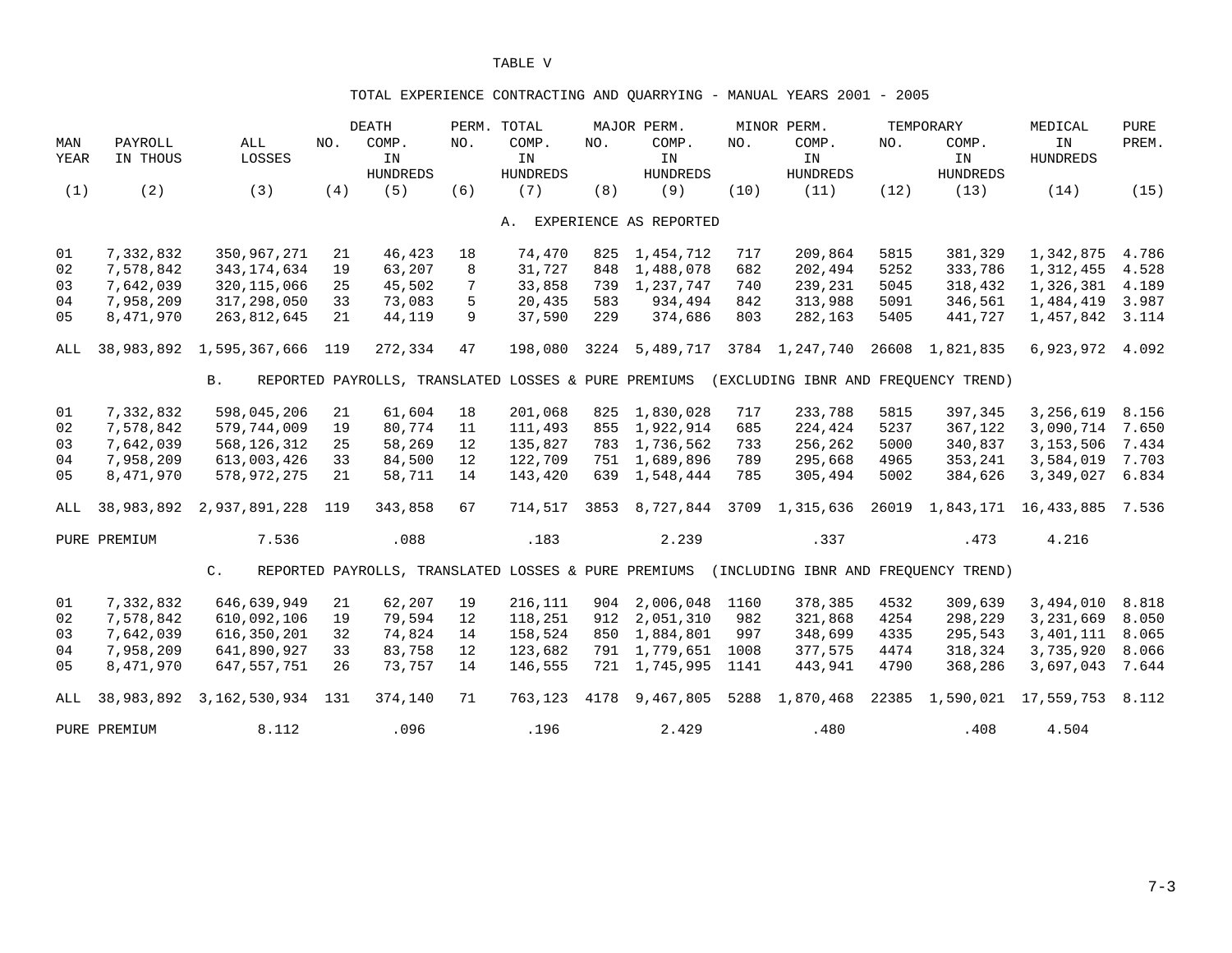# TABLE V

## TOTAL EXPERIENCE CONTRACTING AND QUARRYING - MANUAL YEARS 2001 - 2005

| MAN YEAR | PAYROLL IN THOUS | ALL LOSSES | DEATH NO. | DEATH COMP. IN HUNDREDS | PERM. TOTAL NO. | PERM. TOTAL COMP. IN HUNDREDS | MAJOR PERM. NO. | MAJOR PERM. COMP. IN HUNDREDS | MINOR PERM. NO. | MINOR PERM. COMP. IN HUNDREDS | TEMPORARY NO. | TEMPORARY COMP. IN HUNDREDS | MEDICAL IN HUNDREDS | PURE PREM. |
|---|---|---|---|---|---|---|---|---|---|---|---|---|---|---|
| (1) | (2) | (3) | (4) | (5) | (6) | (7) | (8) | (9) | (10) | (11) | (12) | (13) | (14) | (15) |
| **A. EXPERIENCE AS REPORTED** | | | | | | | | | | | | | | |
| 01 | 7,332,832 | 350,967,271 | 21 | 46,423 | 18 | 74,470 | 825 | 1,454,712 | 717 | 209,864 | 5815 | 381,329 | 1,342,875 | 4.786 |
| 02 | 7,578,842 | 343,174,634 | 19 | 63,207 | 8 | 31,727 | 848 | 1,488,078 | 682 | 202,494 | 5252 | 333,786 | 1,312,455 | 4.528 |
| 03 | 7,642,039 | 320,115,066 | 25 | 45,502 | 7 | 33,858 | 739 | 1,237,747 | 740 | 239,231 | 5045 | 318,432 | 1,326,381 | 4.189 |
| 04 | 7,958,209 | 317,298,050 | 33 | 73,083 | 5 | 20,435 | 583 | 934,494 | 842 | 313,988 | 5091 | 346,561 | 1,484,419 | 3.987 |
| 05 | 8,471,970 | 263,812,645 | 21 | 44,119 | 9 | 37,590 | 229 | 374,686 | 803 | 282,163 | 5405 | 441,727 | 1,457,842 | 3.114 |
| ALL | 38,983,892 | 1,595,367,666 | 119 | 272,334 | 47 | 198,080 | 3224 | 5,489,717 | 3784 | 1,247,740 | 26608 | 1,821,835 | 6,923,972 | 4.092 |
| **B. REPORTED PAYROLLS, TRANSLATED LOSSES & PURE PREMIUMS (EXCLUDING IBNR AND FREQUENCY TREND)** | | | | | | | | | | | | | | |
| 01 | 7,332,832 | 598,045,206 | 21 | 61,604 | 18 | 201,068 | 825 | 1,830,028 | 717 | 233,788 | 5815 | 397,345 | 3,256,619 | 8.156 |
| 02 | 7,578,842 | 579,744,009 | 19 | 80,774 | 11 | 111,493 | 855 | 1,922,914 | 685 | 224,424 | 5237 | 367,122 | 3,090,714 | 7.650 |
| 03 | 7,642,039 | 568,126,312 | 25 | 58,269 | 12 | 135,827 | 783 | 1,736,562 | 733 | 256,262 | 5000 | 340,837 | 3,153,506 | 7.434 |
| 04 | 7,958,209 | 613,003,426 | 33 | 84,500 | 12 | 122,709 | 751 | 1,689,896 | 789 | 295,668 | 4965 | 353,241 | 3,584,019 | 7.703 |
| 05 | 8,471,970 | 578,972,275 | 21 | 58,711 | 14 | 143,420 | 639 | 1,548,444 | 785 | 305,494 | 5002 | 384,626 | 3,349,027 | 6.834 |
| ALL | 38,983,892 | 2,937,891,228 | 119 | 343,858 | 67 | 714,517 | 3853 | 8,727,844 | 3709 | 1,315,636 | 26019 | 1,843,171 | 16,433,885 | 7.536 |
| PURE PREMIUM | | 7.536 | | .088 | | .183 | | 2.239 | | .337 | | .473 | 4.216 | |
| **C. REPORTED PAYROLLS, TRANSLATED LOSSES & PURE PREMIUMS (INCLUDING IBNR AND FREQUENCY TREND)** | | | | | | | | | | | | | | |
| 01 | 7,332,832 | 646,639,949 | 21 | 62,207 | 19 | 216,111 | 904 | 2,006,048 | 1160 | 378,385 | 4532 | 309,639 | 3,494,010 | 8.818 |
| 02 | 7,578,842 | 610,092,106 | 19 | 79,594 | 12 | 118,251 | 912 | 2,051,310 | 982 | 321,868 | 4254 | 298,229 | 3,231,669 | 8.050 |
| 03 | 7,642,039 | 616,350,201 | 32 | 74,824 | 14 | 158,524 | 850 | 1,884,801 | 997 | 348,699 | 4335 | 295,543 | 3,401,111 | 8.065 |
| 04 | 7,958,209 | 641,890,927 | 33 | 83,758 | 12 | 123,682 | 791 | 1,779,651 | 1008 | 377,575 | 4474 | 318,324 | 3,735,920 | 8.066 |
| 05 | 8,471,970 | 647,557,751 | 26 | 73,757 | 14 | 146,555 | 721 | 1,745,995 | 1141 | 443,941 | 4790 | 368,286 | 3,697,043 | 7.644 |
| ALL | 38,983,892 | 3,162,530,934 | 131 | 374,140 | 71 | 763,123 | 4178 | 9,467,805 | 5288 | 1,870,468 | 22385 | 1,590,021 | 17,559,753 | 8.112 |
| PURE PREMIUM | | 8.112 | | .096 | | .196 | | 2.429 | | .480 | | .408 | 4.504 | |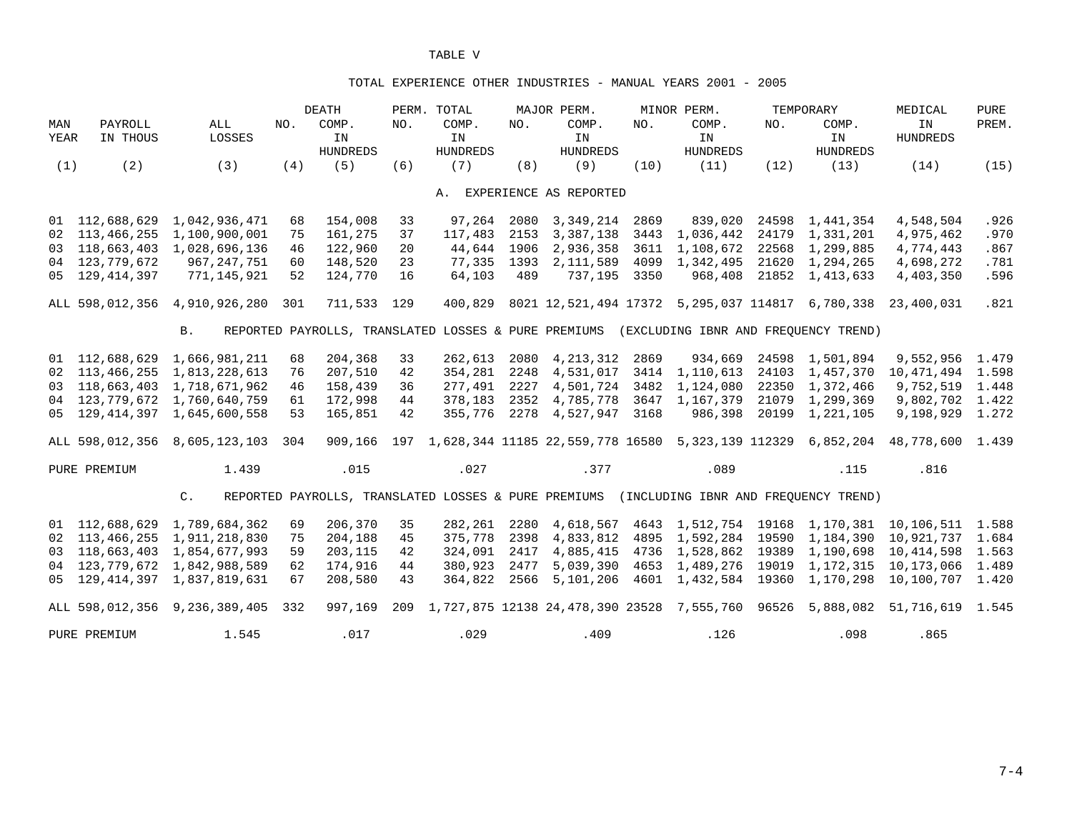TABLE V

TOTAL EXPERIENCE OTHER INDUSTRIES - MANUAL YEARS 2001 - 2005

| MAN YEAR | PAYROLL IN THOUS | ALL LOSSES | DEATH NO. | DEATH COMP. IN HUNDREDS | PERM. TOTAL NO. | PERM. TOTAL COMP. IN HUNDREDS | MAJOR PERM. NO. | MAJOR PERM. COMP. IN HUNDREDS | MINOR PERM. NO. | MINOR PERM. COMP. IN HUNDREDS | TEMPORARY NO. | TEMPORARY COMP. IN HUNDREDS | MEDICAL IN HUNDREDS | PURE PREM. |
|---|---|---|---|---|---|---|---|---|---|---|---|---|---|---|
| (1) | (2) | (3) | (4) | (5) | (6) | (7) | (8) | (9) | (10) | (11) | (12) | (13) | (14) | (15) |
| **A. EXPERIENCE AS REPORTED** | | | | | | | | | | | | | | |
| 01 | 112,688,629 | 1,042,936,471 | 68 | 154,008 | 33 | 97,264 | 2080 | 3,349,214 | 2869 | 839,020 | 24598 | 1,441,354 | 4,548,504 | .926 |
| 02 | 113,466,255 | 1,100,900,001 | 75 | 161,275 | 37 | 117,483 | 2153 | 3,387,138 | 3443 | 1,036,442 | 24179 | 1,331,201 | 4,975,462 | .970 |
| 03 | 118,663,403 | 1,028,696,136 | 46 | 122,960 | 20 | 44,644 | 1906 | 2,936,358 | 3611 | 1,108,672 | 22568 | 1,299,885 | 4,774,443 | .867 |
| 04 | 123,779,672 | 967,247,751 | 60 | 148,520 | 23 | 77,335 | 1393 | 2,111,589 | 4099 | 1,342,495 | 21620 | 1,294,265 | 4,698,272 | .781 |
| 05 | 129,414,397 | 771,145,921 | 52 | 124,770 | 16 | 64,103 | 489 | 737,195 | 3350 | 968,408 | 21852 | 1,413,633 | 4,403,350 | .596 |
| ALL | 598,012,356 | 4,910,926,280 | 301 | 711,533 | 129 | 400,829 | 8021 | 12,521,494 | 17372 | 5,295,037 | 114817 | 6,780,338 | 23,400,031 | .821 |
| **B. REPORTED PAYROLLS, TRANSLATED LOSSES & PURE PREMIUMS (EXCLUDING IBNR AND FREQUENCY TREND)** | | | | | | | | | | | | | | |
| 01 | 112,688,629 | 1,666,981,211 | 68 | 204,368 | 33 | 262,613 | 2080 | 4,213,312 | 2869 | 934,669 | 24598 | 1,501,894 | 9,552,956 | 1.479 |
| 02 | 113,466,255 | 1,813,228,613 | 76 | 207,510 | 42 | 354,281 | 2248 | 4,531,017 | 3414 | 1,110,613 | 24103 | 1,457,370 | 10,471,494 | 1.598 |
| 03 | 118,663,403 | 1,718,671,962 | 46 | 158,439 | 36 | 277,491 | 2227 | 4,501,724 | 3482 | 1,124,080 | 22350 | 1,372,466 | 9,752,519 | 1.448 |
| 04 | 123,779,672 | 1,760,640,759 | 61 | 172,998 | 44 | 378,183 | 2352 | 4,785,778 | 3647 | 1,167,379 | 21079 | 1,299,369 | 9,802,702 | 1.422 |
| 05 | 129,414,397 | 1,645,600,558 | 53 | 165,851 | 42 | 355,776 | 2278 | 4,527,947 | 3168 | 986,398 | 20199 | 1,221,105 | 9,198,929 | 1.272 |
| ALL | 598,012,356 | 8,605,123,103 | 304 | 909,166 | 197 | 1,628,344 | 11185 | 22,559,778 | 16580 | 5,323,139 | 112329 | 6,852,204 | 48,778,600 | 1.439 |
| PURE PREMIUM | | 1.439 | | .015 | | .027 | | .377 | | .089 | | .115 | .816 | |
| **C. REPORTED PAYROLLS, TRANSLATED LOSSES & PURE PREMIUMS (INCLUDING IBNR AND FREQUENCY TREND)** | | | | | | | | | | | | | | |
| 01 | 112,688,629 | 1,789,684,362 | 69 | 206,370 | 35 | 282,261 | 2280 | 4,618,567 | 4643 | 1,512,754 | 19168 | 1,170,381 | 10,106,511 | 1.588 |
| 02 | 113,466,255 | 1,911,218,830 | 75 | 204,188 | 45 | 375,778 | 2398 | 4,833,812 | 4895 | 1,592,284 | 19590 | 1,184,390 | 10,921,737 | 1.684 |
| 03 | 118,663,403 | 1,854,677,993 | 59 | 203,115 | 42 | 324,091 | 2417 | 4,885,415 | 4736 | 1,528,862 | 19389 | 1,190,698 | 10,414,598 | 1.563 |
| 04 | 123,779,672 | 1,842,988,589 | 62 | 174,916 | 44 | 380,923 | 2477 | 5,039,390 | 4653 | 1,489,276 | 19019 | 1,172,315 | 10,173,066 | 1.489 |
| 05 | 129,414,397 | 1,837,819,631 | 67 | 208,580 | 43 | 364,822 | 2566 | 5,101,206 | 4601 | 1,432,584 | 19360 | 1,170,298 | 10,100,707 | 1.420 |
| ALL | 598,012,356 | 9,236,389,405 | 332 | 997,169 | 209 | 1,727,875 | 12138 | 24,478,390 | 23528 | 7,555,760 | 96526 | 5,888,082 | 51,716,619 | 1.545 |
| PURE PREMIUM | | 1.545 | | .017 | | .029 | | .409 | | .126 | | .098 | .865 | |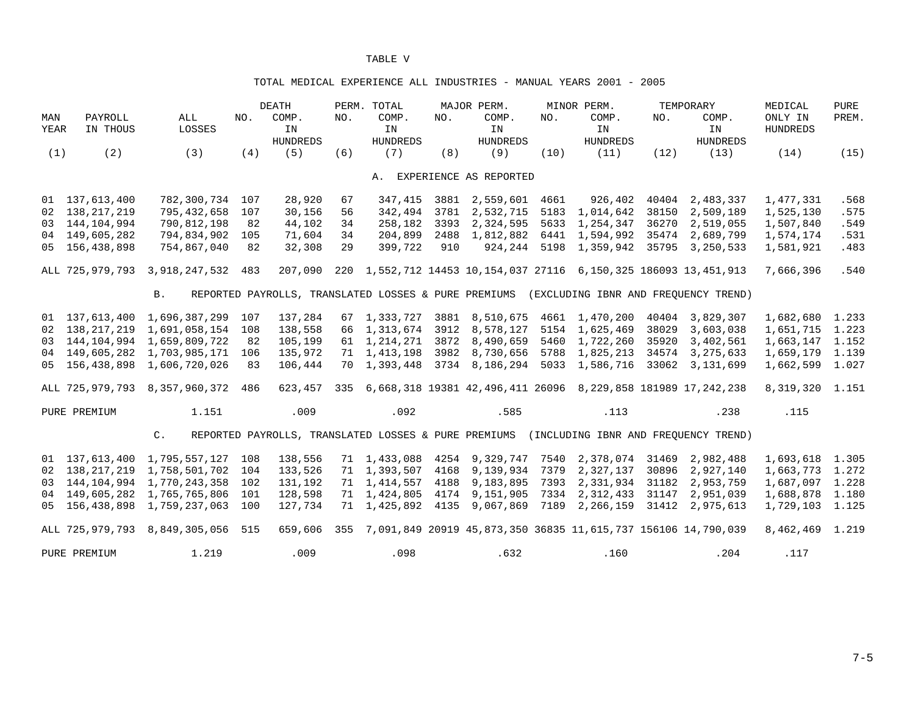TABLE V

TOTAL MEDICAL EXPERIENCE ALL INDUSTRIES - MANUAL YEARS 2001 - 2005

| MAN YEAR | PAYROLL IN THOUS | ALL LOSSES | DEATH NO. | DEATH COMP. IN HUNDREDS | PERM. TOTAL NO. | PERM. TOTAL COMP. IN HUNDREDS | MAJOR PERM. NO. | MAJOR PERM. COMP. IN HUNDREDS | MINOR PERM. NO. | MINOR PERM. COMP. IN HUNDREDS | TEMPORARY NO. | TEMPORARY COMP. IN HUNDREDS | MEDICAL ONLY IN HUNDREDS | PURE PREM. |
|---|---|---|---|---|---|---|---|---|---|---|---|---|---|---|
| (1) | (2) | (3) | (4) | (5) | (6) | (7) | (8) | (9) | (10) | (11) | (12) | (13) | (14) | (15) |
| | | | | | | A. EXPERIENCE AS REPORTED | | | | | | | | |
| 01 | 137,613,400 | 782,300,734 | 107 | 28,920 | 67 | 347,415 | 3881 | 2,559,601 | 4661 | 926,402 | 40404 | 2,483,337 | 1,477,331 | .568 |
| 02 | 138,217,219 | 795,432,658 | 107 | 30,156 | 56 | 342,494 | 3781 | 2,532,715 | 5183 | 1,014,642 | 38150 | 2,509,189 | 1,525,130 | .575 |
| 03 | 144,104,994 | 790,812,198 | 82 | 44,102 | 34 | 258,182 | 3393 | 2,324,595 | 5633 | 1,254,347 | 36270 | 2,519,055 | 1,507,840 | .549 |
| 04 | 149,605,282 | 794,834,902 | 105 | 71,604 | 34 | 204,899 | 2488 | 1,812,882 | 6441 | 1,594,992 | 35474 | 2,689,799 | 1,574,174 | .531 |
| 05 | 156,438,898 | 754,867,040 | 82 | 32,308 | 29 | 399,722 | 910 | 924,244 | 5198 | 1,359,942 | 35795 | 3,250,533 | 1,581,921 | .483 |
| ALL | 725,979,793 | 3,918,247,532 | 483 | 207,090 | 220 | 1,552,712 | 14453 | 10,154,037 | 27116 | 6,150,325 | 186093 | 13,451,913 | 7,666,396 | .540 |
| | | B. REPORTED PAYROLLS, TRANSLATED LOSSES & PURE PREMIUMS (EXCLUDING IBNR AND FREQUENCY TREND) | | | | | | | | | | | | |
| 01 | 137,613,400 | 1,696,387,299 | 107 | 137,284 | 67 | 1,333,727 | 3881 | 8,510,675 | 4661 | 1,470,200 | 40404 | 3,829,307 | 1,682,680 | 1.233 |
| 02 | 138,217,219 | 1,691,058,154 | 108 | 138,558 | 66 | 1,313,674 | 3912 | 8,578,127 | 5154 | 1,625,469 | 38029 | 3,603,038 | 1,651,715 | 1.223 |
| 03 | 144,104,994 | 1,659,809,722 | 82 | 105,199 | 61 | 1,214,271 | 3872 | 8,490,659 | 5460 | 1,722,260 | 35920 | 3,402,561 | 1,663,147 | 1.152 |
| 04 | 149,605,282 | 1,703,985,171 | 106 | 135,972 | 71 | 1,413,198 | 3982 | 8,730,656 | 5788 | 1,825,213 | 34574 | 3,275,633 | 1,659,179 | 1.139 |
| 05 | 156,438,898 | 1,606,720,026 | 83 | 106,444 | 70 | 1,393,448 | 3734 | 8,186,294 | 5033 | 1,586,716 | 33062 | 3,131,699 | 1,662,599 | 1.027 |
| ALL | 725,979,793 | 8,357,960,372 | 486 | 623,457 | 335 | 6,668,318 | 19381 | 42,496,411 | 26096 | 8,229,858 | 181989 | 17,242,238 | 8,319,320 | 1.151 |
| PURE PREMIUM | | 1.151 | | .009 | | .092 | | .585 | | .113 | | .238 | .115 | |
| | | C. REPORTED PAYROLLS, TRANSLATED LOSSES & PURE PREMIUMS (INCLUDING IBNR AND FREQUENCY TREND) | | | | | | | | | | | | |
| 01 | 137,613,400 | 1,795,557,127 | 108 | 138,556 | 71 | 1,433,088 | 4254 | 9,329,747 | 7540 | 2,378,074 | 31469 | 2,982,488 | 1,693,618 | 1.305 |
| 02 | 138,217,219 | 1,758,501,702 | 104 | 133,526 | 71 | 1,393,507 | 4168 | 9,139,934 | 7379 | 2,327,137 | 30896 | 2,927,140 | 1,663,773 | 1.272 |
| 03 | 144,104,994 | 1,770,243,358 | 102 | 131,192 | 71 | 1,414,557 | 4188 | 9,183,895 | 7393 | 2,331,934 | 31182 | 2,953,759 | 1,687,097 | 1.228 |
| 04 | 149,605,282 | 1,765,765,806 | 101 | 128,598 | 71 | 1,424,805 | 4174 | 9,151,905 | 7334 | 2,312,433 | 31147 | 2,951,039 | 1,688,878 | 1.180 |
| 05 | 156,438,898 | 1,759,237,063 | 100 | 127,734 | 71 | 1,425,892 | 4135 | 9,067,869 | 7189 | 2,266,159 | 31412 | 2,975,613 | 1,729,103 | 1.125 |
| ALL | 725,979,793 | 8,849,305,056 | 515 | 659,606 | 355 | 7,091,849 | 20919 | 45,873,350 | 36835 | 11,615,737 | 156106 | 14,790,039 | 8,462,469 | 1.219 |
| PURE PREMIUM | | 1.219 | | .009 | | .098 | | .632 | | .160 | | .204 | .117 | |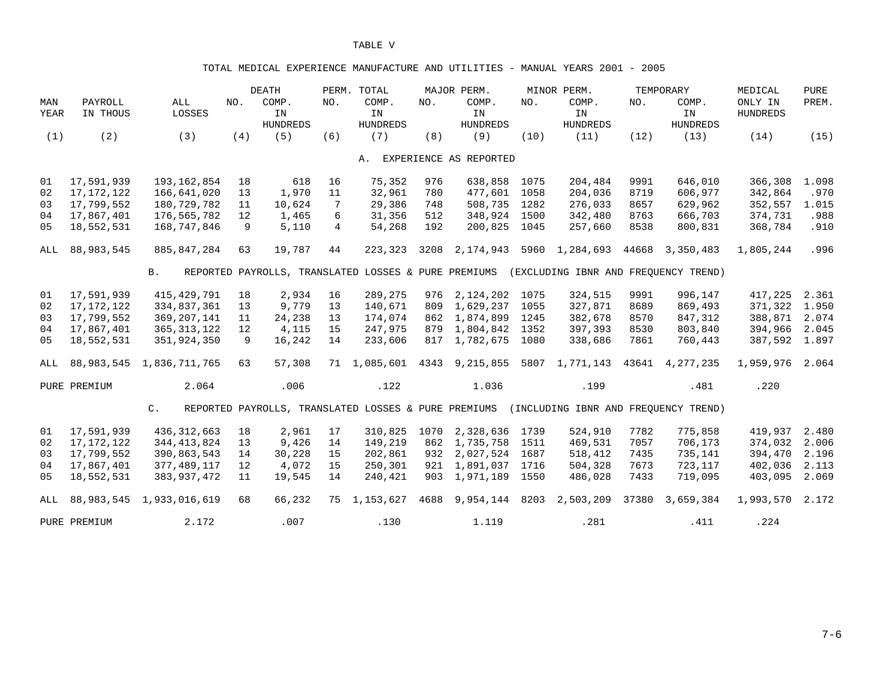TABLE V

TOTAL MEDICAL EXPERIENCE MANUFACTURE AND UTILITIES - MANUAL YEARS 2001 - 2005

| MAN YEAR | PAYROLL IN THOUS | ALL LOSSES | DEATH NO. | DEATH COMP. IN HUNDREDS | PERM. TOTAL NO. | PERM. TOTAL COMP. IN HUNDREDS | MAJOR PERM. NO. | MAJOR PERM. COMP. IN HUNDREDS | MINOR PERM. NO. | MINOR PERM. COMP. IN HUNDREDS | TEMPORARY NO. | TEMPORARY COMP. IN HUNDREDS | MEDICAL ONLY IN HUNDREDS | PURE PREM. |
|---|---|---|---|---|---|---|---|---|---|---|---|---|---|---|
| (1) | (2) | (3) | (4) | (5) | (6) | (7) | (8) | (9) | (10) | (11) | (12) | (13) | (14) | (15) |
| | | | | | | A. EXPERIENCE AS REPORTED | | | | | | | | |
| 01 | 17,591,939 | 193,162,854 | 18 | 618 | 16 | 75,352 | 976 | 638,858 | 1075 | 204,484 | 9991 | 646,010 | 366,308 | 1.098 |
| 02 | 17,172,122 | 166,641,020 | 13 | 1,970 | 11 | 32,961 | 780 | 477,601 | 1058 | 204,036 | 8719 | 606,977 | 342,864 | .970 |
| 03 | 17,799,552 | 180,729,782 | 11 | 10,624 | 7 | 29,386 | 748 | 508,735 | 1282 | 276,033 | 8657 | 629,962 | 352,557 | 1.015 |
| 04 | 17,867,401 | 176,565,782 | 12 | 1,465 | 6 | 31,356 | 512 | 348,924 | 1500 | 342,480 | 8763 | 666,703 | 374,731 | .988 |
| 05 | 18,552,531 | 168,747,846 | 9 | 5,110 | 4 | 54,268 | 192 | 200,825 | 1045 | 257,660 | 8538 | 800,831 | 368,784 | .910 |
| ALL | 88,983,545 | 885,847,284 | 63 | 19,787 | 44 | 223,323 | 3208 | 2,174,943 | 5960 | 1,284,693 | 44668 | 3,350,483 | 1,805,244 | .996 |
| | | B. REPORTED PAYROLLS, TRANSLATED LOSSES & PURE PREMIUMS (EXCLUDING IBNR AND FREQUENCY TREND) | | | | | | | | | | | | |
| 01 | 17,591,939 | 415,429,791 | 18 | 2,934 | 16 | 289,275 | 976 | 2,124,202 | 1075 | 324,515 | 9991 | 996,147 | 417,225 | 2.361 |
| 02 | 17,172,122 | 334,837,361 | 13 | 9,779 | 13 | 140,671 | 809 | 1,629,237 | 1055 | 327,871 | 8689 | 869,493 | 371,322 | 1.950 |
| 03 | 17,799,552 | 369,207,141 | 11 | 24,238 | 13 | 174,074 | 862 | 1,874,899 | 1245 | 382,678 | 8570 | 847,312 | 388,871 | 2.074 |
| 04 | 17,867,401 | 365,313,122 | 12 | 4,115 | 15 | 247,975 | 879 | 1,804,842 | 1352 | 397,393 | 8530 | 803,840 | 394,966 | 2.045 |
| 05 | 18,552,531 | 351,924,350 | 9 | 16,242 | 14 | 233,606 | 817 | 1,782,675 | 1080 | 338,686 | 7861 | 760,443 | 387,592 | 1.897 |
| ALL | 88,983,545 | 1,836,711,765 | 63 | 57,308 | 71 | 1,085,601 | 4343 | 9,215,855 | 5807 | 1,771,143 | 43641 | 4,277,235 | 1,959,976 | 2.064 |
| PURE PREMIUM | | 2.064 | | .006 | | .122 | | 1.036 | | .199 | | .481 | .220 | |
| | | C. REPORTED PAYROLLS, TRANSLATED LOSSES & PURE PREMIUMS (INCLUDING IBNR AND FREQUENCY TREND) | | | | | | | | | | | | |
| 01 | 17,591,939 | 436,312,663 | 18 | 2,961 | 17 | 310,825 | 1070 | 2,328,636 | 1739 | 524,910 | 7782 | 775,858 | 419,937 | 2.480 |
| 02 | 17,172,122 | 344,413,824 | 13 | 9,426 | 14 | 149,219 | 862 | 1,735,758 | 1511 | 469,531 | 7057 | 706,173 | 374,032 | 2.006 |
| 03 | 17,799,552 | 390,863,543 | 14 | 30,228 | 15 | 202,861 | 932 | 2,027,524 | 1687 | 518,412 | 7435 | 735,141 | 394,470 | 2.196 |
| 04 | 17,867,401 | 377,489,117 | 12 | 4,072 | 15 | 250,301 | 921 | 1,891,037 | 1716 | 504,328 | 7673 | 723,117 | 402,036 | 2.113 |
| 05 | 18,552,531 | 383,937,472 | 11 | 19,545 | 14 | 240,421 | 903 | 1,971,189 | 1550 | 486,028 | 7433 | 719,095 | 403,095 | 2.069 |
| ALL | 88,983,545 | 1,933,016,619 | 68 | 66,232 | 75 | 1,153,627 | 4688 | 9,954,144 | 8203 | 2,503,209 | 37380 | 3,659,384 | 1,993,570 | 2.172 |
| PURE PREMIUM | | 2.172 | | .007 | | .130 | | 1.119 | | .281 | | .411 | .224 | |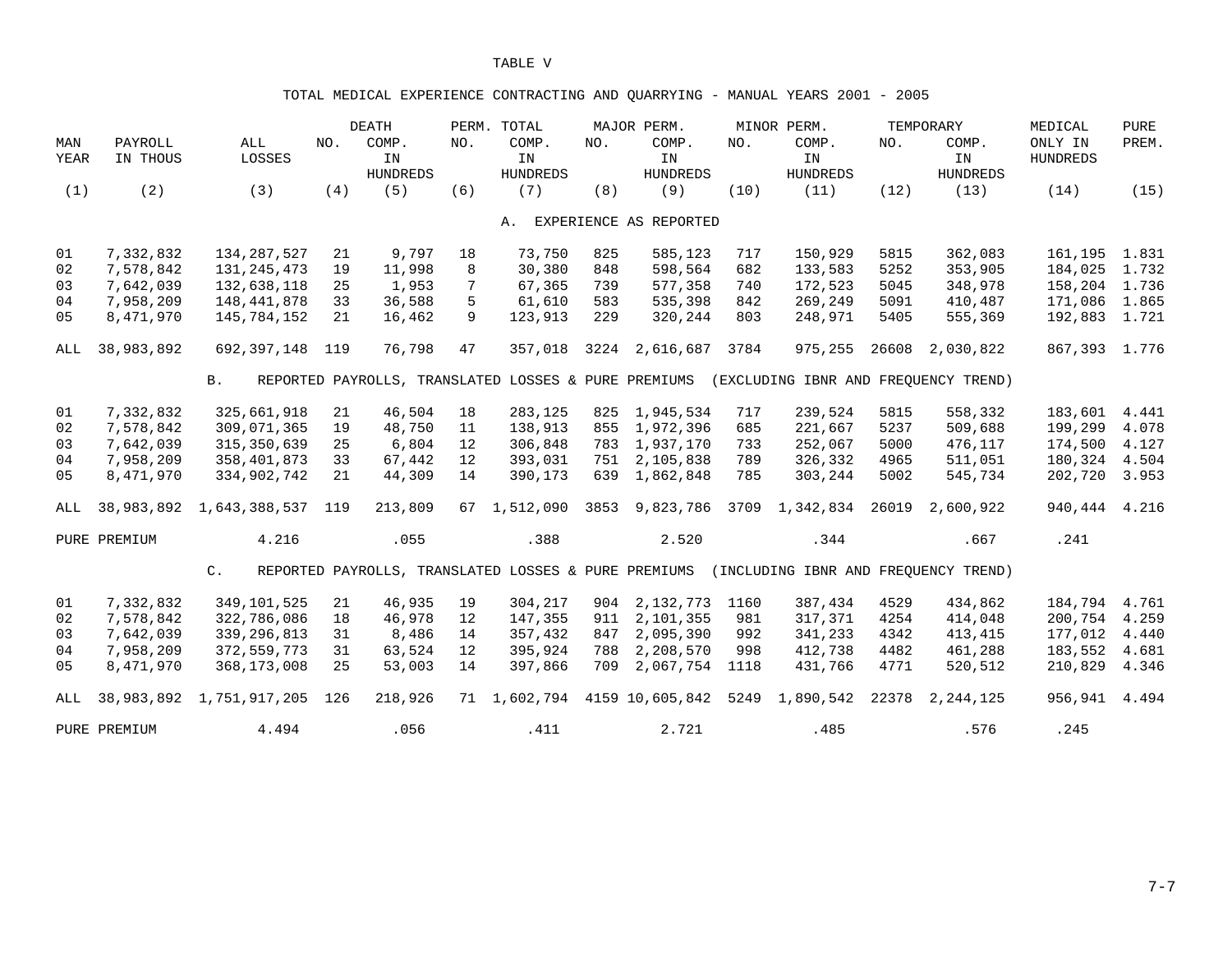# TABLE V

## TOTAL MEDICAL EXPERIENCE CONTRACTING AND QUARRYING - MANUAL YEARS 2001 - 2005

| MAN YEAR | PAYROLL IN THOUS | ALL LOSSES | NO. | DEATH COMP. IN HUNDREDS | NO. | PERM. TOTAL COMP. IN HUNDREDS | NO. | MAJOR PERM. COMP. IN HUNDREDS | NO. | MINOR PERM. COMP. IN HUNDREDS | NO. | TEMPORARY COMP. IN HUNDREDS | MEDICAL ONLY IN HUNDREDS | PURE PREM. |
|---|---|---|---|---|---|---|---|---|---|---|---|---|---|---|
| (1) | (2) | (3) | (4) | (5) | (6) | (7) | (8) | (9) | (10) | (11) | (12) | (13) | (14) | (15) |
| | | | | | | **A. EXPERIENCE AS REPORTED** | | | | | | | | |
| 01 | 7,332,832 | 134,287,527 | 21 | 9,797 | 18 | 73,750 | 825 | 585,123 | 717 | 150,929 | 5815 | 362,083 | 161,195 | 1.831 |
| 02 | 7,578,842 | 131,245,473 | 19 | 11,998 | 8 | 30,380 | 848 | 598,564 | 682 | 133,583 | 5252 | 353,905 | 184,025 | 1.732 |
| 03 | 7,642,039 | 132,638,118 | 25 | 1,953 | 7 | 67,365 | 739 | 577,358 | 740 | 172,523 | 5045 | 348,978 | 158,204 | 1.736 |
| 04 | 7,958,209 | 148,441,878 | 33 | 36,588 | 5 | 61,610 | 583 | 535,398 | 842 | 269,249 | 5091 | 410,487 | 171,086 | 1.865 |
| 05 | 8,471,970 | 145,784,152 | 21 | 16,462 | 9 | 123,913 | 229 | 320,244 | 803 | 248,971 | 5405 | 555,369 | 192,883 | 1.721 |
| ALL | 38,983,892 | 692,397,148 | 119 | 76,798 | 47 | 357,018 | 3224 | 2,616,687 | 3784 | 975,255 | 26608 | 2,030,822 | 867,393 | 1.776 |
| | | **B. REPORTED PAYROLLS, TRANSLATED LOSSES & PURE PREMIUMS (EXCLUDING IBNR AND FREQUENCY TREND)** | | | | | | | | | | | | |
| 01 | 7,332,832 | 325,661,918 | 21 | 46,504 | 18 | 283,125 | 825 | 1,945,534 | 717 | 239,524 | 5815 | 558,332 | 183,601 | 4.441 |
| 02 | 7,578,842 | 309,071,365 | 19 | 48,750 | 11 | 138,913 | 855 | 1,972,396 | 685 | 221,667 | 5237 | 509,688 | 199,299 | 4.078 |
| 03 | 7,642,039 | 315,350,639 | 25 | 6,804 | 12 | 306,848 | 783 | 1,937,170 | 733 | 252,067 | 5000 | 476,117 | 174,500 | 4.127 |
| 04 | 7,958,209 | 358,401,873 | 33 | 67,442 | 12 | 393,031 | 751 | 2,105,838 | 789 | 326,332 | 4965 | 511,051 | 180,324 | 4.504 |
| 05 | 8,471,970 | 334,902,742 | 21 | 44,309 | 14 | 390,173 | 639 | 1,862,848 | 785 | 303,244 | 5002 | 545,734 | 202,720 | 3.953 |
| ALL | 38,983,892 | 1,643,388,537 | 119 | 213,809 | 67 | 1,512,090 | 3853 | 9,823,786 | 3709 | 1,342,834 | 26019 | 2,600,922 | 940,444 | 4.216 |
| PURE PREMIUM | | 4.216 | | .055 | | .388 | | 2.520 | | .344 | | .667 | .241 | |
| | | **C. REPORTED PAYROLLS, TRANSLATED LOSSES & PURE PREMIUMS (INCLUDING IBNR AND FREQUENCY TREND)** | | | | | | | | | | | | |
| 01 | 7,332,832 | 349,101,525 | 21 | 46,935 | 19 | 304,217 | 904 | 2,132,773 | 1160 | 387,434 | 4529 | 434,862 | 184,794 | 4.761 |
| 02 | 7,578,842 | 322,786,086 | 18 | 46,978 | 12 | 147,355 | 911 | 2,101,355 | 981 | 317,371 | 4254 | 414,048 | 200,754 | 4.259 |
| 03 | 7,642,039 | 339,296,813 | 31 | 8,486 | 14 | 357,432 | 847 | 2,095,390 | 992 | 341,233 | 4342 | 413,415 | 177,012 | 4.440 |
| 04 | 7,958,209 | 372,559,773 | 31 | 63,524 | 12 | 395,924 | 788 | 2,208,570 | 998 | 412,738 | 4482 | 461,288 | 183,552 | 4.681 |
| 05 | 8,471,970 | 368,173,008 | 25 | 53,003 | 14 | 397,866 | 709 | 2,067,754 | 1118 | 431,766 | 4771 | 520,512 | 210,829 | 4.346 |
| ALL | 38,983,892 | 1,751,917,205 | 126 | 218,926 | 71 | 1,602,794 | 4159 | 10,605,842 | 5249 | 1,890,542 | 22378 | 2,244,125 | 956,941 | 4.494 |
| PURE PREMIUM | | 4.494 | | .056 | | .411 | | 2.721 | | .485 | | .576 | .245 | |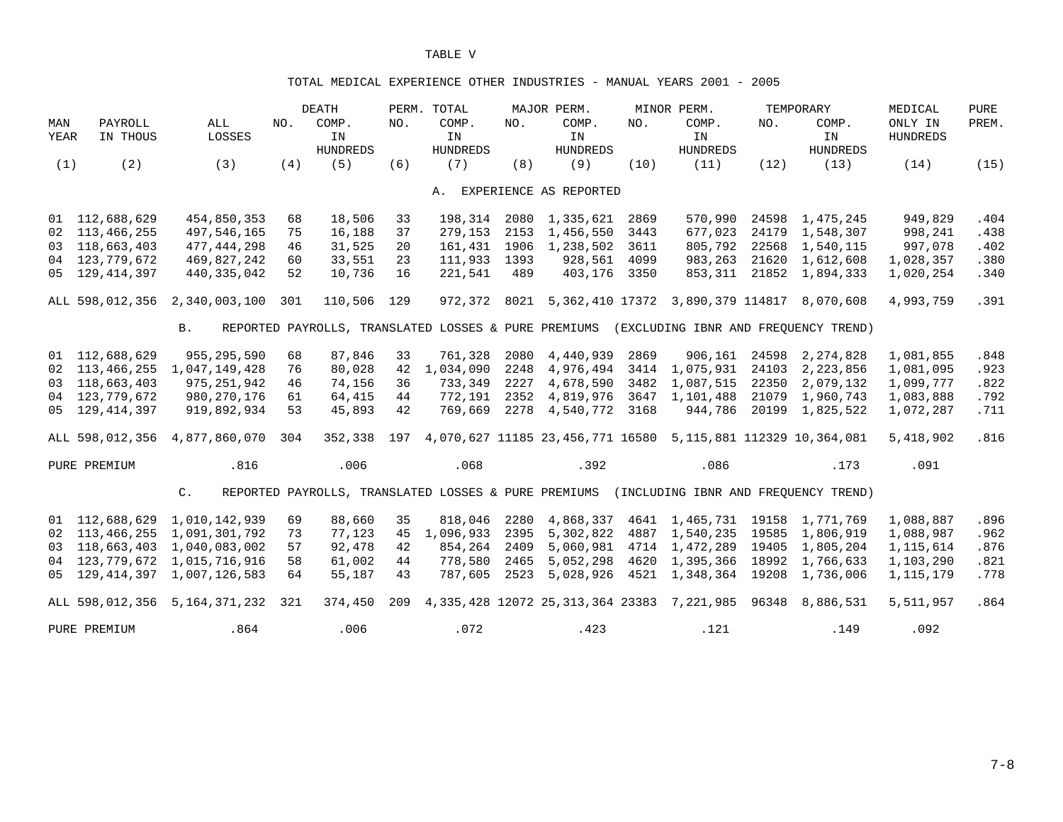TABLE V

TOTAL MEDICAL EXPERIENCE OTHER INDUSTRIES - MANUAL YEARS 2001 - 2005

| MAN YEAR | PAYROLL IN THOUS | ALL LOSSES | DEATH NO. | DEATH COMP. IN HUNDREDS | PERM. TOTAL NO. | PERM. TOTAL COMP. IN HUNDREDS | MAJOR PERM. NO. | MAJOR PERM. COMP. IN HUNDREDS | MINOR PERM. NO. | MINOR PERM. COMP. IN HUNDREDS | TEMPORARY NO. | TEMPORARY COMP. IN HUNDREDS | MEDICAL ONLY IN HUNDREDS | PURE PREM. |
|---|---|---|---|---|---|---|---|---|---|---|---|---|---|---|
| (1) | (2) | (3) | (4) | (5) | (6) | (7) | (8) | (9) | (10) | (11) | (12) | (13) | (14) | (15) |
| | | | | | | A. EXPERIENCE AS REPORTED | | | | | | | | |
| 01 | 112,688,629 | 454,850,353 | 68 | 18,506 | 33 | 198,314 | 2080 | 1,335,621 | 2869 | 570,990 | 24598 | 1,475,245 | 949,829 | .404 |
| 02 | 113,466,255 | 497,546,165 | 75 | 16,188 | 37 | 279,153 | 2153 | 1,456,550 | 3443 | 677,023 | 24179 | 1,548,307 | 998,241 | .438 |
| 03 | 118,663,403 | 477,444,298 | 46 | 31,525 | 20 | 161,431 | 1906 | 1,238,502 | 3611 | 805,792 | 22568 | 1,540,115 | 997,078 | .402 |
| 04 | 123,779,672 | 469,827,242 | 60 | 33,551 | 23 | 111,933 | 1393 | 928,561 | 4099 | 983,263 | 21620 | 1,612,608 | 1,028,357 | .380 |
| 05 | 129,414,397 | 440,335,042 | 52 | 10,736 | 16 | 221,541 | 489 | 403,176 | 3350 | 853,311 | 21852 | 1,894,333 | 1,020,254 | .340 |
| ALL | 598,012,356 | 2,340,003,100 | 301 | 110,506 | 129 | 972,372 | 8021 | 5,362,410 | 17372 | 3,890,379 | 114817 | 8,070,608 | 4,993,759 | .391 |
| | | B. REPORTED PAYROLLS, TRANSLATED LOSSES & PURE PREMIUMS (EXCLUDING IBNR AND FREQUENCY TREND) | | | | | | | | | | | | |
| 01 | 112,688,629 | 955,295,590 | 68 | 87,846 | 33 | 761,328 | 2080 | 4,440,939 | 2869 | 906,161 | 24598 | 2,274,828 | 1,081,855 | .848 |
| 02 | 113,466,255 | 1,047,149,428 | 76 | 80,028 | 42 | 1,034,090 | 2248 | 4,976,494 | 3414 | 1,075,931 | 24103 | 2,223,856 | 1,081,095 | .923 |
| 03 | 118,663,403 | 975,251,942 | 46 | 74,156 | 36 | 733,349 | 2227 | 4,678,590 | 3482 | 1,087,515 | 22350 | 2,079,132 | 1,099,777 | .822 |
| 04 | 123,779,672 | 980,270,176 | 61 | 64,415 | 44 | 772,191 | 2352 | 4,819,976 | 3647 | 1,101,488 | 21079 | 1,960,743 | 1,083,888 | .792 |
| 05 | 129,414,397 | 919,892,934 | 53 | 45,893 | 42 | 769,669 | 2278 | 4,540,772 | 3168 | 944,786 | 20199 | 1,825,522 | 1,072,287 | .711 |
| ALL | 598,012,356 | 4,877,860,070 | 304 | 352,338 | 197 | 4,070,627 | 11185 | 23,456,771 | 16580 | 5,115,881 | 112329 | 10,364,081 | 5,418,902 | .816 |
| PURE PREMIUM | | .816 | | .006 | | .068 | | .392 | | .086 | | .173 | .091 | |
| | | C. REPORTED PAYROLLS, TRANSLATED LOSSES & PURE PREMIUMS (INCLUDING IBNR AND FREQUENCY TREND) | | | | | | | | | | | | |
| 01 | 112,688,629 | 1,010,142,939 | 69 | 88,660 | 35 | 818,046 | 2280 | 4,868,337 | 4641 | 1,465,731 | 19158 | 1,771,769 | 1,088,887 | .896 |
| 02 | 113,466,255 | 1,091,301,792 | 73 | 77,123 | 45 | 1,096,933 | 2395 | 5,302,822 | 4887 | 1,540,235 | 19585 | 1,806,919 | 1,088,987 | .962 |
| 03 | 118,663,403 | 1,040,083,002 | 57 | 92,478 | 42 | 854,264 | 2409 | 5,060,981 | 4714 | 1,472,289 | 19405 | 1,805,204 | 1,115,614 | .876 |
| 04 | 123,779,672 | 1,015,716,916 | 58 | 61,002 | 44 | 778,580 | 2465 | 5,052,298 | 4620 | 1,395,366 | 18992 | 1,766,633 | 1,103,290 | .821 |
| 05 | 129,414,397 | 1,007,126,583 | 64 | 55,187 | 43 | 787,605 | 2523 | 5,028,926 | 4521 | 1,348,364 | 19208 | 1,736,006 | 1,115,179 | .778 |
| ALL | 598,012,356 | 5,164,371,232 | 321 | 374,450 | 209 | 4,335,428 | 12072 | 25,313,364 | 23383 | 7,221,985 | 96348 | 8,886,531 | 5,511,957 | .864 |
| PURE PREMIUM | | .864 | | .006 | | .072 | | .423 | | .121 | | .149 | .092 | |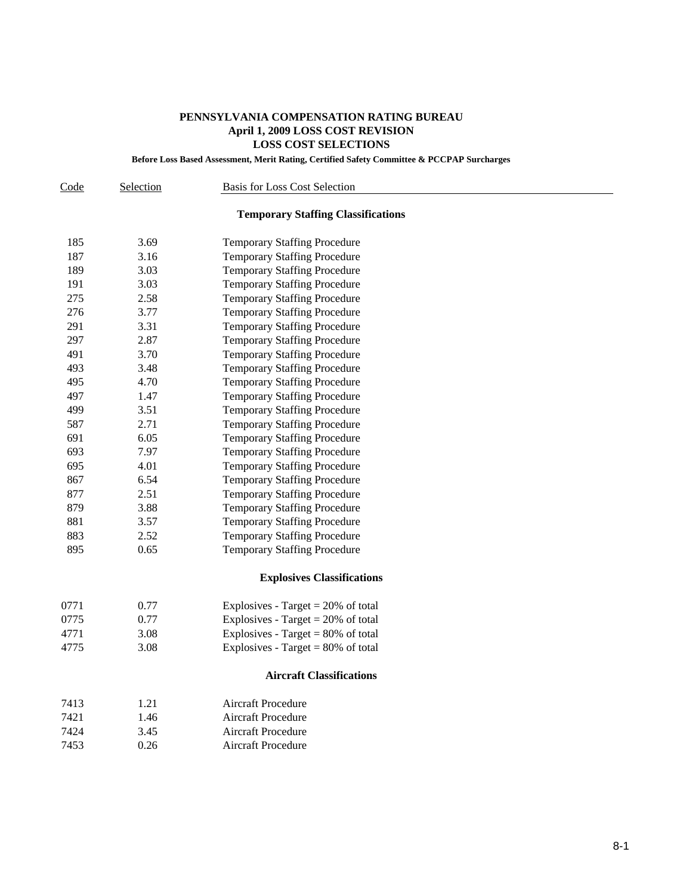**PENNSYLVANIA COMPENSATION RATING BUREAU**
**April 1, 2009 LOSS COST REVISION**
**LOSS COST SELECTIONS**

**Before Loss Based Assessment, Merit Rating, Certified Safety Committee & PCCPAP Surcharges**

| Code | Selection | Basis for Loss Cost Selection |
|---|---|---|
| | | **Temporary Staffing Classifications** |
| 185 | 3.69 | Temporary Staffing Procedure |
| 187 | 3.16 | Temporary Staffing Procedure |
| 189 | 3.03 | Temporary Staffing Procedure |
| 191 | 3.03 | Temporary Staffing Procedure |
| 275 | 2.58 | Temporary Staffing Procedure |
| 276 | 3.77 | Temporary Staffing Procedure |
| 291 | 3.31 | Temporary Staffing Procedure |
| 297 | 2.87 | Temporary Staffing Procedure |
| 491 | 3.70 | Temporary Staffing Procedure |
| 493 | 3.48 | Temporary Staffing Procedure |
| 495 | 4.70 | Temporary Staffing Procedure |
| 497 | 1.47 | Temporary Staffing Procedure |
| 499 | 3.51 | Temporary Staffing Procedure |
| 587 | 2.71 | Temporary Staffing Procedure |
| 691 | 6.05 | Temporary Staffing Procedure |
| 693 | 7.97 | Temporary Staffing Procedure |
| 695 | 4.01 | Temporary Staffing Procedure |
| 867 | 6.54 | Temporary Staffing Procedure |
| 877 | 2.51 | Temporary Staffing Procedure |
| 879 | 3.88 | Temporary Staffing Procedure |
| 881 | 3.57 | Temporary Staffing Procedure |
| 883 | 2.52 | Temporary Staffing Procedure |
| 895 | 0.65 | Temporary Staffing Procedure |
| | | **Explosives Classifications** |
| 0771 | 0.77 | Explosives - Target = 20% of total |
| 0775 | 0.77 | Explosives - Target = 20% of total |
| 4771 | 3.08 | Explosives - Target = 80% of total |
| 4775 | 3.08 | Explosives - Target = 80% of total |
| | | **Aircraft Classifications** |
| 7413 | 1.21 | Aircraft Procedure |
| 7421 | 1.46 | Aircraft Procedure |
| 7424 | 3.45 | Aircraft Procedure |
| 7453 | 0.26 | Aircraft Procedure |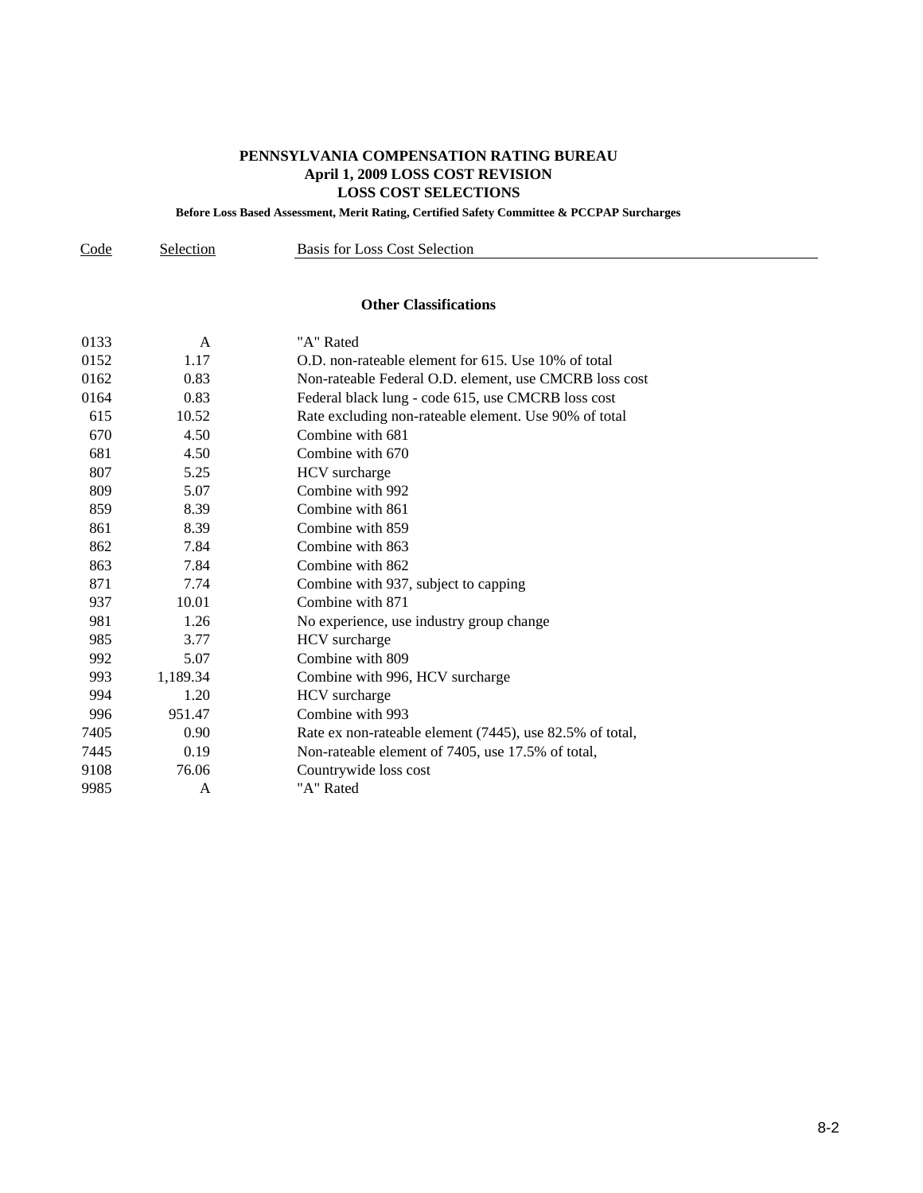**PENNSYLVANIA COMPENSATION RATING BUREAU**
**April 1, 2009 LOSS COST REVISION**
**LOSS COST SELECTIONS**

**Before Loss Based Assessment, Merit Rating, Certified Safety Committee & PCCPAP Surcharges**

**Other Classifications**

| Code | Selection | Basis for Loss Cost Selection |
|---|---|---|
| 0133 | A | "A" Rated |
| 0152 | 1.17 | O.D. non-rateable element for 615. Use 10% of total |
| 0162 | 0.83 | Non-rateable Federal O.D. element, use CMCRB loss cost |
| 0164 | 0.83 | Federal black lung - code 615, use CMCRB loss cost |
| 615 | 10.52 | Rate excluding non-rateable element. Use 90% of total |
| 670 | 4.50 | Combine with 681 |
| 681 | 4.50 | Combine with 670 |
| 807 | 5.25 | HCV surcharge |
| 809 | 5.07 | Combine with 992 |
| 859 | 8.39 | Combine with 861 |
| 861 | 8.39 | Combine with 859 |
| 862 | 7.84 | Combine with 863 |
| 863 | 7.84 | Combine with 862 |
| 871 | 7.74 | Combine with 937, subject to capping |
| 937 | 10.01 | Combine with 871 |
| 981 | 1.26 | No experience, use industry group change |
| 985 | 3.77 | HCV surcharge |
| 992 | 5.07 | Combine with 809 |
| 993 | 1,189.34 | Combine with 996, HCV surcharge |
| 994 | 1.20 | HCV surcharge |
| 996 | 951.47 | Combine with 993 |
| 7405 | 0.90 | Rate ex non-rateable element (7445), use 82.5% of total, |
| 7445 | 0.19 | Non-rateable element of 7405, use 17.5% of total, |
| 9108 | 76.06 | Countrywide loss cost |
| 9985 | A | "A" Rated |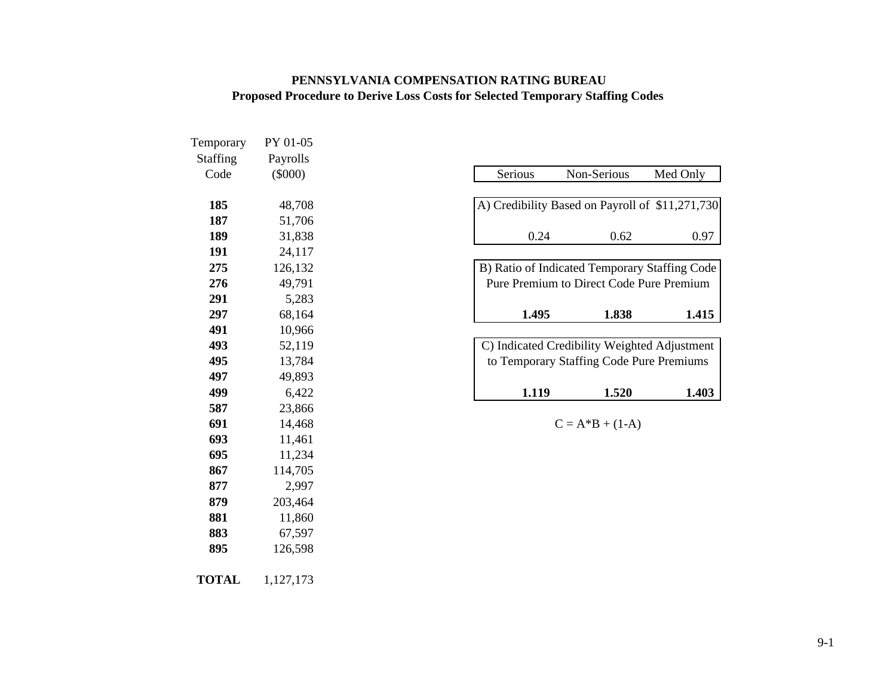**PENNSYLVANIA COMPENSATION RATING BUREAU**
**Proposed Procedure to Derive Loss Costs for Selected Temporary Staffing Codes**

| Temporary Staffing Code | PY 01-05 Payrolls ($000) |
|---|---|
| **185** | 48,708 |
| **187** | 51,706 |
| **189** | 31,838 |
| **191** | 24,117 |
| **275** | 126,132 |
| **276** | 49,791 |
| **291** | 5,283 |
| **297** | 68,164 |
| **491** | 10,966 |
| **493** | 52,119 |
| **495** | 13,784 |
| **497** | 49,893 |
| **499** | 6,422 |
| **587** | 23,866 |
| **691** | 14,468 |
| **693** | 11,461 |
| **695** | 11,234 |
| **867** | 114,705 |
| **877** | 2,997 |
| **879** | 203,464 |
| **881** | 11,860 |
| **883** | 67,597 |
| **895** | 126,598 |
| **TOTAL** | 1,127,173 |

| | Serious | Non-Serious | Med Only |
|---|---|---|---|
| A) Credibility Based on Payroll of $11,271,730 | 0.24 | 0.62 | 0.97 |
| B) Ratio of Indicated Temporary Staffing Code Pure Premium to Direct Code Pure Premium | **1.495** | **1.838** | **1.415** |
| C) Indicated Credibility Weighted Adjustment to Temporary Staffing Code Pure Premiums | **1.119** | **1.520** | **1.403** |

$C = A*B + (1-A)$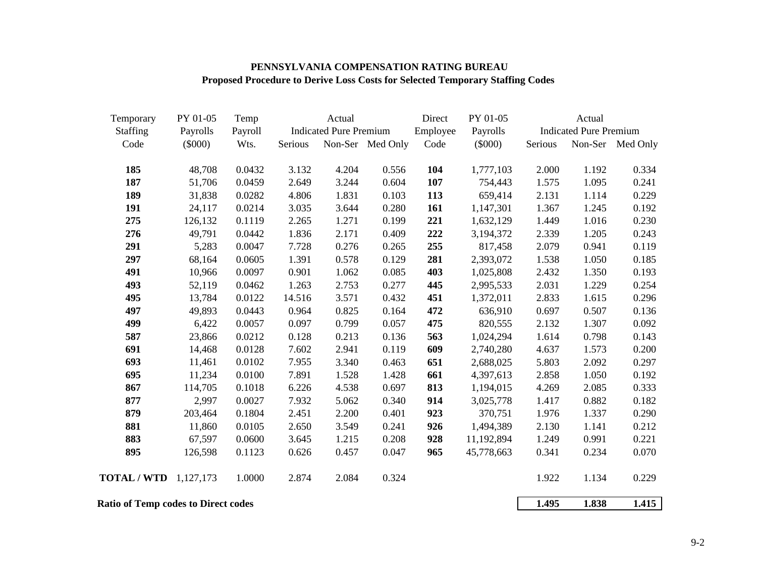**PENNSYLVANIA COMPENSATION RATING BUREAU**
**Proposed Procedure to Derive Loss Costs for Selected Temporary Staffing Codes**

| Temporary Staffing Code | PY 01-05 Payrolls ($000) | Temp Payroll Wts. | Actual Indicated Pure Premium | | | Direct Employee Code | PY 01-05 Payrolls ($000) | Actual Indicated Pure Premium | | |
|---|---|---|---|---|---|---|---|---|---|---|
| | | | Serious | Non-Ser | Med Only | | | Serious | Non-Ser | Med Only |
| **185** | 48,708 | 0.0432 | 3.132 | 4.204 | 0.556 | **104** | 1,777,103 | 2.000 | 1.192 | 0.334 |
| **187** | 51,706 | 0.0459 | 2.649 | 3.244 | 0.604 | **107** | 754,443 | 1.575 | 1.095 | 0.241 |
| **189** | 31,838 | 0.0282 | 4.806 | 1.831 | 0.103 | **113** | 659,414 | 2.131 | 1.114 | 0.229 |
| **191** | 24,117 | 0.0214 | 3.035 | 3.644 | 0.280 | **161** | 1,147,301 | 1.367 | 1.245 | 0.192 |
| **275** | 126,132 | 0.1119 | 2.265 | 1.271 | 0.199 | **221** | 1,632,129 | 1.449 | 1.016 | 0.230 |
| **276** | 49,791 | 0.0442 | 1.836 | 2.171 | 0.409 | **222** | 3,194,372 | 2.339 | 1.205 | 0.243 |
| **291** | 5,283 | 0.0047 | 7.728 | 0.276 | 0.265 | **255** | 817,458 | 2.079 | 0.941 | 0.119 |
| **297** | 68,164 | 0.0605 | 1.391 | 0.578 | 0.129 | **281** | 2,393,072 | 1.538 | 1.050 | 0.185 |
| **491** | 10,966 | 0.0097 | 0.901 | 1.062 | 0.085 | **403** | 1,025,808 | 2.432 | 1.350 | 0.193 |
| **493** | 52,119 | 0.0462 | 1.263 | 2.753 | 0.277 | **445** | 2,995,533 | 2.031 | 1.229 | 0.254 |
| **495** | 13,784 | 0.0122 | 14.516 | 3.571 | 0.432 | **451** | 1,372,011 | 2.833 | 1.615 | 0.296 |
| **497** | 49,893 | 0.0443 | 0.964 | 0.825 | 0.164 | **472** | 636,910 | 0.697 | 0.507 | 0.136 |
| **499** | 6,422 | 0.0057 | 0.097 | 0.799 | 0.057 | **475** | 820,555 | 2.132 | 1.307 | 0.092 |
| **587** | 23,866 | 0.0212 | 0.128 | 0.213 | 0.136 | **563** | 1,024,294 | 1.614 | 0.798 | 0.143 |
| **691** | 14,468 | 0.0128 | 7.602 | 2.941 | 0.119 | **609** | 2,740,280 | 4.637 | 1.573 | 0.200 |
| **693** | 11,461 | 0.0102 | 7.955 | 3.340 | 0.463 | **651** | 2,688,025 | 5.803 | 2.092 | 0.297 |
| **695** | 11,234 | 0.0100 | 7.891 | 1.528 | 1.428 | **661** | 4,397,613 | 2.858 | 1.050 | 0.192 |
| **867** | 114,705 | 0.1018 | 6.226 | 4.538 | 0.697 | **813** | 1,194,015 | 4.269 | 2.085 | 0.333 |
| **877** | 2,997 | 0.0027 | 7.932 | 5.062 | 0.340 | **914** | 3,025,778 | 1.417 | 0.882 | 0.182 |
| **879** | 203,464 | 0.1804 | 2.451 | 2.200 | 0.401 | **923** | 370,751 | 1.976 | 1.337 | 0.290 |
| **881** | 11,860 | 0.0105 | 2.650 | 3.549 | 0.241 | **926** | 1,494,389 | 2.130 | 1.141 | 0.212 |
| **883** | 67,597 | 0.0600 | 3.645 | 1.215 | 0.208 | **928** | 11,192,894 | 1.249 | 0.991 | 0.221 |
| **895** | 126,598 | 0.1123 | 0.626 | 0.457 | 0.047 | **965** | 45,778,663 | 0.341 | 0.234 | 0.070 |
| **TOTAL / WTD** | 1,127,173 | 1.0000 | 2.874 | 2.084 | 0.324 | | | 1.922 | 1.134 | 0.229 |
| **Ratio of Temp codes to Direct codes** | | | | | | | | **1.495** | **1.838** | **1.415** |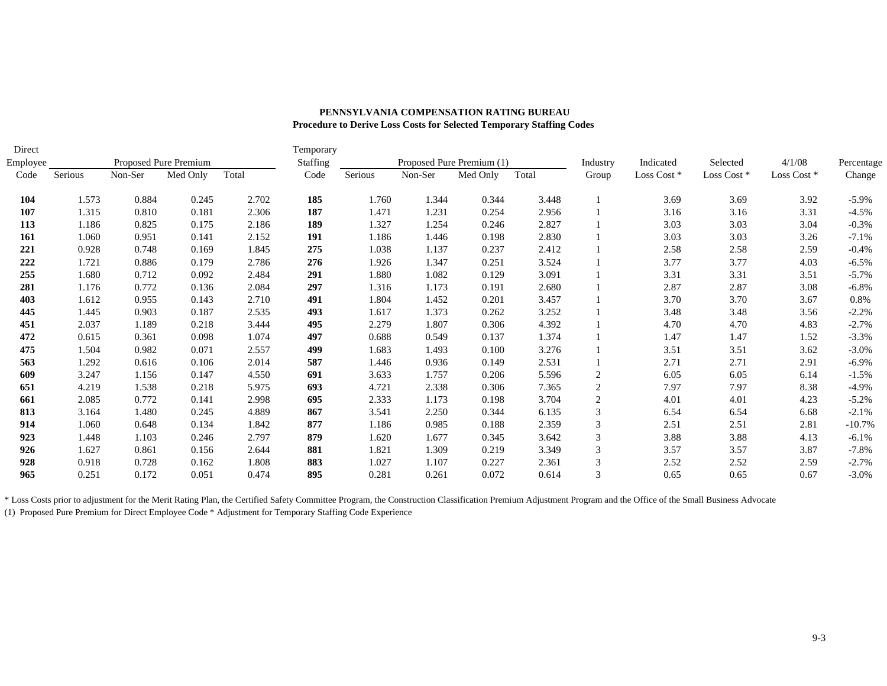**PENNSYLVANIA COMPENSATION RATING BUREAU**
**Procedure to Derive Loss Costs for Selected Temporary Staffing Codes**

| Direct Employee Code | Proposed Pure Premium | | | | Temporary Staffing Code | Proposed Pure Premium (1) | | | | Industry Group | Indicated Loss Cost * | Selected Loss Cost * | 4/1/08 Loss Cost * | Percentage Change |
|---|---|---|---|---|---|---|---|---|---|---|---|---|---|---|
| | Serious | Non-Ser | Med Only | Total | | Serious | Non-Ser | Med Only | Total | | | | | |
| **104** | 1.573 | 0.884 | 0.245 | 2.702 | **185** | 1.760 | 1.344 | 0.344 | 3.448 | 1 | 3.69 | 3.69 | 3.92 | -5.9% |
| **107** | 1.315 | 0.810 | 0.181 | 2.306 | **187** | 1.471 | 1.231 | 0.254 | 2.956 | 1 | 3.16 | 3.16 | 3.31 | -4.5% |
| **113** | 1.186 | 0.825 | 0.175 | 2.186 | **189** | 1.327 | 1.254 | 0.246 | 2.827 | 1 | 3.03 | 3.03 | 3.04 | -0.3% |
| **161** | 1.060 | 0.951 | 0.141 | 2.152 | **191** | 1.186 | 1.446 | 0.198 | 2.830 | 1 | 3.03 | 3.03 | 3.26 | -7.1% |
| **221** | 0.928 | 0.748 | 0.169 | 1.845 | **275** | 1.038 | 1.137 | 0.237 | 2.412 | 1 | 2.58 | 2.58 | 2.59 | -0.4% |
| **222** | 1.721 | 0.886 | 0.179 | 2.786 | **276** | 1.926 | 1.347 | 0.251 | 3.524 | 1 | 3.77 | 3.77 | 4.03 | -6.5% |
| **255** | 1.680 | 0.712 | 0.092 | 2.484 | **291** | 1.880 | 1.082 | 0.129 | 3.091 | 1 | 3.31 | 3.31 | 3.51 | -5.7% |
| **281** | 1.176 | 0.772 | 0.136 | 2.084 | **297** | 1.316 | 1.173 | 0.191 | 2.680 | 1 | 2.87 | 2.87 | 3.08 | -6.8% |
| **403** | 1.612 | 0.955 | 0.143 | 2.710 | **491** | 1.804 | 1.452 | 0.201 | 3.457 | 1 | 3.70 | 3.70 | 3.67 | 0.8% |
| **445** | 1.445 | 0.903 | 0.187 | 2.535 | **493** | 1.617 | 1.373 | 0.262 | 3.252 | 1 | 3.48 | 3.48 | 3.56 | -2.2% |
| **451** | 2.037 | 1.189 | 0.218 | 3.444 | **495** | 2.279 | 1.807 | 0.306 | 4.392 | 1 | 4.70 | 4.70 | 4.83 | -2.7% |
| **472** | 0.615 | 0.361 | 0.098 | 1.074 | **497** | 0.688 | 0.549 | 0.137 | 1.374 | 1 | 1.47 | 1.47 | 1.52 | -3.3% |
| **475** | 1.504 | 0.982 | 0.071 | 2.557 | **499** | 1.683 | 1.493 | 0.100 | 3.276 | 1 | 3.51 | 3.51 | 3.62 | -3.0% |
| **563** | 1.292 | 0.616 | 0.106 | 2.014 | **587** | 1.446 | 0.936 | 0.149 | 2.531 | 1 | 2.71 | 2.71 | 2.91 | -6.9% |
| **609** | 3.247 | 1.156 | 0.147 | 4.550 | **691** | 3.633 | 1.757 | 0.206 | 5.596 | 2 | 6.05 | 6.05 | 6.14 | -1.5% |
| **651** | 4.219 | 1.538 | 0.218 | 5.975 | **693** | 4.721 | 2.338 | 0.306 | 7.365 | 2 | 7.97 | 7.97 | 8.38 | -4.9% |
| **661** | 2.085 | 0.772 | 0.141 | 2.998 | **695** | 2.333 | 1.173 | 0.198 | 3.704 | 2 | 4.01 | 4.01 | 4.23 | -5.2% |
| **813** | 3.164 | 1.480 | 0.245 | 4.889 | **867** | 3.541 | 2.250 | 0.344 | 6.135 | 3 | 6.54 | 6.54 | 6.68 | -2.1% |
| **914** | 1.060 | 0.648 | 0.134 | 1.842 | **877** | 1.186 | 0.985 | 0.188 | 2.359 | 3 | 2.51 | 2.51 | 2.81 | -10.7% |
| **923** | 1.448 | 1.103 | 0.246 | 2.797 | **879** | 1.620 | 1.677 | 0.345 | 3.642 | 3 | 3.88 | 3.88 | 4.13 | -6.1% |
| **926** | 1.627 | 0.861 | 0.156 | 2.644 | **881** | 1.821 | 1.309 | 0.219 | 3.349 | 3 | 3.57 | 3.57 | 3.87 | -7.8% |
| **928** | 0.918 | 0.728 | 0.162 | 1.808 | **883** | 1.027 | 1.107 | 0.227 | 2.361 | 3 | 2.52 | 2.52 | 2.59 | -2.7% |
| **965** | 0.251 | 0.172 | 0.051 | 0.474 | **895** | 0.281 | 0.261 | 0.072 | 0.614 | 3 | 0.65 | 0.65 | 0.67 | -3.0% |

\* Loss Costs prior to adjustment for the Merit Rating Plan, the Certified Safety Committee Program, the Construction Classification Premium Adjustment Program and the Office of the Small Business Advocate

(1) Proposed Pure Premium for Direct Employee Code * Adjustment for Temporary Staffing Code Experience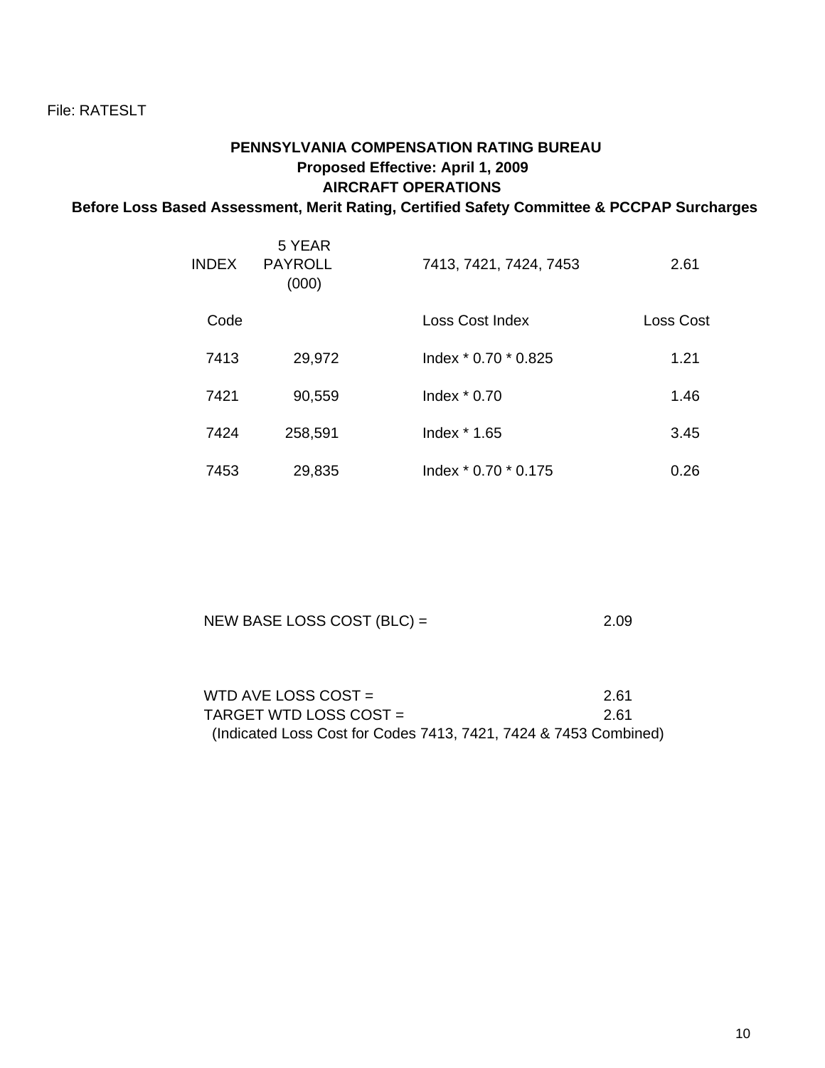File: RATESLT

# PENNSYLVANIA COMPENSATION RATING BUREAU
## Proposed Effective: April 1, 2009
## AIRCRAFT OPERATIONS
### Before Loss Based Assessment, Merit Rating, Certified Safety Committee & PCCPAP Surcharges

| INDEX | 5 YEAR PAYROLL (000) | 7413, 7421, 7424, 7453 | 2.61 |
|---|---|---|---|
| Code | | Loss Cost Index | Loss Cost |
| 7413 | 29,972 | Index * 0.70 * 0.825 | 1.21 |
| 7421 | 90,559 | Index * 0.70 | 1.46 |
| 7424 | 258,591 | Index * 1.65 | 3.45 |
| 7453 | 29,835 | Index * 0.70 * 0.175 | 0.26 |

NEW BASE LOSS COST (BLC) = 2.09

WTD AVE LOSS COST = 2.61
TARGET WTD LOSS COST = 2.61
(Indicated Loss Cost for Codes 7413, 7421, 7424 & 7453 Combined)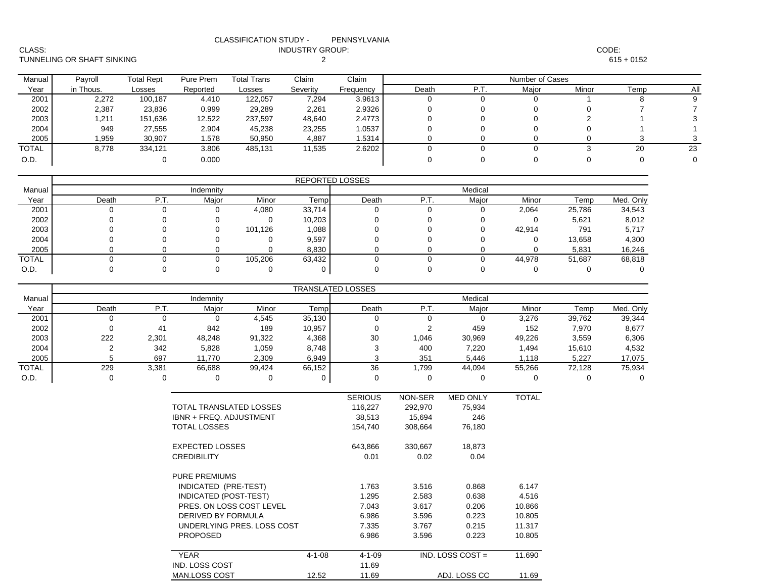CLASSIFICATION STUDY - PENNSYLVANIA

CLASS: TUNNELING OR SHAFT SINKING

INDUSTRY GROUP: 2

CODE: 615 + 0152

| Manual Year | Payroll in Thous. | Total Rept Losses | Pure Prem Reported | Total Trans Losses | Claim Severity | Claim Frequency | Number of Cases Death | P.T. | Major | Minor | Temp | All |
|---|---|---|---|---|---|---|---|---|---|---|---|---|
| 2001 | 2,272 | 100,187 | 4.410 | 122,057 | 7,294 | 3.9613 | 0 | 0 | 0 | 1 | 8 | 9 |
| 2002 | 2,387 | 23,836 | 0.999 | 29,289 | 2,261 | 2.9326 | 0 | 0 | 0 | 0 | 7 | 7 |
| 2003 | 1,211 | 151,636 | 12.522 | 237,597 | 48,640 | 2.4773 | 0 | 0 | 0 | 2 | 1 | 3 |
| 2004 | 949 | 27,555 | 2.904 | 45,238 | 23,255 | 1.0537 | 0 | 0 | 0 | 0 | 1 | 1 |
| 2005 | 1,959 | 30,907 | 1.578 | 50,950 | 4,887 | 1.5314 | 0 | 0 | 0 | 0 | 3 | 3 |
| TOTAL | 8,778 | 334,121 | 3.806 | 485,131 | 11,535 | 2.6202 | 0 | 0 | 0 | 3 | 20 | 23 |
| O.D. | | 0 | 0.000 | | | | 0 | 0 | 0 | 0 | 0 | 0 |

REPORTED LOSSES

| Manual Year | Indemnity Death | P.T. | Major | Minor | Temp | Medical Death | P.T. | Major | Minor | Temp | Med. Only |
|---|---|---|---|---|---|---|---|---|---|---|---|
| 2001 | 0 | 0 | 0 | 4,080 | 33,714 | 0 | 0 | 0 | 2,064 | 25,786 | 34,543 |
| 2002 | 0 | 0 | 0 | 0 | 10,203 | 0 | 0 | 0 | 0 | 5,621 | 8,012 |
| 2003 | 0 | 0 | 0 | 101,126 | 1,088 | 0 | 0 | 0 | 42,914 | 791 | 5,717 |
| 2004 | 0 | 0 | 0 | 0 | 9,597 | 0 | 0 | 0 | 0 | 13,658 | 4,300 |
| 2005 | 0 | 0 | 0 | 0 | 8,830 | 0 | 0 | 0 | 0 | 5,831 | 16,246 |
| TOTAL | 0 | 0 | 0 | 105,206 | 63,432 | 0 | 0 | 0 | 44,978 | 51,687 | 68,818 |
| O.D. | 0 | 0 | 0 | 0 | 0 | 0 | 0 | 0 | 0 | 0 | 0 |

TRANSLATED LOSSES

| Manual Year | Indemnity Death | P.T. | Major | Minor | Temp | Medical Death | P.T. | Major | Minor | Temp | Med. Only |
|---|---|---|---|---|---|---|---|---|---|---|---|
| 2001 | 0 | 0 | 0 | 4,545 | 35,130 | 0 | 0 | 0 | 3,276 | 39,762 | 39,344 |
| 2002 | 0 | 41 | 842 | 189 | 10,957 | 0 | 2 | 459 | 152 | 7,970 | 8,677 |
| 2003 | 222 | 2,301 | 48,248 | 91,322 | 4,368 | 30 | 1,046 | 30,969 | 49,226 | 3,559 | 6,306 |
| 2004 | 2 | 342 | 5,828 | 1,059 | 8,748 | 3 | 400 | 7,220 | 1,494 | 15,610 | 4,532 |
| 2005 | 5 | 697 | 11,770 | 2,309 | 6,949 | 3 | 351 | 5,446 | 1,118 | 5,227 | 17,075 |
| TOTAL | 229 | 3,381 | 66,688 | 99,424 | 66,152 | 36 | 1,799 | 44,094 | 55,266 | 72,128 | 75,934 |
| O.D. | 0 | 0 | 0 | 0 | 0 | 0 | 0 | 0 | 0 | 0 | 0 |

| | SERIOUS | NON-SER | MED ONLY | TOTAL |
|---|---|---|---|---|
| TOTAL TRANSLATED LOSSES | 116,227 | 292,970 | 75,934 | |
| IBNR + FREQ. ADJUSTMENT | 38,513 | 15,694 | 246 | |
| TOTAL LOSSES | 154,740 | 308,664 | 76,180 | |
| EXPECTED LOSSES | 643,866 | 330,667 | 18,873 | |
| CREDIBILITY | 0.01 | 0.02 | 0.04 | |
| PURE PREMIUMS | | | | |
| INDICATED (PRE-TEST) | 1.763 | 3.516 | 0.868 | 6.147 |
| INDICATED (POST-TEST) | 1.295 | 2.583 | 0.638 | 4.516 |
| PRES. ON LOSS COST LEVEL | 7.043 | 3.617 | 0.206 | 10.866 |
| DERIVED BY FORMULA | 6.986 | 3.596 | 0.223 | 10.805 |
| UNDERLYING PRES. LOSS COST | 7.335 | 3.767 | 0.215 | 11.317 |
| PROPOSED | 6.986 | 3.596 | 0.223 | 10.805 |

| YEAR | 4-1-08 | 4-1-09 | IND. LOSS COST = | 11.690 |
|---|---|---|---|---|
| IND. LOSS COST | | 11.69 | | |
| MAN.LOSS COST | 12.52 | 11.69 | ADJ. LOSS CC | 11.69 |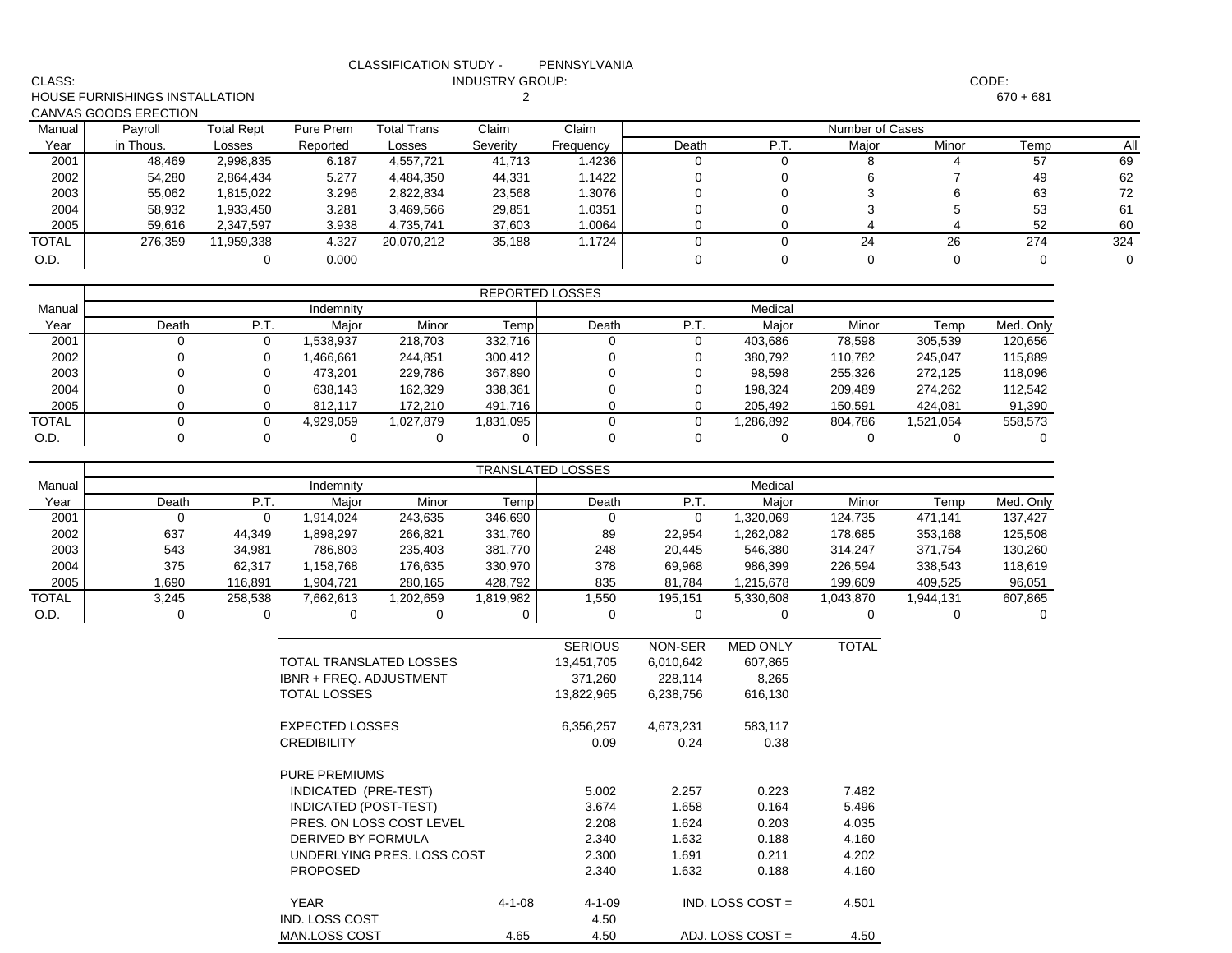CLASSIFICATION STUDY - PENNSYLVANIA

CLASS: HOUSE FURNISHINGS INSTALLATION CANVAS GOODS ERECTION

INDUSTRY GROUP: 2

CODE: 670 + 681

| Manual Year | Payroll in Thous. | Total Rept Losses | Pure Prem Reported | Total Trans Losses | Claim Severity | Claim Frequency | Number of Cases | | | | | |
|---|---|---|---|---|---|---|---|---|---|---|---|---|
| | | | | | | | Death | P.T. | Major | Minor | Temp | All |
| 2001 | 48,469 | 2,998,835 | 6.187 | 4,557,721 | 41,713 | 1.4236 | 0 | 0 | 8 | 4 | 57 | 69 |
| 2002 | 54,280 | 2,864,434 | 5.277 | 4,484,350 | 44,331 | 1.1422 | 0 | 0 | 6 | 7 | 49 | 62 |
| 2003 | 55,062 | 1,815,022 | 3.296 | 2,822,834 | 23,568 | 1.3076 | 0 | 0 | 3 | 6 | 63 | 72 |
| 2004 | 58,932 | 1,933,450 | 3.281 | 3,469,566 | 29,851 | 1.0351 | 0 | 0 | 3 | 5 | 53 | 61 |
| 2005 | 59,616 | 2,347,597 | 3.938 | 4,735,741 | 37,603 | 1.0064 | 0 | 0 | 4 | 4 | 52 | 60 |
| TOTAL | 276,359 | 11,959,338 | 4.327 | 20,070,212 | 35,188 | 1.1724 | 0 | 0 | 24 | 26 | 274 | 324 |
| O.D. | | 0 | 0.000 | | | | 0 | 0 | 0 | 0 | 0 | 0 |

REPORTED LOSSES

| Manual Year | Indemnity | | | | | Medical | | | | | |
|---|---|---|---|---|---|---|---|---|---|---|---|
| | Death | P.T. | Major | Minor | Temp | Death | P.T. | Major | Minor | Temp | Med. Only |
| 2001 | 0 | 0 | 1,538,937 | 218,703 | 332,716 | 0 | 0 | 403,686 | 78,598 | 305,539 | 120,656 |
| 2002 | 0 | 0 | 1,466,661 | 244,851 | 300,412 | 0 | 0 | 380,792 | 110,782 | 245,047 | 115,889 |
| 2003 | 0 | 0 | 473,201 | 229,786 | 367,890 | 0 | 0 | 98,598 | 255,326 | 272,125 | 118,096 |
| 2004 | 0 | 0 | 638,143 | 162,329 | 338,361 | 0 | 0 | 198,324 | 209,489 | 274,262 | 112,542 |
| 2005 | 0 | 0 | 812,117 | 172,210 | 491,716 | 0 | 0 | 205,492 | 150,591 | 424,081 | 91,390 |
| TOTAL | 0 | 0 | 4,929,059 | 1,027,879 | 1,831,095 | 0 | 0 | 1,286,892 | 804,786 | 1,521,054 | 558,573 |
| O.D. | 0 | 0 | 0 | 0 | 0 | 0 | 0 | 0 | 0 | 0 | 0 |

TRANSLATED LOSSES

| Manual Year | Indemnity | | | | | Medical | | | | | |
|---|---|---|---|---|---|---|---|---|---|---|---|
| | Death | P.T. | Major | Minor | Temp | Death | P.T. | Major | Minor | Temp | Med. Only |
| 2001 | 0 | 0 | 1,914,024 | 243,635 | 346,690 | 0 | 0 | 1,320,069 | 124,735 | 471,141 | 137,427 |
| 2002 | 637 | 44,349 | 1,898,297 | 266,821 | 331,760 | 89 | 22,954 | 1,262,082 | 178,685 | 353,168 | 125,508 |
| 2003 | 543 | 34,981 | 786,803 | 235,403 | 381,770 | 248 | 20,445 | 546,380 | 314,247 | 371,754 | 130,260 |
| 2004 | 375 | 62,317 | 1,158,768 | 176,635 | 330,970 | 378 | 69,968 | 986,399 | 226,594 | 338,543 | 118,619 |
| 2005 | 1,690 | 116,891 | 1,904,721 | 280,165 | 428,792 | 835 | 81,784 | 1,215,678 | 199,609 | 409,525 | 96,051 |
| TOTAL | 3,245 | 258,538 | 7,662,613 | 1,202,659 | 1,819,982 | 1,550 | 195,151 | 5,330,608 | 1,043,870 | 1,944,131 | 607,865 |
| O.D. | 0 | 0 | 0 | 0 | 0 | 0 | 0 | 0 | 0 | 0 | 0 |

| | SERIOUS | NON-SER | MED ONLY | TOTAL |
|---|---|---|---|---|
| TOTAL TRANSLATED LOSSES | 13,451,705 | 6,010,642 | 607,865 | |
| IBNR + FREQ. ADJUSTMENT | 371,260 | 228,114 | 8,265 | |
| TOTAL LOSSES | 13,822,965 | 6,238,756 | 616,130 | |
| | | | | |
| EXPECTED LOSSES | 6,356,257 | 4,673,231 | 583,117 | |
| CREDIBILITY | 0.09 | 0.24 | 0.38 | |
| | | | | |
| PURE PREMIUMS | | | | |
| INDICATED (PRE-TEST) | 5.002 | 2.257 | 0.223 | 7.482 |
| INDICATED (POST-TEST) | 3.674 | 1.658 | 0.164 | 5.496 |
| PRES. ON LOSS COST LEVEL | 2.208 | 1.624 | 0.203 | 4.035 |
| DERIVED BY FORMULA | 2.340 | 1.632 | 0.188 | 4.160 |
| UNDERLYING PRES. LOSS COST | 2.300 | 1.691 | 0.211 | 4.202 |
| PROPOSED | 2.340 | 1.632 | 0.188 | 4.160 |

| YEAR | 4-1-08 | 4-1-09 | | |
|---|---|---|---|---|
| IND. LOSS COST | | 4.50 | IND. LOSS COST = | 4.501 |
| MAN.LOSS COST | 4.65 | 4.50 | ADJ. LOSS COST = | 4.50 |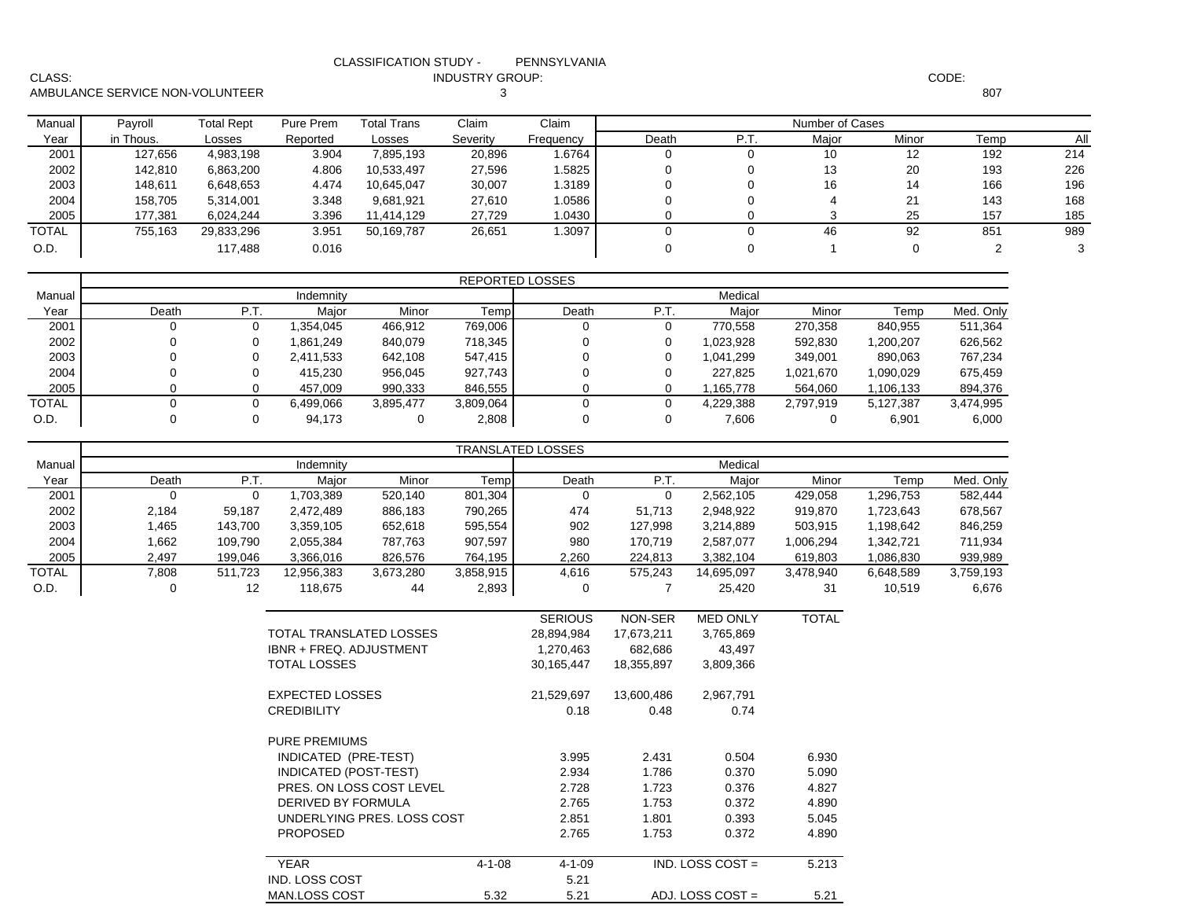CLASSIFICATION STUDY - PENNSYLVANIA

CLASS: AMBULANCE SERVICE NON-VOLUNTEER

INDUSTRY GROUP: 3

CODE: 807

| Manual Year | Payroll in Thous. | Total Rept Losses | Pure Prem Reported | Total Trans Losses | Claim Severity | Claim Frequency | Death | P.T. | Major | Minor | Temp | All |
|---|---|---|---|---|---|---|---|---|---|---|---|---|
| | | | | | | | Number of Cases | | | | | |
| 2001 | 127,656 | 4,983,198 | 3.904 | 7,895,193 | 20,896 | 1.6764 | 0 | 0 | 10 | 12 | 192 | 214 |
| 2002 | 142,810 | 6,863,200 | 4.806 | 10,533,497 | 27,596 | 1.5825 | 0 | 0 | 13 | 20 | 193 | 226 |
| 2003 | 148,611 | 6,648,653 | 4.474 | 10,645,047 | 30,007 | 1.3189 | 0 | 0 | 16 | 14 | 166 | 196 |
| 2004 | 158,705 | 5,314,001 | 3.348 | 9,681,921 | 27,610 | 1.0586 | 0 | 0 | 4 | 21 | 143 | 168 |
| 2005 | 177,381 | 6,024,244 | 3.396 | 11,414,129 | 27,729 | 1.0430 | 0 | 0 | 3 | 25 | 157 | 185 |
| TOTAL | 755,163 | 29,833,296 | 3.951 | 50,169,787 | 26,651 | 1.3097 | 0 | 0 | 46 | 92 | 851 | 989 |
| O.D. | | 117,488 | 0.016 | | | | 0 | 0 | 1 | 0 | 2 | 3 |

REPORTED LOSSES

| Manual Year | Indemnity Death | Indemnity P.T. | Indemnity Major | Indemnity Minor | Indemnity Temp | Medical Death | Medical P.T. | Medical Major | Medical Minor | Medical Temp | Med. Only |
|---|---|---|---|---|---|---|---|---|---|---|---|
| 2001 | 0 | 0 | 1,354,045 | 466,912 | 769,006 | 0 | 0 | 770,558 | 270,358 | 840,955 | 511,364 |
| 2002 | 0 | 0 | 1,861,249 | 840,079 | 718,345 | 0 | 0 | 1,023,928 | 592,830 | 1,200,207 | 626,562 |
| 2003 | 0 | 0 | 2,411,533 | 642,108 | 547,415 | 0 | 0 | 1,041,299 | 349,001 | 890,063 | 767,234 |
| 2004 | 0 | 0 | 415,230 | 956,045 | 927,743 | 0 | 0 | 227,825 | 1,021,670 | 1,090,029 | 675,459 |
| 2005 | 0 | 0 | 457,009 | 990,333 | 846,555 | 0 | 0 | 1,165,778 | 564,060 | 1,106,133 | 894,376 |
| TOTAL | 0 | 0 | 6,499,066 | 3,895,477 | 3,809,064 | 0 | 0 | 4,229,388 | 2,797,919 | 5,127,387 | 3,474,995 |
| O.D. | 0 | 0 | 94,173 | 0 | 2,808 | 0 | 0 | 7,606 | 0 | 6,901 | 6,000 |

TRANSLATED LOSSES

| Manual Year | Indemnity Death | Indemnity P.T. | Indemnity Major | Indemnity Minor | Indemnity Temp | Medical Death | Medical P.T. | Medical Major | Medical Minor | Medical Temp | Med. Only |
|---|---|---|---|---|---|---|---|---|---|---|---|
| 2001 | 0 | 0 | 1,703,389 | 520,140 | 801,304 | 0 | 0 | 2,562,105 | 429,058 | 1,296,753 | 582,444 |
| 2002 | 2,184 | 59,187 | 2,472,489 | 886,183 | 790,265 | 474 | 51,713 | 2,948,922 | 919,870 | 1,723,643 | 678,567 |
| 2003 | 1,465 | 143,700 | 3,359,105 | 652,618 | 595,554 | 902 | 127,998 | 3,214,889 | 503,915 | 1,198,642 | 846,259 |
| 2004 | 1,662 | 109,790 | 2,055,384 | 787,763 | 907,597 | 980 | 170,719 | 2,587,077 | 1,006,294 | 1,342,721 | 711,934 |
| 2005 | 2,497 | 199,046 | 3,366,016 | 826,576 | 764,195 | 2,260 | 224,813 | 3,382,104 | 619,803 | 1,086,830 | 939,989 |
| TOTAL | 7,808 | 511,723 | 12,956,383 | 3,673,280 | 3,858,915 | 4,616 | 575,243 | 14,695,097 | 3,478,940 | 6,648,589 | 3,759,193 |
| O.D. | 0 | 12 | 118,675 | 44 | 2,893 | 0 | 7 | 25,420 | 31 | 10,519 | 6,676 |

| | SERIOUS | NON-SER | MED ONLY | TOTAL |
|---|---|---|---|---|
| TOTAL TRANSLATED LOSSES | 28,894,984 | 17,673,211 | 3,765,869 | |
| IBNR + FREQ. ADJUSTMENT | 1,270,463 | 682,686 | 43,497 | |
| TOTAL LOSSES | 30,165,447 | 18,355,897 | 3,809,366 | |
| EXPECTED LOSSES | 21,529,697 | 13,600,486 | 2,967,791 | |
| CREDIBILITY | 0.18 | 0.48 | 0.74 | |
| PURE PREMIUMS | | | | |
| INDICATED (PRE-TEST) | 3.995 | 2.431 | 0.504 | 6.930 |
| INDICATED (POST-TEST) | 2.934 | 1.786 | 0.370 | 5.090 |
| PRES. ON LOSS COST LEVEL | 2.728 | 1.723 | 0.376 | 4.827 |
| DERIVED BY FORMULA | 2.765 | 1.753 | 0.372 | 4.890 |
| UNDERLYING PRES. LOSS COST | 2.851 | 1.801 | 0.393 | 5.045 |
| PROPOSED | 2.765 | 1.753 | 0.372 | 4.890 |

| YEAR | 4-1-08 | 4-1-09 | | |
|---|---|---|---|---|
| IND. LOSS COST | | 5.21 | IND. LOSS COST = | 5.213 |
| MAN.LOSS COST | 5.32 | 5.21 | ADJ. LOSS COST = | 5.21 |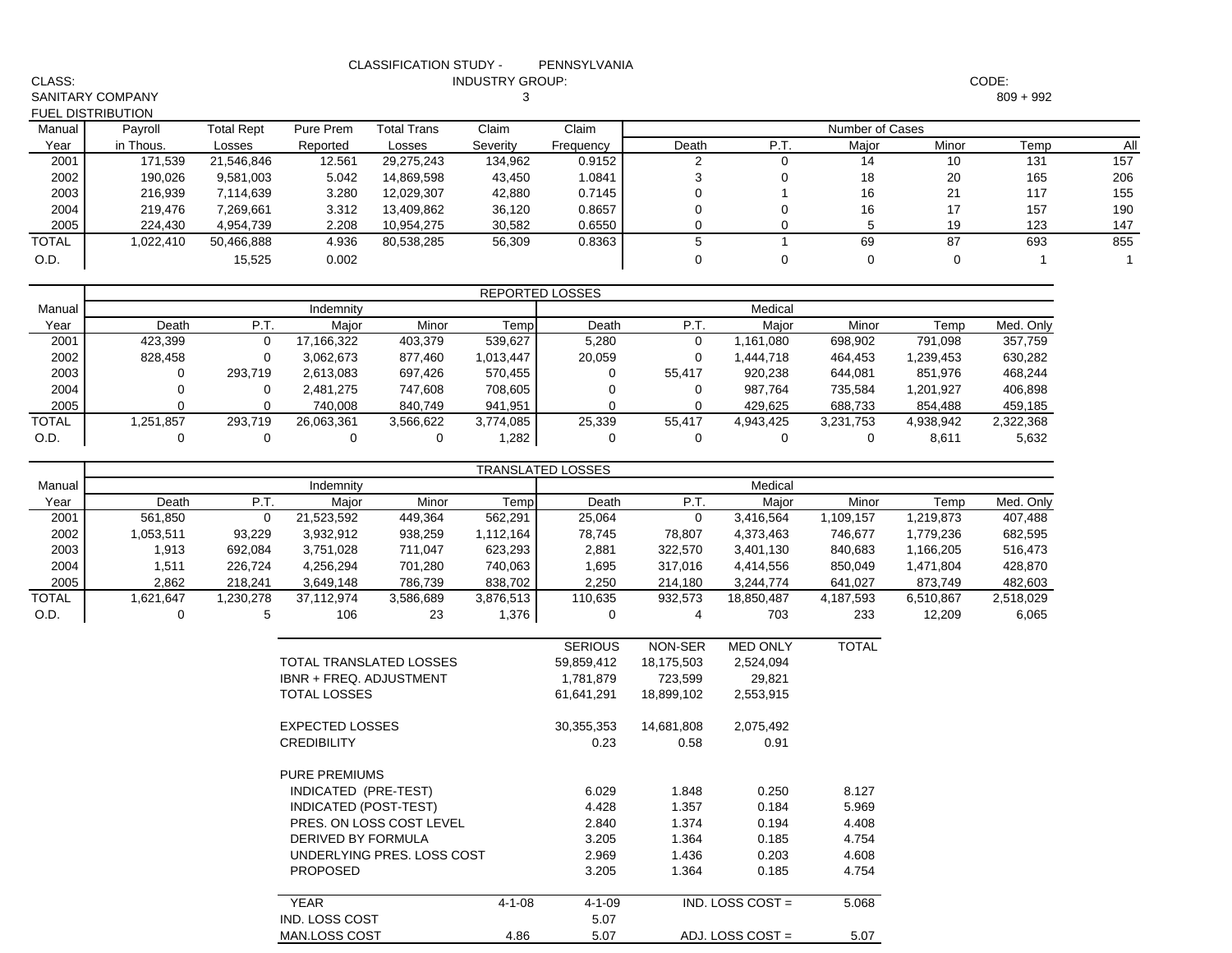CLASSIFICATION STUDY - PENNSYLVANIA

CLASS: SANITARY COMPANY FUEL DISTRIBUTION

INDUSTRY GROUP: 3

CODE: 809 + 992

| Manual Year | Payroll in Thous. | Total Rept Losses | Pure Prem Reported | Total Trans Losses | Claim Severity | Claim Frequency | Number of Cases Death | P.T. | Major | Minor | Temp | All |
|---|---|---|---|---|---|---|---|---|---|---|---|---|
| 2001 | 171,539 | 21,546,846 | 12.561 | 29,275,243 | 134,962 | 0.9152 | 2 | 0 | 14 | 10 | 131 | 157 |
| 2002 | 190,026 | 9,581,003 | 5.042 | 14,869,598 | 43,450 | 1.0841 | 3 | 0 | 18 | 20 | 165 | 206 |
| 2003 | 216,939 | 7,114,639 | 3.280 | 12,029,307 | 42,880 | 0.7145 | 0 | 1 | 16 | 21 | 117 | 155 |
| 2004 | 219,476 | 7,269,661 | 3.312 | 13,409,862 | 36,120 | 0.8657 | 0 | 0 | 16 | 17 | 157 | 190 |
| 2005 | 224,430 | 4,954,739 | 2.208 | 10,954,275 | 30,582 | 0.6550 | 0 | 0 | 5 | 19 | 123 | 147 |
| TOTAL | 1,022,410 | 50,466,888 | 4.936 | 80,538,285 | 56,309 | 0.8363 | 5 | 1 | 69 | 87 | 693 | 855 |
| O.D. | | 15,525 | 0.002 | | | | 0 | 0 | 0 | 0 | 1 | 1 |

REPORTED LOSSES

| Manual Year | Indemnity Death | P.T. | Major | Minor | Temp | Medical Death | P.T. | Major | Minor | Temp | Med. Only |
|---|---|---|---|---|---|---|---|---|---|---|---|
| 2001 | 423,399 | 0 | 17,166,322 | 403,379 | 539,627 | 5,280 | 0 | 1,161,080 | 698,902 | 791,098 | 357,759 |
| 2002 | 828,458 | 0 | 3,062,673 | 877,460 | 1,013,447 | 20,059 | 0 | 1,444,718 | 464,453 | 1,239,453 | 630,282 |
| 2003 | 0 | 293,719 | 2,613,083 | 697,426 | 570,455 | 0 | 55,417 | 920,238 | 644,081 | 851,976 | 468,244 |
| 2004 | 0 | 0 | 2,481,275 | 747,608 | 708,605 | 0 | 0 | 987,764 | 735,584 | 1,201,927 | 406,898 |
| 2005 | 0 | 0 | 740,008 | 840,749 | 941,951 | 0 | 0 | 429,625 | 688,733 | 854,488 | 459,185 |
| TOTAL | 1,251,857 | 293,719 | 26,063,361 | 3,566,622 | 3,774,085 | 25,339 | 55,417 | 4,943,425 | 3,231,753 | 4,938,942 | 2,322,368 |
| O.D. | 0 | 0 | 0 | 0 | 1,282 | 0 | 0 | 0 | 0 | 8,611 | 5,632 |

TRANSLATED LOSSES

| Manual Year | Indemnity Death | P.T. | Major | Minor | Temp | Medical Death | P.T. | Major | Minor | Temp | Med. Only |
|---|---|---|---|---|---|---|---|---|---|---|---|
| 2001 | 561,850 | 0 | 21,523,592 | 449,364 | 562,291 | 25,064 | 0 | 3,416,564 | 1,109,157 | 1,219,873 | 407,488 |
| 2002 | 1,053,511 | 93,229 | 3,932,912 | 938,259 | 1,112,164 | 78,745 | 78,807 | 4,373,463 | 746,677 | 1,779,236 | 682,595 |
| 2003 | 1,913 | 692,084 | 3,751,028 | 711,047 | 623,293 | 2,881 | 322,570 | 3,401,130 | 840,683 | 1,166,205 | 516,473 |
| 2004 | 1,511 | 226,724 | 4,256,294 | 701,280 | 740,063 | 1,695 | 317,016 | 4,414,556 | 850,049 | 1,471,804 | 428,870 |
| 2005 | 2,862 | 218,241 | 3,649,148 | 786,739 | 838,702 | 2,250 | 214,180 | 3,244,774 | 641,027 | 873,749 | 482,603 |
| TOTAL | 1,621,647 | 1,230,278 | 37,112,974 | 3,586,689 | 3,876,513 | 110,635 | 932,573 | 18,850,487 | 4,187,593 | 6,510,867 | 2,518,029 |
| O.D. | 0 | 5 | 106 | 23 | 1,376 | 0 | 4 | 703 | 233 | 12,209 | 6,065 |

| | SERIOUS | NON-SER | MED ONLY | TOTAL |
|---|---|---|---|---|
| TOTAL TRANSLATED LOSSES | 59,859,412 | 18,175,503 | 2,524,094 | |
| IBNR + FREQ. ADJUSTMENT | 1,781,879 | 723,599 | 29,821 | |
| TOTAL LOSSES | 61,641,291 | 18,899,102 | 2,553,915 | |
| EXPECTED LOSSES | 30,355,353 | 14,681,808 | 2,075,492 | |
| CREDIBILITY | 0.23 | 0.58 | 0.91 | |
| PURE PREMIUMS | | | | |
| INDICATED (PRE-TEST) | 6.029 | 1.848 | 0.250 | 8.127 |
| INDICATED (POST-TEST) | 4.428 | 1.357 | 0.184 | 5.969 |
| PRES. ON LOSS COST LEVEL | 2.840 | 1.374 | 0.194 | 4.408 |
| DERIVED BY FORMULA | 3.205 | 1.364 | 0.185 | 4.754 |
| UNDERLYING PRES. LOSS COST | 2.969 | 1.436 | 0.203 | 4.608 |
| PROPOSED | 3.205 | 1.364 | 0.185 | 4.754 |

| YEAR | 4-1-08 | 4-1-09 | | |
|---|---|---|---|---|
| IND. LOSS COST | | 5.07 | IND. LOSS COST = | 5.068 |
| MAN.LOSS COST | 4.86 | 5.07 | ADJ. LOSS COST = | 5.07 |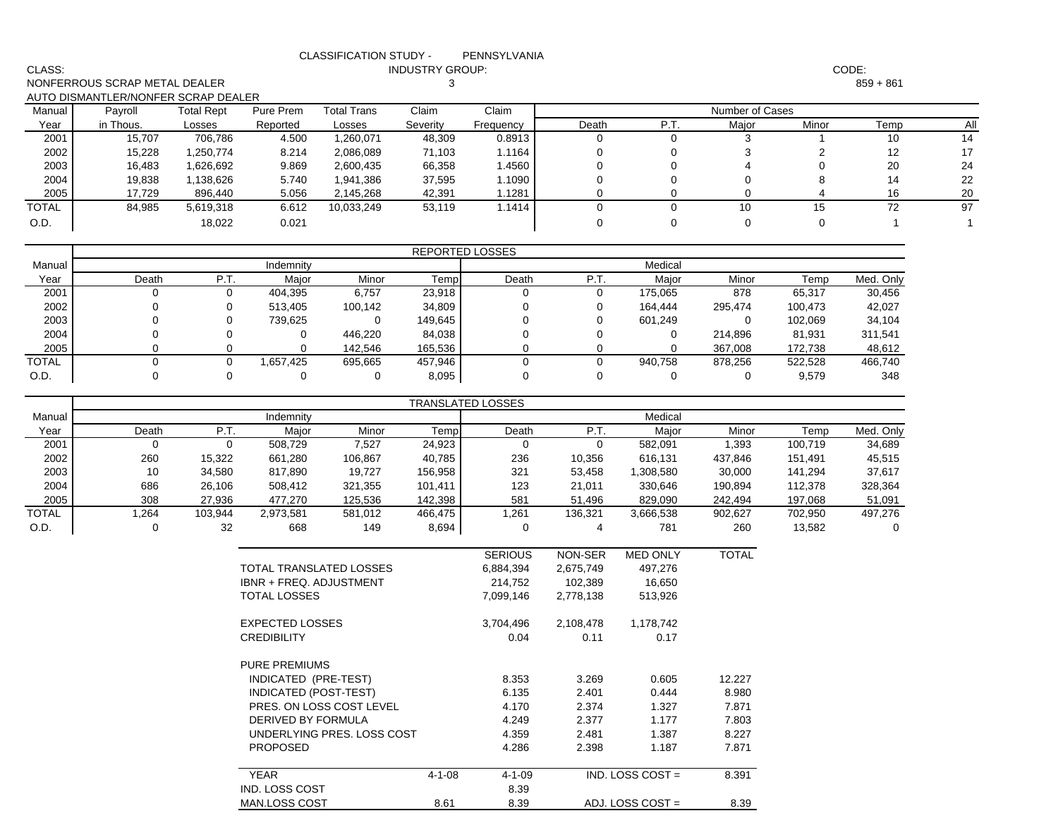CLASSIFICATION STUDY - PENNSYLVANIA

CLASS: NONFERROUS SCRAP METAL DEALER / AUTO DISMANTLER/NONFER SCRAP DEALER

INDUSTRY GROUP: 3

CODE: 859 + 861

| Manual Year | Payroll in Thous. | Total Rept Losses | Pure Prem Reported | Total Trans Losses | Claim Severity | Claim Frequency | Death | P.T. | Major | Minor | Temp | All |
|---|---|---|---|---|---|---|---|---|---|---|---|---|
| | | | | | | | Number of Cases | | | | | |
| 2001 | 15,707 | 706,786 | 4.500 | 1,260,071 | 48,309 | 0.8913 | 0 | 0 | 3 | 1 | 10 | 14 |
| 2002 | 15,228 | 1,250,774 | 8.214 | 2,086,089 | 71,103 | 1.1164 | 0 | 0 | 3 | 2 | 12 | 17 |
| 2003 | 16,483 | 1,626,692 | 9.869 | 2,600,435 | 66,358 | 1.4560 | 0 | 0 | 4 | 0 | 20 | 24 |
| 2004 | 19,838 | 1,138,626 | 5.740 | 1,941,386 | 37,595 | 1.1090 | 0 | 0 | 0 | 8 | 14 | 22 |
| 2005 | 17,729 | 896,440 | 5.056 | 2,145,268 | 42,391 | 1.1281 | 0 | 0 | 0 | 4 | 16 | 20 |
| TOTAL | 84,985 | 5,619,318 | 6.612 | 10,033,249 | 53,119 | 1.1414 | 0 | 0 | 10 | 15 | 72 | 97 |
| O.D. | | 18,022 | 0.021 | | | | 0 | 0 | 0 | 0 | 1 | 1 |

REPORTED LOSSES

| Manual Year | Indemnity Death | Indemnity P.T. | Indemnity Major | Indemnity Minor | Indemnity Temp | Medical Death | Medical P.T. | Medical Major | Medical Minor | Medical Temp | Med. Only |
|---|---|---|---|---|---|---|---|---|---|---|---|
| 2001 | 0 | 0 | 404,395 | 6,757 | 23,918 | 0 | 0 | 175,065 | 878 | 65,317 | 30,456 |
| 2002 | 0 | 0 | 513,405 | 100,142 | 34,809 | 0 | 0 | 164,444 | 295,474 | 100,473 | 42,027 |
| 2003 | 0 | 0 | 739,625 | 0 | 149,645 | 0 | 0 | 601,249 | 0 | 102,069 | 34,104 |
| 2004 | 0 | 0 | 0 | 446,220 | 84,038 | 0 | 0 | 0 | 214,896 | 81,931 | 311,541 |
| 2005 | 0 | 0 | 0 | 142,546 | 165,536 | 0 | 0 | 0 | 367,008 | 172,738 | 48,612 |
| TOTAL | 0 | 0 | 1,657,425 | 695,665 | 457,946 | 0 | 0 | 940,758 | 878,256 | 522,528 | 466,740 |
| O.D. | 0 | 0 | 0 | 0 | 8,095 | 0 | 0 | 0 | 0 | 9,579 | 348 |

TRANSLATED LOSSES

| Manual Year | Indemnity Death | Indemnity P.T. | Indemnity Major | Indemnity Minor | Indemnity Temp | Medical Death | Medical P.T. | Medical Major | Medical Minor | Medical Temp | Med. Only |
|---|---|---|---|---|---|---|---|---|---|---|---|
| 2001 | 0 | 0 | 508,729 | 7,527 | 24,923 | 0 | 0 | 582,091 | 1,393 | 100,719 | 34,689 |
| 2002 | 260 | 15,322 | 661,280 | 106,867 | 40,785 | 236 | 10,356 | 616,131 | 437,846 | 151,491 | 45,515 |
| 2003 | 10 | 34,580 | 817,890 | 19,727 | 156,958 | 321 | 53,458 | 1,308,580 | 30,000 | 141,294 | 37,617 |
| 2004 | 686 | 26,106 | 508,412 | 321,355 | 101,411 | 123 | 21,011 | 330,646 | 190,894 | 112,378 | 328,364 |
| 2005 | 308 | 27,936 | 477,270 | 125,536 | 142,398 | 581 | 51,496 | 829,090 | 242,494 | 197,068 | 51,091 |
| TOTAL | 1,264 | 103,944 | 2,973,581 | 581,012 | 466,475 | 1,261 | 136,321 | 3,666,538 | 902,627 | 702,950 | 497,276 |
| O.D. | 0 | 32 | 668 | 149 | 8,694 | 0 | 4 | 781 | 260 | 13,582 | 0 |

| | SERIOUS | NON-SER | MED ONLY | TOTAL |
|---|---|---|---|---|
| TOTAL TRANSLATED LOSSES | 6,884,394 | 2,675,749 | 497,276 | |
| IBNR + FREQ. ADJUSTMENT | 214,752 | 102,389 | 16,650 | |
| TOTAL LOSSES | 7,099,146 | 2,778,138 | 513,926 | |
| | | | | |
| EXPECTED LOSSES | 3,704,496 | 2,108,478 | 1,178,742 | |
| CREDIBILITY | 0.04 | 0.11 | 0.17 | |
| | | | | |
| PURE PREMIUMS | | | | |
| INDICATED (PRE-TEST) | 8.353 | 3.269 | 0.605 | 12.227 |
| INDICATED (POST-TEST) | 6.135 | 2.401 | 0.444 | 8.980 |
| PRES. ON LOSS COST LEVEL | 4.170 | 2.374 | 1.327 | 7.871 |
| DERIVED BY FORMULA | 4.249 | 2.377 | 1.177 | 7.803 |
| UNDERLYING PRES. LOSS COST | 4.359 | 2.481 | 1.387 | 8.227 |
| PROPOSED | 4.286 | 2.398 | 1.187 | 7.871 |

| YEAR | 4-1-08 | 4-1-09 | | |
|---|---|---|---|---|
| IND. LOSS COST | | 8.39 | IND. LOSS COST = | 8.391 |
| MAN.LOSS COST | 8.61 | 8.39 | ADJ. LOSS COST = | 8.39 |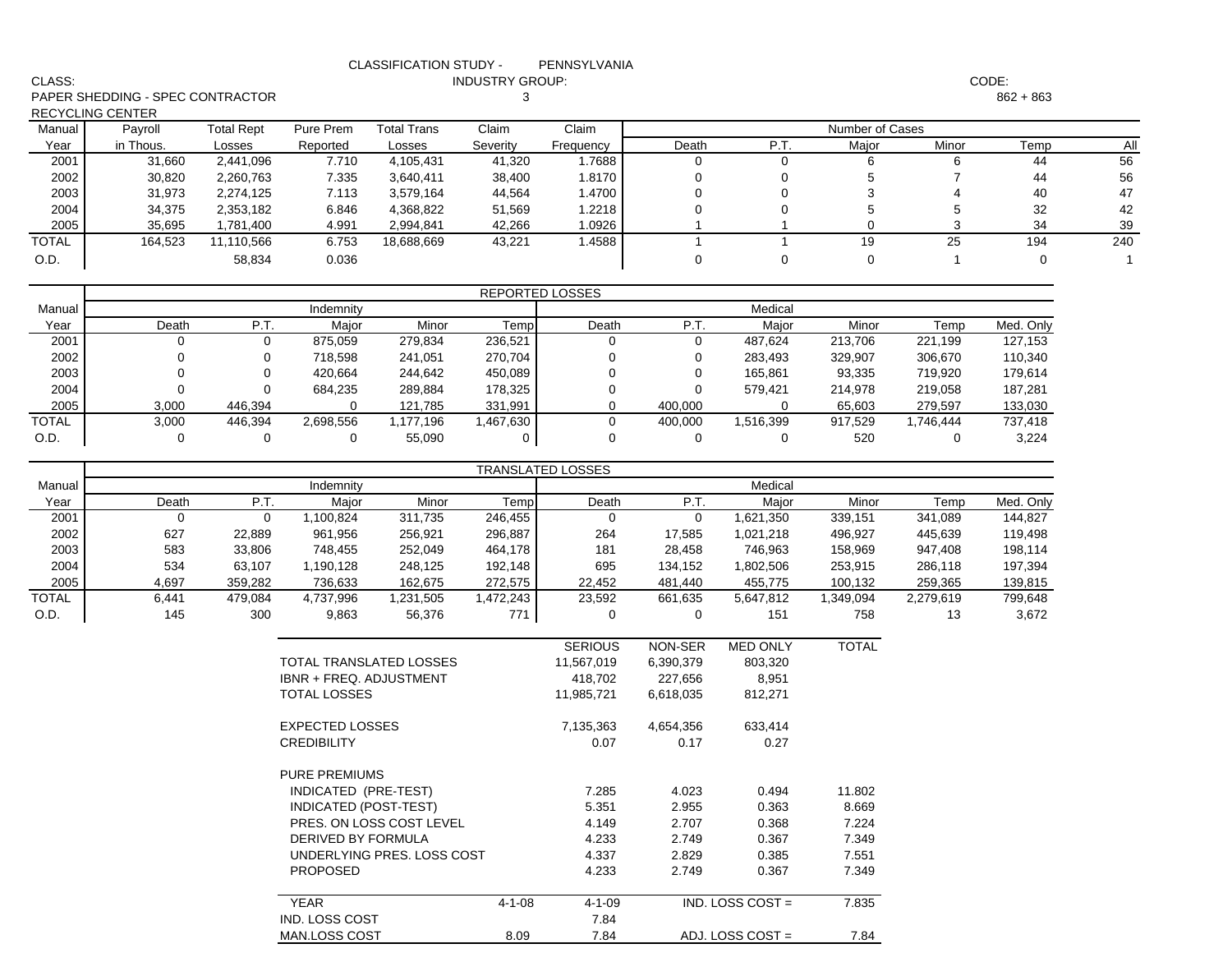CLASSIFICATION STUDY - PENNSYLVANIA

CLASS: PAPER SHEDDING - SPEC CONTRACTOR RECYCLING CENTER

INDUSTRY GROUP: 3

CODE: 862 + 863

| Manual Year | Payroll in Thous. | Total Rept Losses | Pure Prem Reported | Total Trans Losses | Claim Severity | Claim Frequency | Death | P.T. | Major | Minor | Temp | All |
|---|---|---|---|---|---|---|---|---|---|---|---|---|
| | | | | | | | Number of Cases | | | | | |
| 2001 | 31,660 | 2,441,096 | 7.710 | 4,105,431 | 41,320 | 1.7688 | 0 | 0 | 6 | 6 | 44 | 56 |
| 2002 | 30,820 | 2,260,763 | 7.335 | 3,640,411 | 38,400 | 1.8170 | 0 | 0 | 5 | 7 | 44 | 56 |
| 2003 | 31,973 | 2,274,125 | 7.113 | 3,579,164 | 44,564 | 1.4700 | 0 | 0 | 3 | 4 | 40 | 47 |
| 2004 | 34,375 | 2,353,182 | 6.846 | 4,368,822 | 51,569 | 1.2218 | 0 | 0 | 5 | 5 | 32 | 42 |
| 2005 | 35,695 | 1,781,400 | 4.991 | 2,994,841 | 42,266 | 1.0926 | 1 | 1 | 0 | 3 | 34 | 39 |
| TOTAL | 164,523 | 11,110,566 | 6.753 | 18,688,669 | 43,221 | 1.4588 | 1 | 1 | 19 | 25 | 194 | 240 |
| O.D. | | 58,834 | 0.036 | | | | 0 | 0 | 0 | 1 | 0 | 1 |

REPORTED LOSSES

| Manual Year | Indemnity Death | Indemnity P.T. | Indemnity Major | Indemnity Minor | Indemnity Temp | Medical Death | Medical P.T. | Medical Major | Medical Minor | Medical Temp | Med. Only |
|---|---|---|---|---|---|---|---|---|---|---|---|
| 2001 | 0 | 0 | 875,059 | 279,834 | 236,521 | 0 | 0 | 487,624 | 213,706 | 221,199 | 127,153 |
| 2002 | 0 | 0 | 718,598 | 241,051 | 270,704 | 0 | 0 | 283,493 | 329,907 | 306,670 | 110,340 |
| 2003 | 0 | 0 | 420,664 | 244,642 | 450,089 | 0 | 0 | 165,861 | 93,335 | 719,920 | 179,614 |
| 2004 | 0 | 0 | 684,235 | 289,884 | 178,325 | 0 | 0 | 579,421 | 214,978 | 219,058 | 187,281 |
| 2005 | 3,000 | 446,394 | 0 | 121,785 | 331,991 | 0 | 400,000 | 0 | 65,603 | 279,597 | 133,030 |
| TOTAL | 3,000 | 446,394 | 2,698,556 | 1,177,196 | 1,467,630 | 0 | 400,000 | 1,516,399 | 917,529 | 1,746,444 | 737,418 |
| O.D. | 0 | 0 | 0 | 55,090 | 0 | 0 | 0 | 0 | 520 | 0 | 3,224 |

TRANSLATED LOSSES

| Manual Year | Indemnity Death | Indemnity P.T. | Indemnity Major | Indemnity Minor | Indemnity Temp | Medical Death | Medical P.T. | Medical Major | Medical Minor | Medical Temp | Med. Only |
|---|---|---|---|---|---|---|---|---|---|---|---|
| 2001 | 0 | 0 | 1,100,824 | 311,735 | 246,455 | 0 | 0 | 1,621,350 | 339,151 | 341,089 | 144,827 |
| 2002 | 627 | 22,889 | 961,956 | 256,921 | 296,887 | 264 | 17,585 | 1,021,218 | 496,927 | 445,639 | 119,498 |
| 2003 | 583 | 33,806 | 748,455 | 252,049 | 464,178 | 181 | 28,458 | 746,963 | 158,969 | 947,408 | 198,114 |
| 2004 | 534 | 63,107 | 1,190,128 | 248,125 | 192,148 | 695 | 134,152 | 1,802,506 | 253,915 | 286,118 | 197,394 |
| 2005 | 4,697 | 359,282 | 736,633 | 162,675 | 272,575 | 22,452 | 481,440 | 455,775 | 100,132 | 259,365 | 139,815 |
| TOTAL | 6,441 | 479,084 | 4,737,996 | 1,231,505 | 1,472,243 | 23,592 | 661,635 | 5,647,812 | 1,349,094 | 2,279,619 | 799,648 |
| O.D. | 145 | 300 | 9,863 | 56,376 | 771 | 0 | 0 | 151 | 758 | 13 | 3,672 |

| | SERIOUS | NON-SER | MED ONLY | TOTAL |
|---|---|---|---|---|
| TOTAL TRANSLATED LOSSES | 11,567,019 | 6,390,379 | 803,320 | |
| IBNR + FREQ. ADJUSTMENT | 418,702 | 227,656 | 8,951 | |
| TOTAL LOSSES | 11,985,721 | 6,618,035 | 812,271 | |
| EXPECTED LOSSES | 7,135,363 | 4,654,356 | 633,414 | |
| CREDIBILITY | 0.07 | 0.17 | 0.27 | |
| PURE PREMIUMS | | | | |
| INDICATED (PRE-TEST) | 7.285 | 4.023 | 0.494 | 11.802 |
| INDICATED (POST-TEST) | 5.351 | 2.955 | 0.363 | 8.669 |
| PRES. ON LOSS COST LEVEL | 4.149 | 2.707 | 0.368 | 7.224 |
| DERIVED BY FORMULA | 4.233 | 2.749 | 0.367 | 7.349 |
| UNDERLYING PRES. LOSS COST | 4.337 | 2.829 | 0.385 | 7.551 |
| PROPOSED | 4.233 | 2.749 | 0.367 | 7.349 |

| YEAR | 4-1-08 | 4-1-09 | | |
|---|---|---|---|---|
| IND. LOSS COST | | 7.84 | IND. LOSS COST = | 7.835 |
| MAN.LOSS COST | 8.09 | 7.84 | ADJ. LOSS COST = | 7.84 |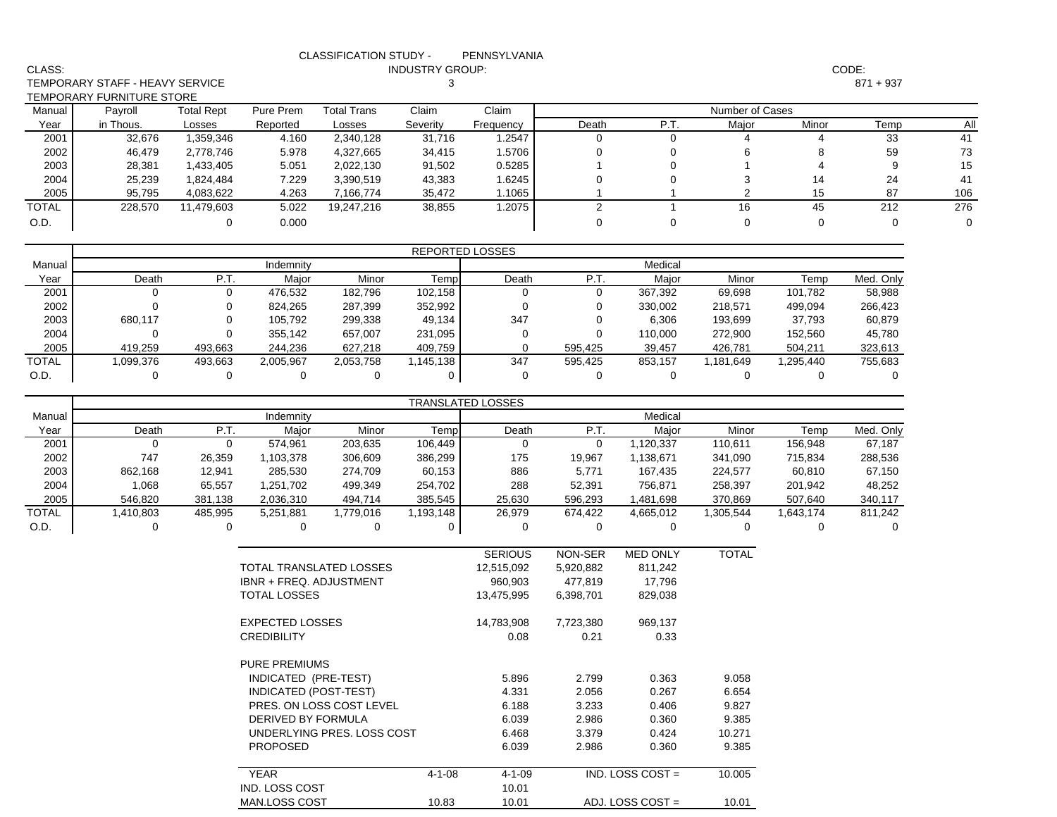CLASSIFICATION STUDY - PENNSYLVANIA

CLASS: TEMPORARY STAFF - HEAVY SERVICE
TEMPORARY FURNITURE STORE

INDUSTRY GROUP: 3

CODE: 871 + 937

| Manual Year | Payroll in Thous. | Total Rept Losses | Pure Prem Reported | Total Trans Losses | Claim Severity | Claim Frequency | Number of Cases Death | P.T. | Major | Minor | Temp | All |
|---|---|---|---|---|---|---|---|---|---|---|---|---|
| 2001 | 32,676 | 1,359,346 | 4.160 | 2,340,128 | 31,716 | 1.2547 | 0 | 0 | 4 | 4 | 33 | 41 |
| 2002 | 46,479 | 2,778,746 | 5.978 | 4,327,665 | 34,415 | 1.5706 | 0 | 0 | 6 | 8 | 59 | 73 |
| 2003 | 28,381 | 1,433,405 | 5.051 | 2,022,130 | 91,502 | 0.5285 | 1 | 0 | 1 | 4 | 9 | 15 |
| 2004 | 25,239 | 1,824,484 | 7.229 | 3,390,519 | 43,383 | 1.6245 | 0 | 0 | 3 | 14 | 24 | 41 |
| 2005 | 95,795 | 4,083,622 | 4.263 | 7,166,774 | 35,472 | 1.1065 | 1 | 1 | 2 | 15 | 87 | 106 |
| TOTAL | 228,570 | 11,479,603 | 5.022 | 19,247,216 | 38,855 | 1.2075 | 2 | 1 | 16 | 45 | 212 | 276 |
| O.D. | | 0 | 0.000 | | | | 0 | 0 | 0 | 0 | 0 | 0 |

REPORTED LOSSES

| Manual Year | Indemnity Death | P.T. | Major | Minor | Temp | Medical Death | P.T. | Major | Minor | Temp | Med. Only |
|---|---|---|---|---|---|---|---|---|---|---|---|
| 2001 | 0 | 0 | 476,532 | 182,796 | 102,158 | 0 | 0 | 367,392 | 69,698 | 101,782 | 58,988 |
| 2002 | 0 | 0 | 824,265 | 287,399 | 352,992 | 0 | 0 | 330,002 | 218,571 | 499,094 | 266,423 |
| 2003 | 680,117 | 0 | 105,792 | 299,338 | 49,134 | 347 | 0 | 6,306 | 193,699 | 37,793 | 60,879 |
| 2004 | 0 | 0 | 355,142 | 657,007 | 231,095 | 0 | 0 | 110,000 | 272,900 | 152,560 | 45,780 |
| 2005 | 419,259 | 493,663 | 244,236 | 627,218 | 409,759 | 0 | 595,425 | 39,457 | 426,781 | 504,211 | 323,613 |
| TOTAL | 1,099,376 | 493,663 | 2,005,967 | 2,053,758 | 1,145,138 | 347 | 595,425 | 853,157 | 1,181,649 | 1,295,440 | 755,683 |
| O.D. | 0 | 0 | 0 | 0 | 0 | 0 | 0 | 0 | 0 | 0 | 0 |

TRANSLATED LOSSES

| Manual Year | Indemnity Death | P.T. | Major | Minor | Temp | Medical Death | P.T. | Major | Minor | Temp | Med. Only |
|---|---|---|---|---|---|---|---|---|---|---|---|
| 2001 | 0 | 0 | 574,961 | 203,635 | 106,449 | 0 | 0 | 1,120,337 | 110,611 | 156,948 | 67,187 |
| 2002 | 747 | 26,359 | 1,103,378 | 306,609 | 386,299 | 175 | 19,967 | 1,138,671 | 341,090 | 715,834 | 288,536 |
| 2003 | 862,168 | 12,941 | 285,530 | 274,709 | 60,153 | 886 | 5,771 | 167,435 | 224,577 | 60,810 | 67,150 |
| 2004 | 1,068 | 65,557 | 1,251,702 | 499,349 | 254,702 | 288 | 52,391 | 756,871 | 258,397 | 201,942 | 48,252 |
| 2005 | 546,820 | 381,138 | 2,036,310 | 494,714 | 385,545 | 25,630 | 596,293 | 1,481,698 | 370,869 | 507,640 | 340,117 |
| TOTAL | 1,410,803 | 485,995 | 5,251,881 | 1,779,016 | 1,193,148 | 26,979 | 674,422 | 4,665,012 | 1,305,544 | 1,643,174 | 811,242 |
| O.D. | 0 | 0 | 0 | 0 | 0 | 0 | 0 | 0 | 0 | 0 | 0 |

| | | SERIOUS | NON-SER | MED ONLY | TOTAL |
|---|---|---|---|---|---|
| TOTAL TRANSLATED LOSSES | | 12,515,092 | 5,920,882 | 811,242 | |
| IBNR + FREQ. ADJUSTMENT | | 960,903 | 477,819 | 17,796 | |
| TOTAL LOSSES | | 13,475,995 | 6,398,701 | 829,038 | |
| EXPECTED LOSSES | | 14,783,908 | 7,723,380 | 969,137 | |
| CREDIBILITY | | 0.08 | 0.21 | 0.33 | |
| PURE PREMIUMS | | | | | |
| INDICATED (PRE-TEST) | | 5.896 | 2.799 | 0.363 | 9.058 |
| INDICATED (POST-TEST) | | 4.331 | 2.056 | 0.267 | 6.654 |
| PRES. ON LOSS COST LEVEL | | 6.188 | 3.233 | 0.406 | 9.827 |
| DERIVED BY FORMULA | | 6.039 | 2.986 | 0.360 | 9.385 |
| UNDERLYING PRES. LOSS COST | | 6.468 | 3.379 | 0.424 | 10.271 |
| PROPOSED | | 6.039 | 2.986 | 0.360 | 9.385 |
| YEAR | 4-1-08 | 4-1-09 | | IND. LOSS COST = | 10.005 |
| IND. LOSS COST | | 10.01 | | | |
| MAN.LOSS COST | 10.83 | 10.01 | | ADJ. LOSS COST = | 10.01 |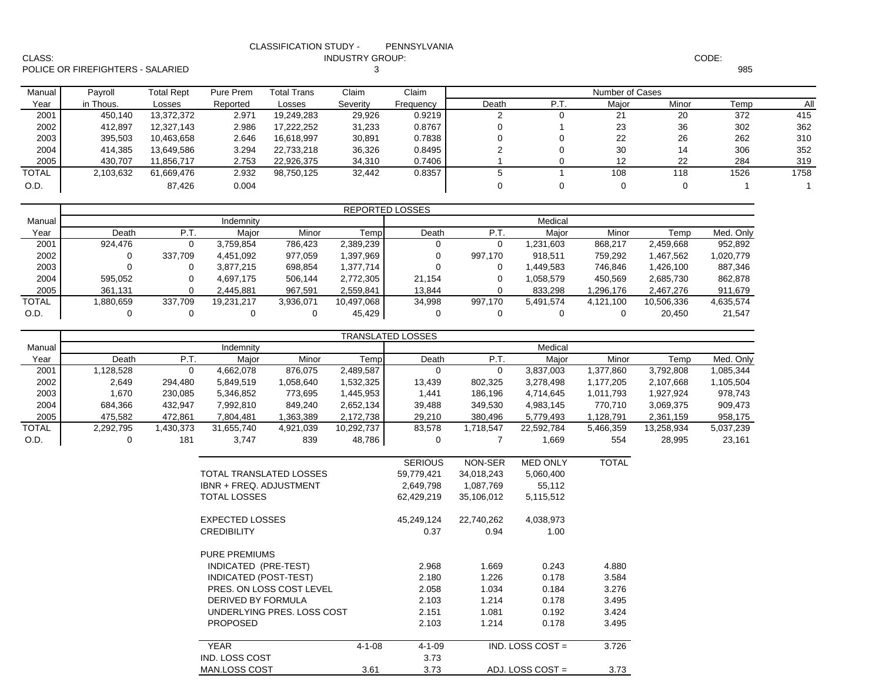CLASSIFICATION STUDY - PENNSYLVANIA

CLASS: POLICE OR FIREFIGHTERS - SALARIED

INDUSTRY GROUP: 3

CODE: 985

| Manual Year | Payroll in Thous. | Total Rept Losses | Pure Prem Reported | Total Trans Losses | Claim Severity | Claim Frequency | Number of Cases Death | P.T. | Major | Minor | Temp | All |
|---|---|---|---|---|---|---|---|---|---|---|---|---|
| 2001 | 450,140 | 13,372,372 | 2.971 | 19,249,283 | 29,926 | 0.9219 | 2 | 0 | 21 | 20 | 372 | 415 |
| 2002 | 412,897 | 12,327,143 | 2.986 | 17,222,252 | 31,233 | 0.8767 | 0 | 1 | 23 | 36 | 302 | 362 |
| 2003 | 395,503 | 10,463,658 | 2.646 | 16,618,997 | 30,891 | 0.7838 | 0 | 0 | 22 | 26 | 262 | 310 |
| 2004 | 414,385 | 13,649,586 | 3.294 | 22,733,218 | 36,326 | 0.8495 | 2 | 0 | 30 | 14 | 306 | 352 |
| 2005 | 430,707 | 11,856,717 | 2.753 | 22,926,375 | 34,310 | 0.7406 | 1 | 0 | 12 | 22 | 284 | 319 |
| TOTAL | 2,103,632 | 61,669,476 | 2.932 | 98,750,125 | 32,442 | 0.8357 | 5 | 1 | 108 | 118 | 1526 | 1758 |
| O.D. | | 87,426 | 0.004 | | | | 0 | 0 | 0 | 0 | 1 | 1 |

REPORTED LOSSES

| Manual Year | Indemnity Death | P.T. | Major | Minor | Temp | Medical Death | P.T. | Major | Minor | Temp | Med. Only |
|---|---|---|---|---|---|---|---|---|---|---|---|
| 2001 | 924,476 | 0 | 3,759,854 | 786,423 | 2,389,239 | 0 | 0 | 1,231,603 | 868,217 | 2,459,668 | 952,892 |
| 2002 | 0 | 337,709 | 4,451,092 | 977,059 | 1,397,969 | 0 | 997,170 | 918,511 | 759,292 | 1,467,562 | 1,020,779 |
| 2003 | 0 | 0 | 3,877,215 | 698,854 | 1,377,714 | 0 | 0 | 1,449,583 | 746,846 | 1,426,100 | 887,346 |
| 2004 | 595,052 | 0 | 4,697,175 | 506,144 | 2,772,305 | 21,154 | 0 | 1,058,579 | 450,569 | 2,685,730 | 862,878 |
| 2005 | 361,131 | 0 | 2,445,881 | 967,591 | 2,559,841 | 13,844 | 0 | 833,298 | 1,296,176 | 2,467,276 | 911,679 |
| TOTAL | 1,880,659 | 337,709 | 19,231,217 | 3,936,071 | 10,497,068 | 34,998 | 997,170 | 5,491,574 | 4,121,100 | 10,506,336 | 4,635,574 |
| O.D. | 0 | 0 | 0 | 0 | 45,429 | 0 | 0 | 0 | 0 | 20,450 | 21,547 |

TRANSLATED LOSSES

| Manual Year | Indemnity Death | P.T. | Major | Minor | Temp | Medical Death | P.T. | Major | Minor | Temp | Med. Only |
|---|---|---|---|---|---|---|---|---|---|---|---|
| 2001 | 1,128,528 | 0 | 4,662,078 | 876,075 | 2,489,587 | 0 | 0 | 3,837,003 | 1,377,860 | 3,792,808 | 1,085,344 |
| 2002 | 2,649 | 294,480 | 5,849,519 | 1,058,640 | 1,532,325 | 13,439 | 802,325 | 3,278,498 | 1,177,205 | 2,107,668 | 1,105,504 |
| 2003 | 1,670 | 230,085 | 5,346,852 | 773,695 | 1,445,953 | 1,441 | 186,196 | 4,714,645 | 1,011,793 | 1,927,924 | 978,743 |
| 2004 | 684,366 | 432,947 | 7,992,810 | 849,240 | 2,652,134 | 39,488 | 349,530 | 4,983,145 | 770,710 | 3,069,375 | 909,473 |
| 2005 | 475,582 | 472,861 | 7,804,481 | 1,363,389 | 2,172,738 | 29,210 | 380,496 | 5,779,493 | 1,128,791 | 2,361,159 | 958,175 |
| TOTAL | 2,292,795 | 1,430,373 | 31,655,740 | 4,921,039 | 10,292,737 | 83,578 | 1,718,547 | 22,592,784 | 5,466,359 | 13,258,934 | 5,037,239 |
| O.D. | 0 | 181 | 3,747 | 839 | 48,786 | 0 | 7 | 1,669 | 554 | 28,995 | 23,161 |

| | SERIOUS | NON-SER | MED ONLY | TOTAL |
|---|---|---|---|---|
| TOTAL TRANSLATED LOSSES | 59,779,421 | 34,018,243 | 5,060,400 | |
| IBNR + FREQ. ADJUSTMENT | 2,649,798 | 1,087,769 | 55,112 | |
| TOTAL LOSSES | 62,429,219 | 35,106,012 | 5,115,512 | |
| EXPECTED LOSSES | 45,249,124 | 22,740,262 | 4,038,973 | |
| CREDIBILITY | 0.37 | 0.94 | 1.00 | |
| PURE PREMIUMS | | | | |
| INDICATED (PRE-TEST) | 2.968 | 1.669 | 0.243 | 4.880 |
| INDICATED (POST-TEST) | 2.180 | 1.226 | 0.178 | 3.584 |
| PRES. ON LOSS COST LEVEL | 2.058 | 1.034 | 0.184 | 3.276 |
| DERIVED BY FORMULA | 2.103 | 1.214 | 0.178 | 3.495 |
| UNDERLYING PRES. LOSS COST | 2.151 | 1.081 | 0.192 | 3.424 |
| PROPOSED | 2.103 | 1.214 | 0.178 | 3.495 |

| YEAR | 4-1-08 | 4-1-09 | | |
|---|---|---|---|---|
| IND. LOSS COST | | 3.73 | IND. LOSS COST = | 3.726 |
| MAN.LOSS COST | 3.61 | 3.73 | ADJ. LOSS COST = | 3.73 |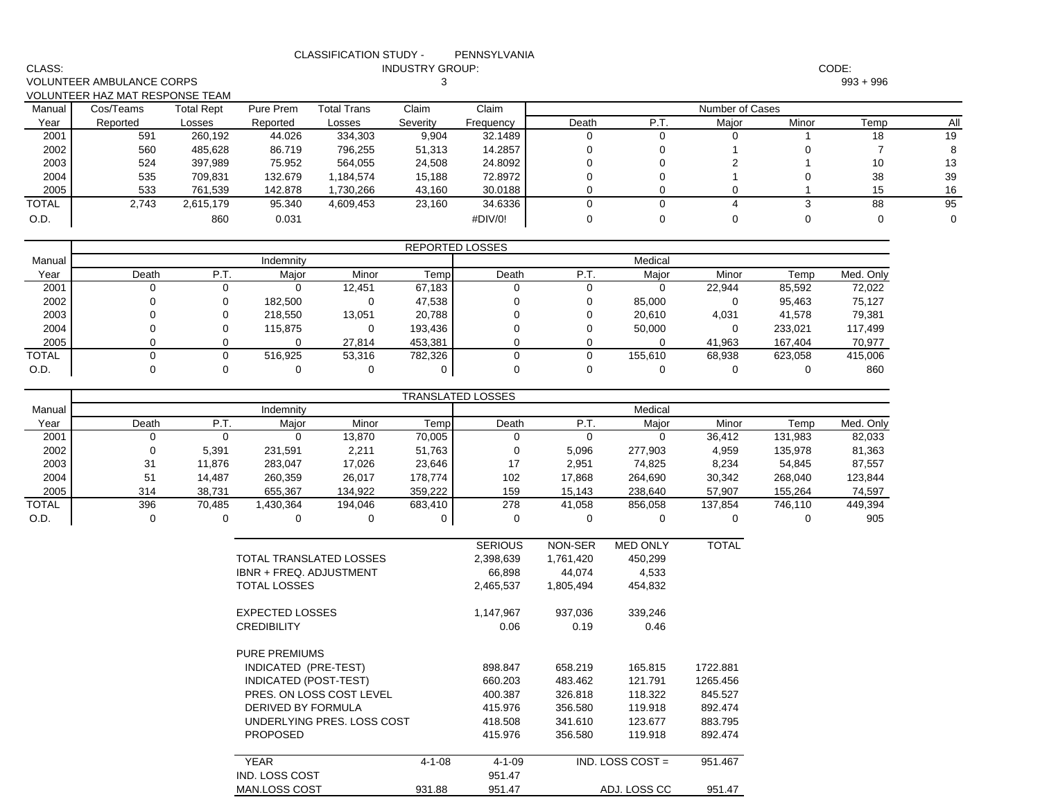CLASSIFICATION STUDY - PENNSYLVANIA

CLASS: VOLUNTEER AMBULANCE CORPS
VOLUNTEER HAZ MAT RESPONSE TEAM

INDUSTRY GROUP: 3

CODE: 993 + 996

| Manual Year | Cos/Teams Reported | Total Rept Losses | Pure Prem Reported | Total Trans Losses | Claim Severity | Claim Frequency | Number of Cases Death | P.T. | Major | Minor | Temp | All |
|---|---|---|---|---|---|---|---|---|---|---|---|---|
| 2001 | 591 | 260,192 | 44.026 | 334,303 | 9,904 | 32.1489 | 0 | 0 | 0 | 1 | 18 | 19 |
| 2002 | 560 | 485,628 | 86.719 | 796,255 | 51,313 | 14.2857 | 0 | 0 | 1 | 0 | 7 | 8 |
| 2003 | 524 | 397,989 | 75.952 | 564,055 | 24,508 | 24.8092 | 0 | 0 | 2 | 1 | 10 | 13 |
| 2004 | 535 | 709,831 | 132.679 | 1,184,574 | 15,188 | 72.8972 | 0 | 0 | 1 | 0 | 38 | 39 |
| 2005 | 533 | 761,539 | 142.878 | 1,730,266 | 43,160 | 30.0188 | 0 | 0 | 0 | 1 | 15 | 16 |
| TOTAL | 2,743 | 2,615,179 | 95.340 | 4,609,453 | 23,160 | 34.6336 | 0 | 0 | 4 | 3 | 88 | 95 |
| O.D. | | 860 | 0.031 | | | #DIV/0! | 0 | 0 | 0 | 0 | 0 | 0 |

REPORTED LOSSES

| Manual | Indemnity | | | | | Medical | | | | | |
|---|---|---|---|---|---|---|---|---|---|---|---|
| Year | Death | P.T. | Major | Minor | Temp | Death | P.T. | Major | Minor | Temp | Med. Only |
| 2001 | 0 | 0 | 0 | 12,451 | 67,183 | 0 | 0 | 0 | 22,944 | 85,592 | 72,022 |
| 2002 | 0 | 0 | 182,500 | 0 | 47,538 | 0 | 0 | 85,000 | 0 | 95,463 | 75,127 |
| 2003 | 0 | 0 | 218,550 | 13,051 | 20,788 | 0 | 0 | 20,610 | 4,031 | 41,578 | 79,381 |
| 2004 | 0 | 0 | 115,875 | 0 | 193,436 | 0 | 0 | 50,000 | 0 | 233,021 | 117,499 |
| 2005 | 0 | 0 | 0 | 27,814 | 453,381 | 0 | 0 | 0 | 41,963 | 167,404 | 70,977 |
| TOTAL | 0 | 0 | 516,925 | 53,316 | 782,326 | 0 | 0 | 155,610 | 68,938 | 623,058 | 415,006 |
| O.D. | 0 | 0 | 0 | 0 | 0 | 0 | 0 | 0 | 0 | 0 | 860 |

TRANSLATED LOSSES

| Manual | Indemnity | | | | | Medical | | | | | |
|---|---|---|---|---|---|---|---|---|---|---|---|
| Year | Death | P.T. | Major | Minor | Temp | Death | P.T. | Major | Minor | Temp | Med. Only |
| 2001 | 0 | 0 | 0 | 13,870 | 70,005 | 0 | 0 | 0 | 36,412 | 131,983 | 82,033 |
| 2002 | 0 | 5,391 | 231,591 | 2,211 | 51,763 | 0 | 5,096 | 277,903 | 4,959 | 135,978 | 81,363 |
| 2003 | 31 | 11,876 | 283,047 | 17,026 | 23,646 | 17 | 2,951 | 74,825 | 8,234 | 54,845 | 87,557 |
| 2004 | 51 | 14,487 | 260,359 | 26,017 | 178,774 | 102 | 17,868 | 264,690 | 30,342 | 268,040 | 123,844 |
| 2005 | 314 | 38,731 | 655,367 | 134,922 | 359,222 | 159 | 15,143 | 238,640 | 57,907 | 155,264 | 74,597 |
| TOTAL | 396 | 70,485 | 1,430,364 | 194,046 | 683,410 | 278 | 41,058 | 856,058 | 137,854 | 746,110 | 449,394 |
| O.D. | 0 | 0 | 0 | 0 | 0 | 0 | 0 | 0 | 0 | 0 | 905 |

| | SERIOUS | NON-SER | MED ONLY | TOTAL |
|---|---|---|---|---|
| TOTAL TRANSLATED LOSSES | 2,398,639 | 1,761,420 | 450,299 | |
| IBNR + FREQ. ADJUSTMENT | 66,898 | 44,074 | 4,533 | |
| TOTAL LOSSES | 2,465,537 | 1,805,494 | 454,832 | |
| EXPECTED LOSSES | 1,147,967 | 937,036 | 339,246 | |
| CREDIBILITY | 0.06 | 0.19 | 0.46 | |
| PURE PREMIUMS | | | | |
| INDICATED (PRE-TEST) | 898.847 | 658.219 | 165.815 | 1722.881 |
| INDICATED (POST-TEST) | 660.203 | 483.462 | 121.791 | 1265.456 |
| PRES. ON LOSS COST LEVEL | 400.387 | 326.818 | 118.322 | 845.527 |
| DERIVED BY FORMULA | 415.976 | 356.580 | 119.918 | 892.474 |
| UNDERLYING PRES. LOSS COST | 418.508 | 341.610 | 123.677 | 883.795 |
| PROPOSED | 415.976 | 356.580 | 119.918 | 892.474 |

| YEAR | 4-1-08 | 4-1-09 | | |
|---|---|---|---|---|
| IND. LOSS COST | | 951.47 | IND. LOSS COST = | 951.467 |
| MAN.LOSS COST | 931.88 | 951.47 | ADJ. LOSS CC | 951.47 |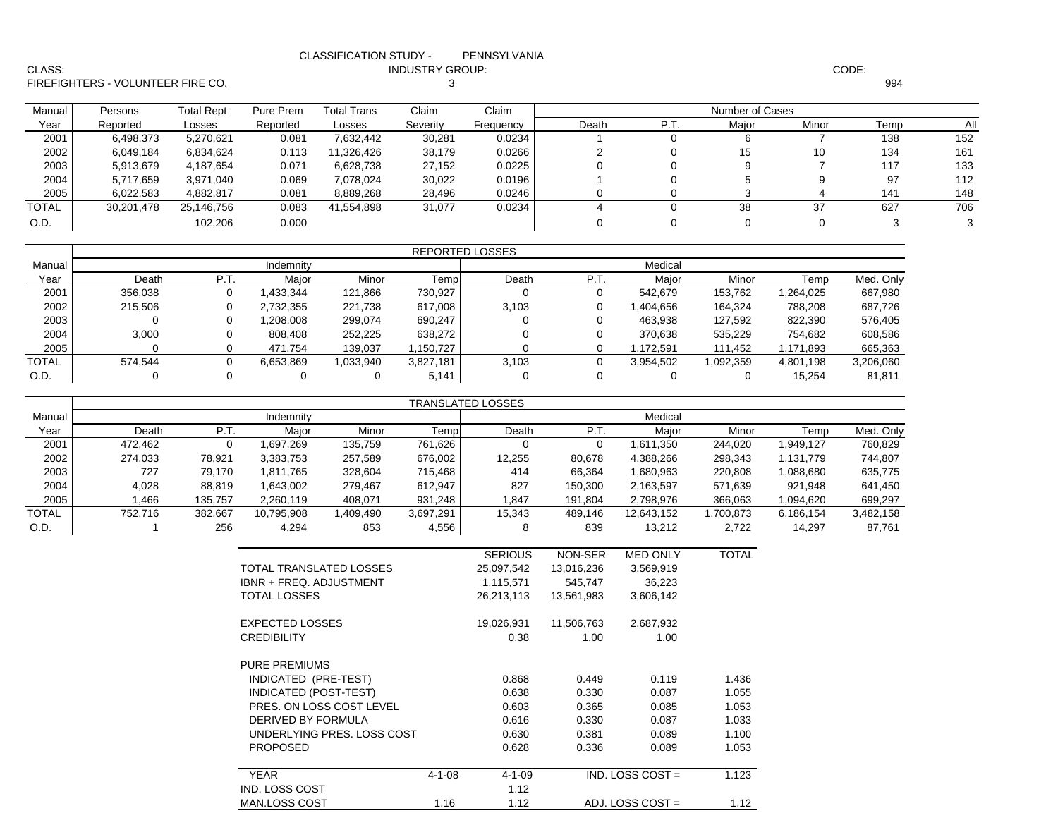CLASSIFICATION STUDY - PENNSYLVANIA

CLASS: FIREFIGHTERS - VOLUNTEER FIRE CO.

INDUSTRY GROUP: 3

CODE: 994

| Manual Year | Persons Reported | Total Rept Losses | Pure Prem Reported | Total Trans Losses | Claim Severity | Claim Frequency | Number of Cases Death | P.T. | Major | Minor | Temp | All |
|---|---|---|---|---|---|---|---|---|---|---|---|---|
| 2001 | 6,498,373 | 5,270,621 | 0.081 | 7,632,442 | 30,281 | 0.0234 | 1 | 0 | 6 | 7 | 138 | 152 |
| 2002 | 6,049,184 | 6,834,624 | 0.113 | 11,326,426 | 38,179 | 0.0266 | 2 | 0 | 15 | 10 | 134 | 161 |
| 2003 | 5,913,679 | 4,187,654 | 0.071 | 6,628,738 | 27,152 | 0.0225 | 0 | 0 | 9 | 7 | 117 | 133 |
| 2004 | 5,717,659 | 3,971,040 | 0.069 | 7,078,024 | 30,022 | 0.0196 | 1 | 0 | 5 | 9 | 97 | 112 |
| 2005 | 6,022,583 | 4,882,817 | 0.081 | 8,889,268 | 28,496 | 0.0246 | 0 | 0 | 3 | 4 | 141 | 148 |
| TOTAL | 30,201,478 | 25,146,756 | 0.083 | 41,554,898 | 31,077 | 0.0234 | 4 | 0 | 38 | 37 | 627 | 706 |
| O.D. | | 102,206 | 0.000 | | | | 0 | 0 | 0 | 0 | 3 | 3 |

REPORTED LOSSES

| Manual Year | Indemnity Death | P.T. | Major | Minor | Temp | Medical Death | P.T. | Major | Minor | Temp | Med. Only |
|---|---|---|---|---|---|---|---|---|---|---|---|
| 2001 | 356,038 | 0 | 1,433,344 | 121,866 | 730,927 | 0 | 0 | 542,679 | 153,762 | 1,264,025 | 667,980 |
| 2002 | 215,506 | 0 | 2,732,355 | 221,738 | 617,008 | 3,103 | 0 | 1,404,656 | 164,324 | 788,208 | 687,726 |
| 2003 | 0 | 0 | 1,208,008 | 299,074 | 690,247 | 0 | 0 | 463,938 | 127,592 | 822,390 | 576,405 |
| 2004 | 3,000 | 0 | 808,408 | 252,225 | 638,272 | 0 | 0 | 370,638 | 535,229 | 754,682 | 608,586 |
| 2005 | 0 | 0 | 471,754 | 139,037 | 1,150,727 | 0 | 0 | 1,172,591 | 111,452 | 1,171,893 | 665,363 |
| TOTAL | 574,544 | 0 | 6,653,869 | 1,033,940 | 3,827,181 | 3,103 | 0 | 3,954,502 | 1,092,359 | 4,801,198 | 3,206,060 |
| O.D. | 0 | 0 | 0 | 0 | 5,141 | 0 | 0 | 0 | 0 | 15,254 | 81,811 |

TRANSLATED LOSSES

| Manual Year | Indemnity Death | P.T. | Major | Minor | Temp | Medical Death | P.T. | Major | Minor | Temp | Med. Only |
|---|---|---|---|---|---|---|---|---|---|---|---|
| 2001 | 472,462 | 0 | 1,697,269 | 135,759 | 761,626 | 0 | 0 | 1,611,350 | 244,020 | 1,949,127 | 760,829 |
| 2002 | 274,033 | 78,921 | 3,383,753 | 257,589 | 676,002 | 12,255 | 80,678 | 4,388,266 | 298,343 | 1,131,779 | 744,807 |
| 2003 | 727 | 79,170 | 1,811,765 | 328,604 | 715,468 | 414 | 66,364 | 1,680,963 | 220,808 | 1,088,680 | 635,775 |
| 2004 | 4,028 | 88,819 | 1,643,002 | 279,467 | 612,947 | 827 | 150,300 | 2,163,597 | 571,639 | 921,948 | 641,450 |
| 2005 | 1,466 | 135,757 | 2,260,119 | 408,071 | 931,248 | 1,847 | 191,804 | 2,798,976 | 366,063 | 1,094,620 | 699,297 |
| TOTAL | 752,716 | 382,667 | 10,795,908 | 1,409,490 | 3,697,291 | 15,343 | 489,146 | 12,643,152 | 1,700,873 | 6,186,154 | 3,482,158 |
| O.D. | 1 | 256 | 4,294 | 853 | 4,556 | 8 | 839 | 13,212 | 2,722 | 14,297 | 87,761 |

| | SERIOUS | NON-SER | MED ONLY | TOTAL |
|---|---|---|---|---|
| TOTAL TRANSLATED LOSSES | 25,097,542 | 13,016,236 | 3,569,919 | |
| IBNR + FREQ. ADJUSTMENT | 1,115,571 | 545,747 | 36,223 | |
| TOTAL LOSSES | 26,213,113 | 13,561,983 | 3,606,142 | |
| | | | | |
| EXPECTED LOSSES | 19,026,931 | 11,506,763 | 2,687,932 | |
| CREDIBILITY | 0.38 | 1.00 | 1.00 | |
| | | | | |
| PURE PREMIUMS | | | | |
| INDICATED (PRE-TEST) | 0.868 | 0.449 | 0.119 | 1.436 |
| INDICATED (POST-TEST) | 0.638 | 0.330 | 0.087 | 1.055 |
| PRES. ON LOSS COST LEVEL | 0.603 | 0.365 | 0.085 | 1.053 |
| DERIVED BY FORMULA | 0.616 | 0.330 | 0.087 | 1.033 |
| UNDERLYING PRES. LOSS COST | 0.630 | 0.381 | 0.089 | 1.100 |
| PROPOSED | 0.628 | 0.336 | 0.089 | 1.053 |

| YEAR | 4-1-08 | 4-1-09 | | |
|---|---|---|---|---|
| IND. LOSS COST | | 1.12 | IND. LOSS COST = | 1.123 |
| MAN.LOSS COST | 1.16 | 1.12 | ADJ. LOSS COST = | 1.12 |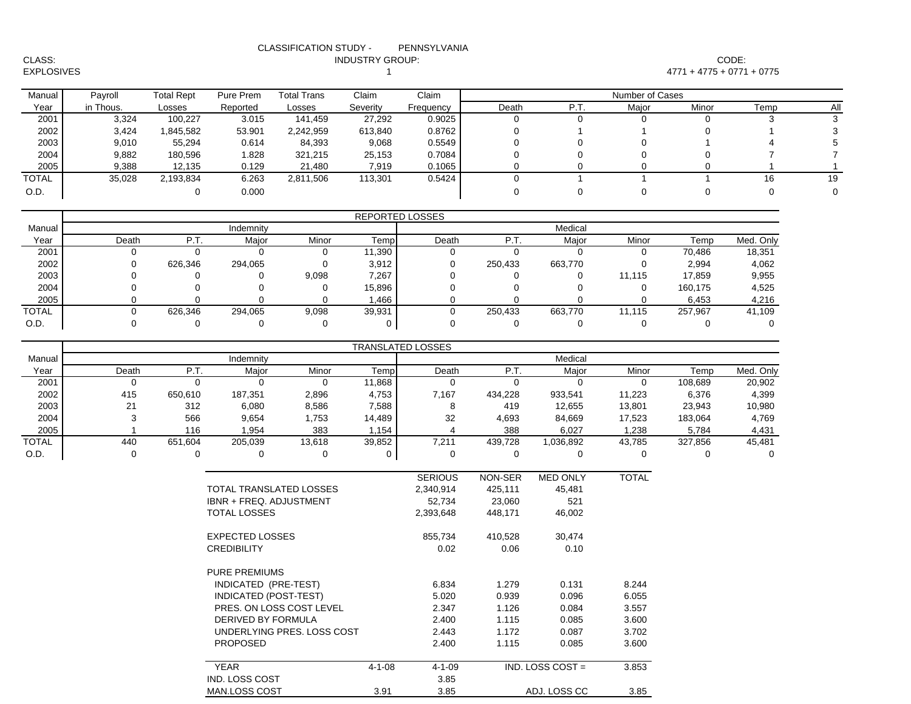CLASSIFICATION STUDY - PENNSYLVANIA

CLASS: EXPLOSIVES

INDUSTRY GROUP: 1

CODE: 4771 + 4775 + 0771 + 0775

| Manual Year | Payroll in Thous. | Total Rept Losses | Pure Prem Reported | Total Trans Losses | Claim Severity | Claim Frequency | Number of Cases: Death | P.T. | Major | Minor | Temp | All |
|---|---|---|---|---|---|---|---|---|---|---|---|---|
| 2001 | 3,324 | 100,227 | 3.015 | 141,459 | 27,292 | 0.9025 | 0 | 0 | 0 | 0 | 3 | 3 |
| 2002 | 3,424 | 1,845,582 | 53.901 | 2,242,959 | 613,840 | 0.8762 | 0 | 1 | 1 | 0 | 1 | 3 |
| 2003 | 9,010 | 55,294 | 0.614 | 84,393 | 9,068 | 0.5549 | 0 | 0 | 0 | 1 | 4 | 5 |
| 2004 | 9,882 | 180,596 | 1.828 | 321,215 | 25,153 | 0.7084 | 0 | 0 | 0 | 0 | 7 | 7 |
| 2005 | 9,388 | 12,135 | 0.129 | 21,480 | 7,919 | 0.1065 | 0 | 0 | 0 | 0 | 1 | 1 |
| TOTAL | 35,028 | 2,193,834 | 6.263 | 2,811,506 | 113,301 | 0.5424 | 0 | 1 | 1 | 1 | 16 | 19 |
| O.D. | | 0 | 0.000 | | | | 0 | 0 | 0 | 0 | 0 | 0 |

REPORTED LOSSES

| Manual Year | Indemnity: Death | P.T. | Major | Minor | Temp | Medical: Death | P.T. | Major | Minor | Temp | Med. Only |
|---|---|---|---|---|---|---|---|---|---|---|---|
| 2001 | 0 | 0 | 0 | 0 | 11,390 | 0 | 0 | 0 | 0 | 70,486 | 18,351 |
| 2002 | 0 | 626,346 | 294,065 | 0 | 3,912 | 0 | 250,433 | 663,770 | 0 | 2,994 | 4,062 |
| 2003 | 0 | 0 | 0 | 9,098 | 7,267 | 0 | 0 | 0 | 11,115 | 17,859 | 9,955 |
| 2004 | 0 | 0 | 0 | 0 | 15,896 | 0 | 0 | 0 | 0 | 160,175 | 4,525 |
| 2005 | 0 | 0 | 0 | 0 | 1,466 | 0 | 0 | 0 | 0 | 6,453 | 4,216 |
| TOTAL | 0 | 626,346 | 294,065 | 9,098 | 39,931 | 0 | 250,433 | 663,770 | 11,115 | 257,967 | 41,109 |
| O.D. | 0 | 0 | 0 | 0 | 0 | 0 | 0 | 0 | 0 | 0 | 0 |

TRANSLATED LOSSES

| Manual Year | Indemnity: Death | P.T. | Major | Minor | Temp | Medical: Death | P.T. | Major | Minor | Temp | Med. Only |
|---|---|---|---|---|---|---|---|---|---|---|---|
| 2001 | 0 | 0 | 0 | 0 | 11,868 | 0 | 0 | 0 | 0 | 108,689 | 20,902 |
| 2002 | 415 | 650,610 | 187,351 | 2,896 | 4,753 | 7,167 | 434,228 | 933,541 | 11,223 | 6,376 | 4,399 |
| 2003 | 21 | 312 | 6,080 | 8,586 | 7,588 | 8 | 419 | 12,655 | 13,801 | 23,943 | 10,980 |
| 2004 | 3 | 566 | 9,654 | 1,753 | 14,489 | 32 | 4,693 | 84,669 | 17,523 | 183,064 | 4,769 |
| 2005 | 1 | 116 | 1,954 | 383 | 1,154 | 4 | 388 | 6,027 | 1,238 | 5,784 | 4,431 |
| TOTAL | 440 | 651,604 | 205,039 | 13,618 | 39,852 | 7,211 | 439,728 | 1,036,892 | 43,785 | 327,856 | 45,481 |
| O.D. | 0 | 0 | 0 | 0 | 0 | 0 | 0 | 0 | 0 | 0 | 0 |

| | SERIOUS | NON-SER | MED ONLY | TOTAL |
|---|---|---|---|---|
| TOTAL TRANSLATED LOSSES | 2,340,914 | 425,111 | 45,481 | |
| IBNR + FREQ. ADJUSTMENT | 52,734 | 23,060 | 521 | |
| TOTAL LOSSES | 2,393,648 | 448,171 | 46,002 | |
| EXPECTED LOSSES | 855,734 | 410,528 | 30,474 | |
| CREDIBILITY | 0.02 | 0.06 | 0.10 | |
| PURE PREMIUMS | | | | |
| INDICATED (PRE-TEST) | 6.834 | 1.279 | 0.131 | 8.244 |
| INDICATED (POST-TEST) | 5.020 | 0.939 | 0.096 | 6.055 |
| PRES. ON LOSS COST LEVEL | 2.347 | 1.126 | 0.084 | 3.557 |
| DERIVED BY FORMULA | 2.400 | 1.115 | 0.085 | 3.600 |
| UNDERLYING PRES. LOSS COST | 2.443 | 1.172 | 0.087 | 3.702 |
| PROPOSED | 2.400 | 1.115 | 0.085 | 3.600 |

| YEAR | 4-1-08 | 4-1-09 | | |
|---|---|---|---|---|
| IND. LOSS COST | | 3.85 | IND. LOSS COST = | 3.853 |
| MAN.LOSS COST | 3.91 | 3.85 | ADJ. LOSS CC | 3.85 |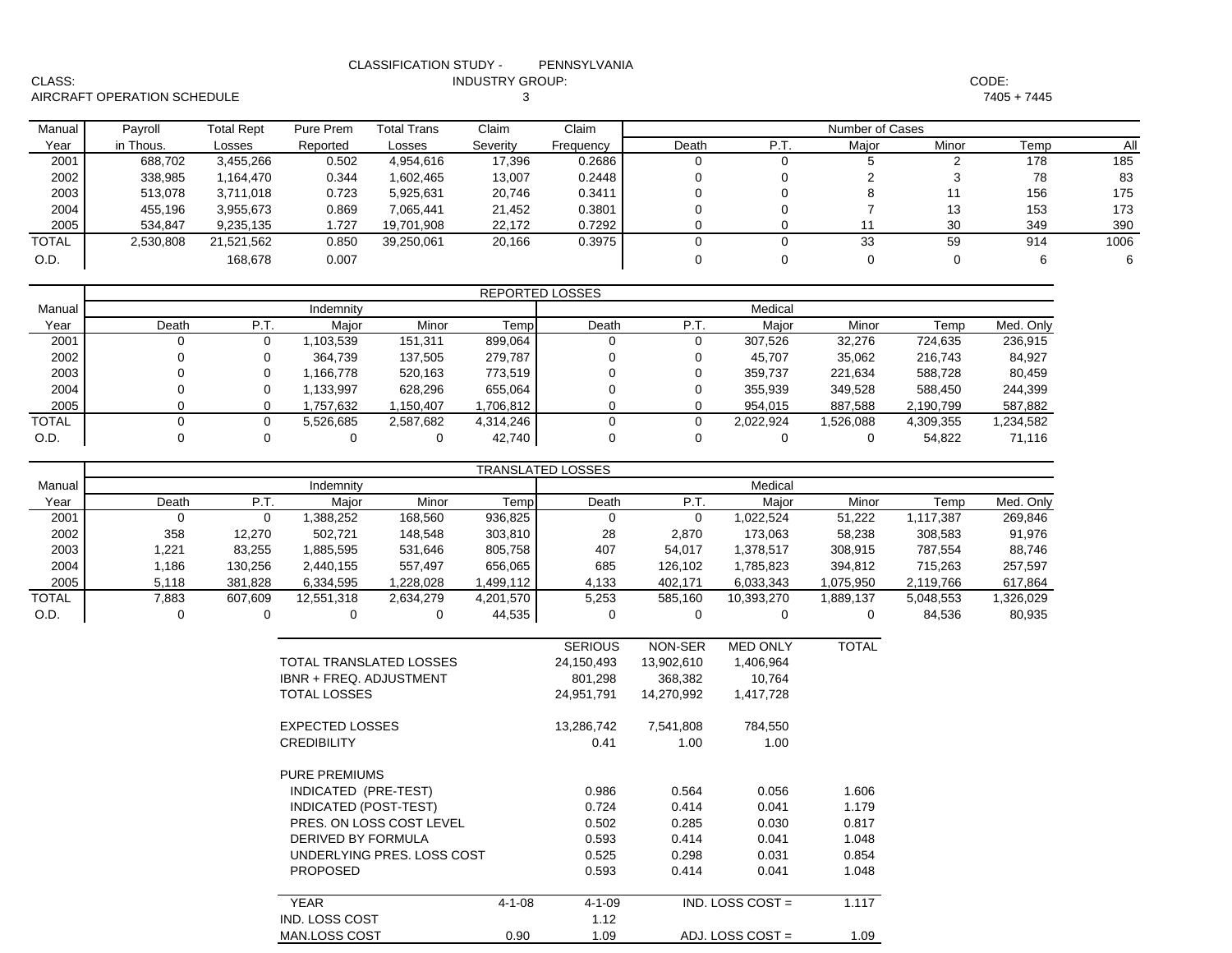CLASSIFICATION STUDY - PENNSYLVANIA

CLASS: AIRCRAFT OPERATION SCHEDULE

INDUSTRY GROUP: 3

CODE: 7405 + 7445

| Manual Year | Payroll in Thous. | Total Rept Losses | Pure Prem Reported | Total Trans Losses | Claim Severity | Claim Frequency | Number of Cases Death | P.T. | Major | Minor | Temp | All |
|---|---|---|---|---|---|---|---|---|---|---|---|---|
| 2001 | 688,702 | 3,455,266 | 0.502 | 4,954,616 | 17,396 | 0.2686 | 0 | 0 | 5 | 2 | 178 | 185 |
| 2002 | 338,985 | 1,164,470 | 0.344 | 1,602,465 | 13,007 | 0.2448 | 0 | 0 | 2 | 3 | 78 | 83 |
| 2003 | 513,078 | 3,711,018 | 0.723 | 5,925,631 | 20,746 | 0.3411 | 0 | 0 | 8 | 11 | 156 | 175 |
| 2004 | 455,196 | 3,955,673 | 0.869 | 7,065,441 | 21,452 | 0.3801 | 0 | 0 | 7 | 13 | 153 | 173 |
| 2005 | 534,847 | 9,235,135 | 1.727 | 19,701,908 | 22,172 | 0.7292 | 0 | 0 | 11 | 30 | 349 | 390 |
| TOTAL | 2,530,808 | 21,521,562 | 0.850 | 39,250,061 | 20,166 | 0.3975 | 0 | 0 | 33 | 59 | 914 | 1006 |
| O.D. | | 168,678 | 0.007 | | | | 0 | 0 | 0 | 0 | 6 | 6 |

REPORTED LOSSES

| Manual Year | Indemnity Death | P.T. | Major | Minor | Temp | Medical Death | P.T. | Major | Minor | Temp | Med. Only |
|---|---|---|---|---|---|---|---|---|---|---|---|
| 2001 | 0 | 0 | 1,103,539 | 151,311 | 899,064 | 0 | 0 | 307,526 | 32,276 | 724,635 | 236,915 |
| 2002 | 0 | 0 | 364,739 | 137,505 | 279,787 | 0 | 0 | 45,707 | 35,062 | 216,743 | 84,927 |
| 2003 | 0 | 0 | 1,166,778 | 520,163 | 773,519 | 0 | 0 | 359,737 | 221,634 | 588,728 | 80,459 |
| 2004 | 0 | 0 | 1,133,997 | 628,296 | 655,064 | 0 | 0 | 355,939 | 349,528 | 588,450 | 244,399 |
| 2005 | 0 | 0 | 1,757,632 | 1,150,407 | 1,706,812 | 0 | 0 | 954,015 | 887,588 | 2,190,799 | 587,882 |
| TOTAL | 0 | 0 | 5,526,685 | 2,587,682 | 4,314,246 | 0 | 0 | 2,022,924 | 1,526,088 | 4,309,355 | 1,234,582 |
| O.D. | 0 | 0 | 0 | 0 | 42,740 | 0 | 0 | 0 | 0 | 54,822 | 71,116 |

TRANSLATED LOSSES

| Manual Year | Indemnity Death | P.T. | Major | Minor | Temp | Medical Death | P.T. | Major | Minor | Temp | Med. Only |
|---|---|---|---|---|---|---|---|---|---|---|---|
| 2001 | 0 | 0 | 1,388,252 | 168,560 | 936,825 | 0 | 0 | 1,022,524 | 51,222 | 1,117,387 | 269,846 |
| 2002 | 358 | 12,270 | 502,721 | 148,548 | 303,810 | 28 | 2,870 | 173,063 | 58,238 | 308,583 | 91,976 |
| 2003 | 1,221 | 83,255 | 1,885,595 | 531,646 | 805,758 | 407 | 54,017 | 1,378,517 | 308,915 | 787,554 | 88,746 |
| 2004 | 1,186 | 130,256 | 2,440,155 | 557,497 | 656,065 | 685 | 126,102 | 1,785,823 | 394,812 | 715,263 | 257,597 |
| 2005 | 5,118 | 381,828 | 6,334,595 | 1,228,028 | 1,499,112 | 4,133 | 402,171 | 6,033,343 | 1,075,950 | 2,119,766 | 617,864 |
| TOTAL | 7,883 | 607,609 | 12,551,318 | 2,634,279 | 4,201,570 | 5,253 | 585,160 | 10,393,270 | 1,889,137 | 5,048,553 | 1,326,029 |
| O.D. | 0 | 0 | 0 | 0 | 44,535 | 0 | 0 | 0 | 0 | 84,536 | 80,935 |

| | SERIOUS | NON-SER | MED ONLY | TOTAL |
|---|---|---|---|---|
| TOTAL TRANSLATED LOSSES | 24,150,493 | 13,902,610 | 1,406,964 | |
| IBNR + FREQ. ADJUSTMENT | 801,298 | 368,382 | 10,764 | |
| TOTAL LOSSES | 24,951,791 | 14,270,992 | 1,417,728 | |
| | | | | |
| EXPECTED LOSSES | 13,286,742 | 7,541,808 | 784,550 | |
| CREDIBILITY | 0.41 | 1.00 | 1.00 | |
| | | | | |
| PURE PREMIUMS | | | | |
| INDICATED (PRE-TEST) | 0.986 | 0.564 | 0.056 | 1.606 |
| INDICATED (POST-TEST) | 0.724 | 0.414 | 0.041 | 1.179 |
| PRES. ON LOSS COST LEVEL | 0.502 | 0.285 | 0.030 | 0.817 |
| DERIVED BY FORMULA | 0.593 | 0.414 | 0.041 | 1.048 |
| UNDERLYING PRES. LOSS COST | 0.525 | 0.298 | 0.031 | 0.854 |
| PROPOSED | 0.593 | 0.414 | 0.041 | 1.048 |

| YEAR | 4-1-08 | 4-1-09 | | |
|---|---|---|---|---|
| IND. LOSS COST | | 1.12 | IND. LOSS COST = | 1.117 |
| MAN.LOSS COST | 0.90 | 1.09 | ADJ. LOSS COST = | 1.09 |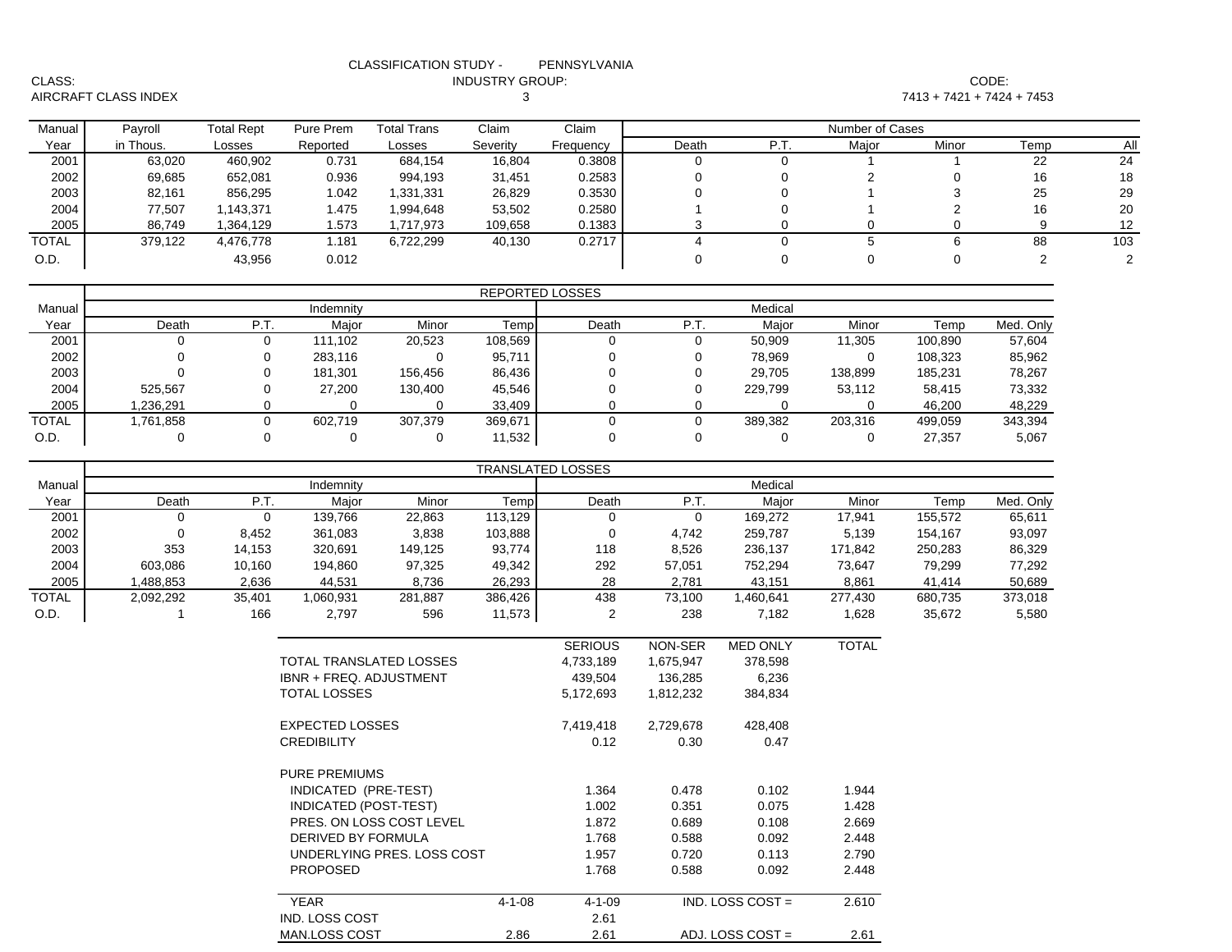CLASSIFICATION STUDY - PENNSYLVANIA

CLASS: AIRCRAFT CLASS INDEX

INDUSTRY GROUP: 3

CODE: 7413 + 7421 + 7424 + 7453

| Manual Year | Payroll in Thous. | Total Rept Losses | Pure Prem Reported | Total Trans Losses | Claim Severity | Claim Frequency | Number of Cases Death | P.T. | Major | Minor | Temp | All |
|---|---|---|---|---|---|---|---|---|---|---|---|---|
| 2001 | 63,020 | 460,902 | 0.731 | 684,154 | 16,804 | 0.3808 | 0 | 0 | 1 | 1 | 22 | 24 |
| 2002 | 69,685 | 652,081 | 0.936 | 994,193 | 31,451 | 0.2583 | 0 | 0 | 2 | 0 | 16 | 18 |
| 2003 | 82,161 | 856,295 | 1.042 | 1,331,331 | 26,829 | 0.3530 | 0 | 0 | 1 | 3 | 25 | 29 |
| 2004 | 77,507 | 1,143,371 | 1.475 | 1,994,648 | 53,502 | 0.2580 | 1 | 0 | 1 | 2 | 16 | 20 |
| 2005 | 86,749 | 1,364,129 | 1.573 | 1,717,973 | 109,658 | 0.1383 | 3 | 0 | 0 | 0 | 9 | 12 |
| TOTAL | 379,122 | 4,476,778 | 1.181 | 6,722,299 | 40,130 | 0.2717 | 4 | 0 | 5 | 6 | 88 | 103 |
| O.D. | | 43,956 | 0.012 | | | | 0 | 0 | 0 | 0 | 2 | 2 |

**REPORTED LOSSES**

| Manual Year | Indemnity Death | P.T. | Major | Minor | Temp | Medical Death | P.T. | Major | Minor | Temp | Med. Only |
|---|---|---|---|---|---|---|---|---|---|---|---|
| 2001 | 0 | 0 | 111,102 | 20,523 | 108,569 | 0 | 0 | 50,909 | 11,305 | 100,890 | 57,604 |
| 2002 | 0 | 0 | 283,116 | 0 | 95,711 | 0 | 0 | 78,969 | 0 | 108,323 | 85,962 |
| 2003 | 0 | 0 | 181,301 | 156,456 | 86,436 | 0 | 0 | 29,705 | 138,899 | 185,231 | 78,267 |
| 2004 | 525,567 | 0 | 27,200 | 130,400 | 45,546 | 0 | 0 | 229,799 | 53,112 | 58,415 | 73,332 |
| 2005 | 1,236,291 | 0 | 0 | 0 | 33,409 | 0 | 0 | 0 | 0 | 46,200 | 48,229 |
| TOTAL | 1,761,858 | 0 | 602,719 | 307,379 | 369,671 | 0 | 0 | 389,382 | 203,316 | 499,059 | 343,394 |
| O.D. | 0 | 0 | 0 | 0 | 11,532 | 0 | 0 | 0 | 0 | 27,357 | 5,067 |

**TRANSLATED LOSSES**

| Manual Year | Indemnity Death | P.T. | Major | Minor | Temp | Medical Death | P.T. | Major | Minor | Temp | Med. Only |
|---|---|---|---|---|---|---|---|---|---|---|---|
| 2001 | 0 | 0 | 139,766 | 22,863 | 113,129 | 0 | 0 | 169,272 | 17,941 | 155,572 | 65,611 |
| 2002 | 0 | 8,452 | 361,083 | 3,838 | 103,888 | 0 | 4,742 | 259,787 | 5,139 | 154,167 | 93,097 |
| 2003 | 353 | 14,153 | 320,691 | 149,125 | 93,774 | 118 | 8,526 | 236,137 | 171,842 | 250,283 | 86,329 |
| 2004 | 603,086 | 10,160 | 194,860 | 97,325 | 49,342 | 292 | 57,051 | 752,294 | 73,647 | 79,299 | 77,292 |
| 2005 | 1,488,853 | 2,636 | 44,531 | 8,736 | 26,293 | 28 | 2,781 | 43,151 | 8,861 | 41,414 | 50,689 |
| TOTAL | 2,092,292 | 35,401 | 1,060,931 | 281,887 | 386,426 | 438 | 73,100 | 1,460,641 | 277,430 | 680,735 | 373,018 |
| O.D. | 1 | 166 | 2,797 | 596 | 11,573 | 2 | 238 | 7,182 | 1,628 | 35,672 | 5,580 |

| | SERIOUS | NON-SER | MED ONLY | TOTAL |
|---|---|---|---|---|
| TOTAL TRANSLATED LOSSES | 4,733,189 | 1,675,947 | 378,598 | |
| IBNR + FREQ. ADJUSTMENT | 439,504 | 136,285 | 6,236 | |
| TOTAL LOSSES | 5,172,693 | 1,812,232 | 384,834 | |
| EXPECTED LOSSES | 7,419,418 | 2,729,678 | 428,408 | |
| CREDIBILITY | 0.12 | 0.30 | 0.47 | |
| PURE PREMIUMS | | | | |
| INDICATED (PRE-TEST) | 1.364 | 0.478 | 0.102 | 1.944 |
| INDICATED (POST-TEST) | 1.002 | 0.351 | 0.075 | 1.428 |
| PRES. ON LOSS COST LEVEL | 1.872 | 0.689 | 0.108 | 2.669 |
| DERIVED BY FORMULA | 1.768 | 0.588 | 0.092 | 2.448 |
| UNDERLYING PRES. LOSS COST | 1.957 | 0.720 | 0.113 | 2.790 |
| PROPOSED | 1.768 | 0.588 | 0.092 | 2.448 |

| YEAR | 4-1-08 | 4-1-09 | | |
|---|---|---|---|---|
| IND. LOSS COST | | 2.61 | IND. LOSS COST = | 2.610 |
| MAN.LOSS COST | 2.86 | 2.61 | ADJ. LOSS COST = | 2.61 |